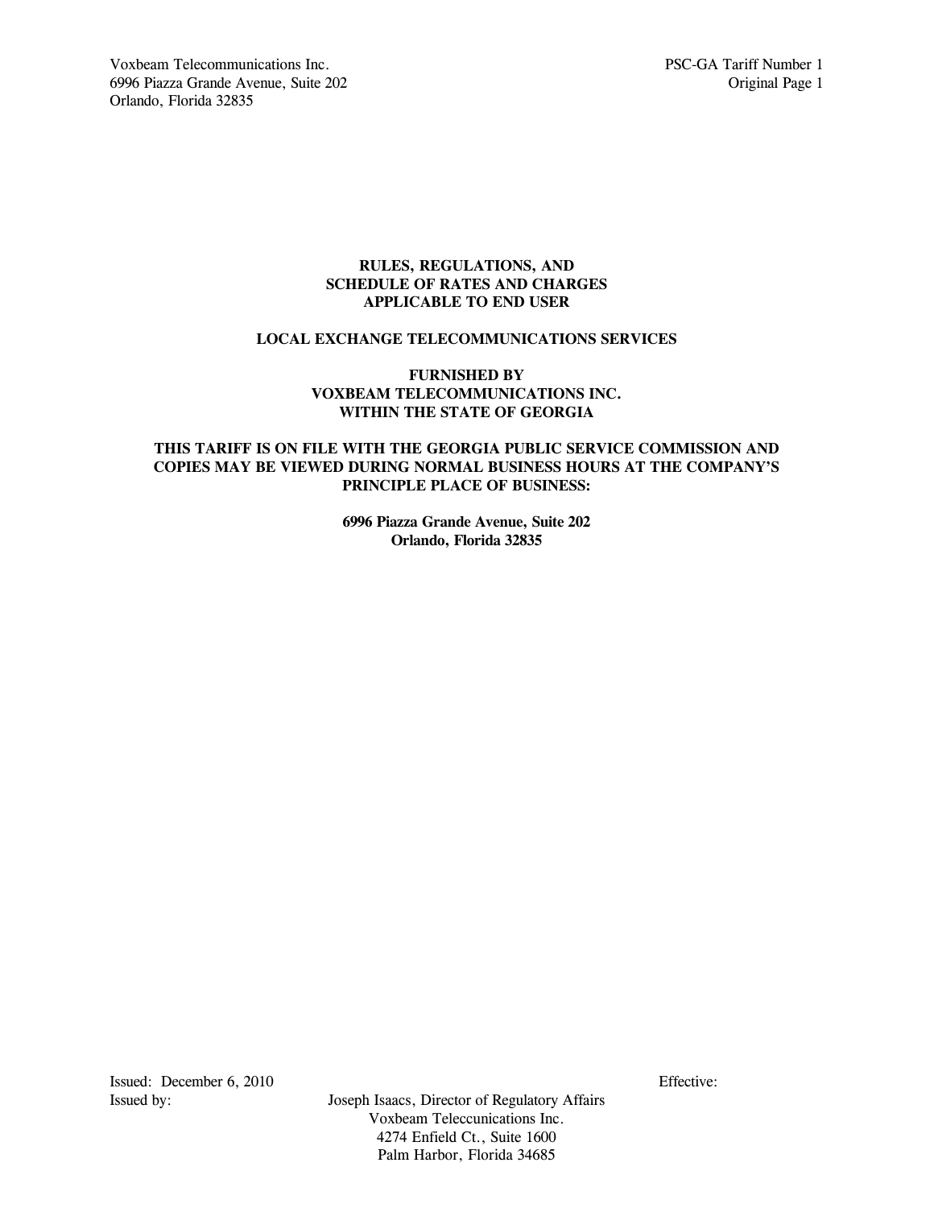Voxbeam Telecommunications Inc.
6996 Piazza Grande Avenue, Suite 202
Orlando, Florida 32835

PSC-GA Tariff Number 1
Original Page 1

**RULES, REGULATIONS, AND**
**SCHEDULE OF RATES AND CHARGES**
**APPLICABLE TO END USER**

**LOCAL EXCHANGE TELECOMMUNICATIONS SERVICES**

**FURNISHED BY**
**VOXBEAM TELECOMMUNICATIONS INC.**
**WITHIN THE STATE OF GEORGIA**

**THIS TARIFF IS ON FILE WITH THE GEORGIA PUBLIC SERVICE COMMISSION AND COPIES MAY BE VIEWED DURING NORMAL BUSINESS HOURS AT THE COMPANY'S PRINCIPLE PLACE OF BUSINESS:**

**6996 Piazza Grande Avenue, Suite 202**
**Orlando, Florida 32835**

Issued: December 6, 2010

Effective:

Issued by: Joseph Isaacs, Director of Regulatory Affairs
Voxbeam Teleccunications Inc.
4274 Enfield Ct., Suite 1600
Palm Harbor, Florida 34685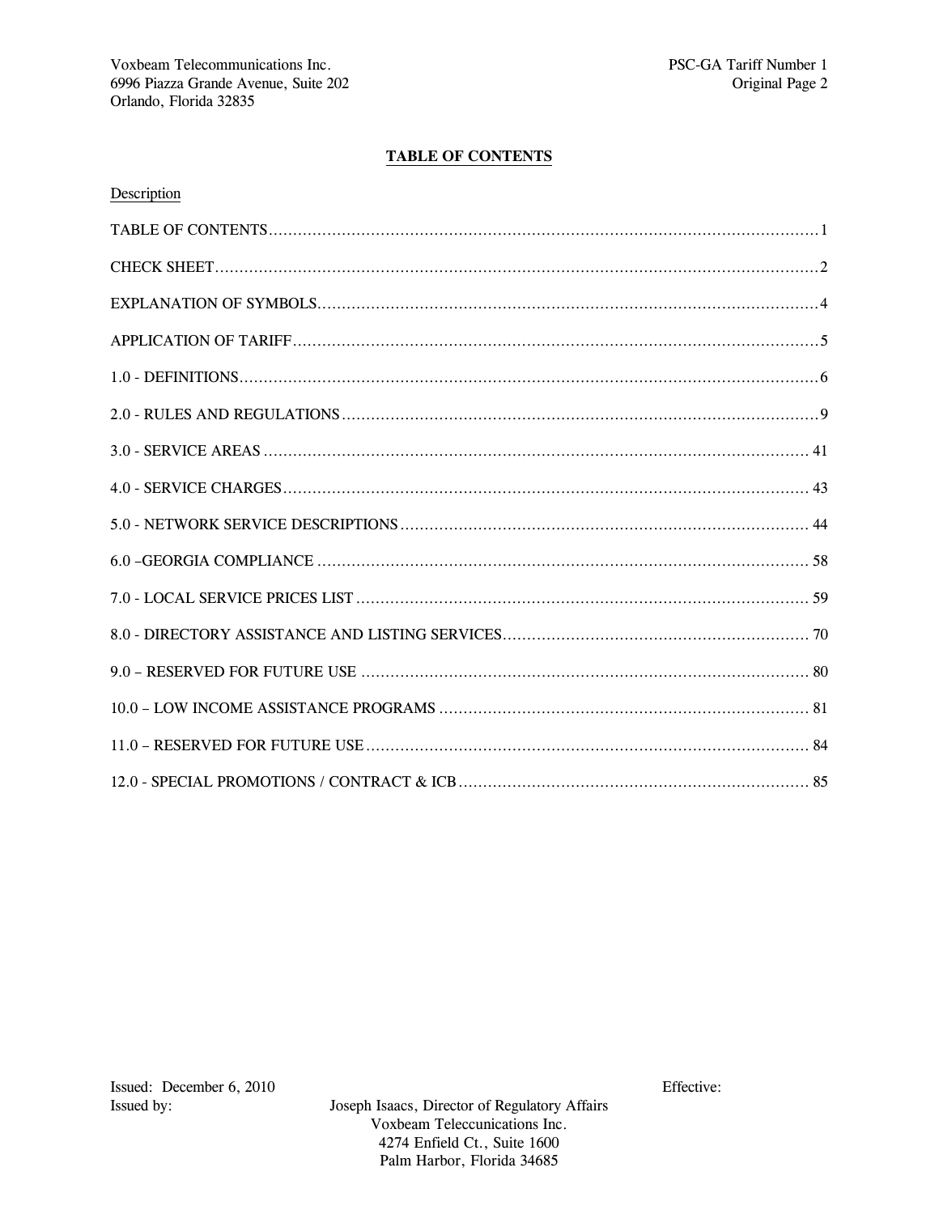## TABLE OF CONTENTS

| Description | |
|---|---|
| TABLE OF CONTENTS | 1 |
| CHECK SHEET | 2 |
| EXPLANATION OF SYMBOLS | 4 |
| APPLICATION OF TARIFF | 5 |
| 1.0 - DEFINITIONS | 6 |
| 2.0 - RULES AND REGULATIONS | 9 |
| 3.0 - SERVICE AREAS | 41 |
| 4.0 - SERVICE CHARGES | 43 |
| 5.0 - NETWORK SERVICE DESCRIPTIONS | 44 |
| 6.0 –GEORGIA COMPLIANCE | 58 |
| 7.0 - LOCAL SERVICE PRICES LIST | 59 |
| 8.0 - DIRECTORY ASSISTANCE AND LISTING SERVICES | 70 |
| 9.0 – RESERVED FOR FUTURE USE | 80 |
| 10.0 – LOW INCOME ASSISTANCE PROGRAMS | 81 |
| 11.0 – RESERVED FOR FUTURE USE | 84 |
| 12.0 - SPECIAL PROMOTIONS / CONTRACT & ICB | 85 |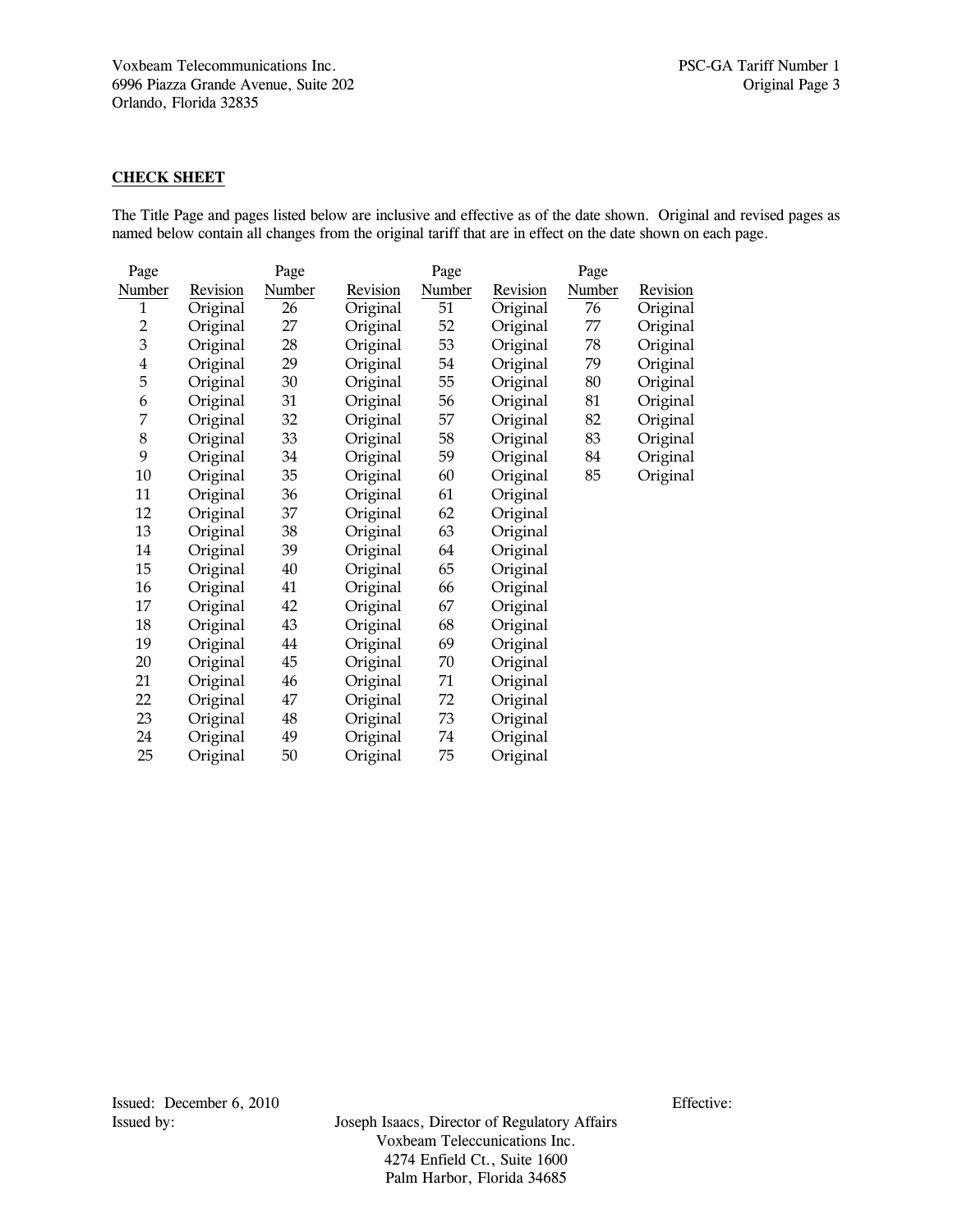## CHECK SHEET

The Title Page and pages listed below are inclusive and effective as of the date shown. Original and revised pages as named below contain all changes from the original tariff that are in effect on the date shown on each page.

| Page Number | Revision | Page Number | Revision | Page Number | Revision | Page Number | Revision |
|---|---|---|---|---|---|---|---|
| 1 | Original | 26 | Original | 51 | Original | 76 | Original |
| 2 | Original | 27 | Original | 52 | Original | 77 | Original |
| 3 | Original | 28 | Original | 53 | Original | 78 | Original |
| 4 | Original | 29 | Original | 54 | Original | 79 | Original |
| 5 | Original | 30 | Original | 55 | Original | 80 | Original |
| 6 | Original | 31 | Original | 56 | Original | 81 | Original |
| 7 | Original | 32 | Original | 57 | Original | 82 | Original |
| 8 | Original | 33 | Original | 58 | Original | 83 | Original |
| 9 | Original | 34 | Original | 59 | Original | 84 | Original |
| 10 | Original | 35 | Original | 60 | Original | 85 | Original |
| 11 | Original | 36 | Original | 61 | Original | | |
| 12 | Original | 37 | Original | 62 | Original | | |
| 13 | Original | 38 | Original | 63 | Original | | |
| 14 | Original | 39 | Original | 64 | Original | | |
| 15 | Original | 40 | Original | 65 | Original | | |
| 16 | Original | 41 | Original | 66 | Original | | |
| 17 | Original | 42 | Original | 67 | Original | | |
| 18 | Original | 43 | Original | 68 | Original | | |
| 19 | Original | 44 | Original | 69 | Original | | |
| 20 | Original | 45 | Original | 70 | Original | | |
| 21 | Original | 46 | Original | 71 | Original | | |
| 22 | Original | 47 | Original | 72 | Original | | |
| 23 | Original | 48 | Original | 73 | Original | | |
| 24 | Original | 49 | Original | 74 | Original | | |
| 25 | Original | 50 | Original | 75 | Original | | |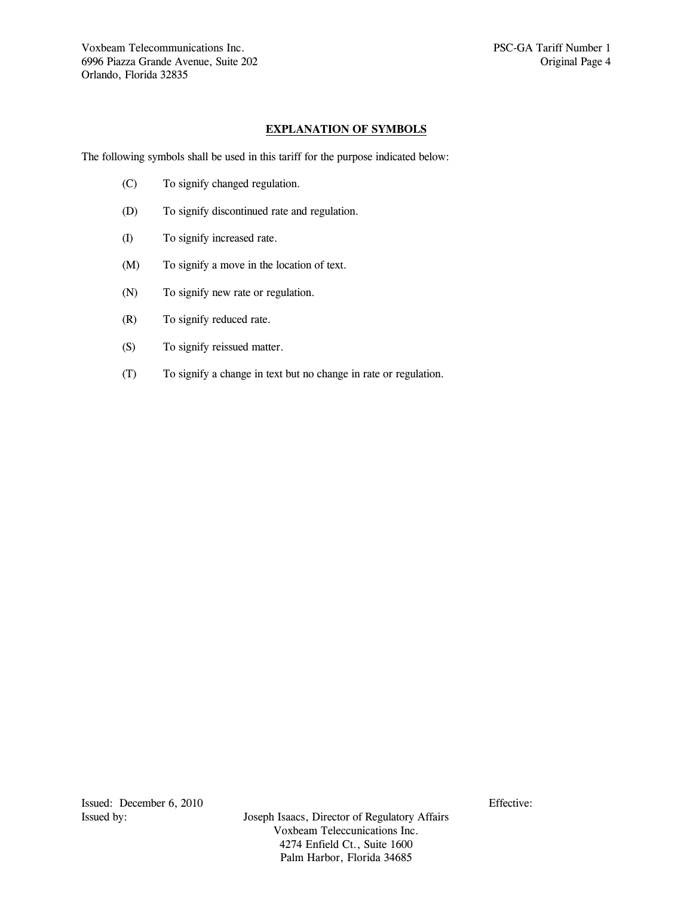## EXPLANATION OF SYMBOLS

The following symbols shall be used in this tariff for the purpose indicated below:

(C) To signify changed regulation.

(D) To signify discontinued rate and regulation.

(I) To signify increased rate.

(M) To signify a move in the location of text.

(N) To signify new rate or regulation.

(R) To signify reduced rate.

(S) To signify reissued matter.

(T) To signify a change in text but no change in rate or regulation.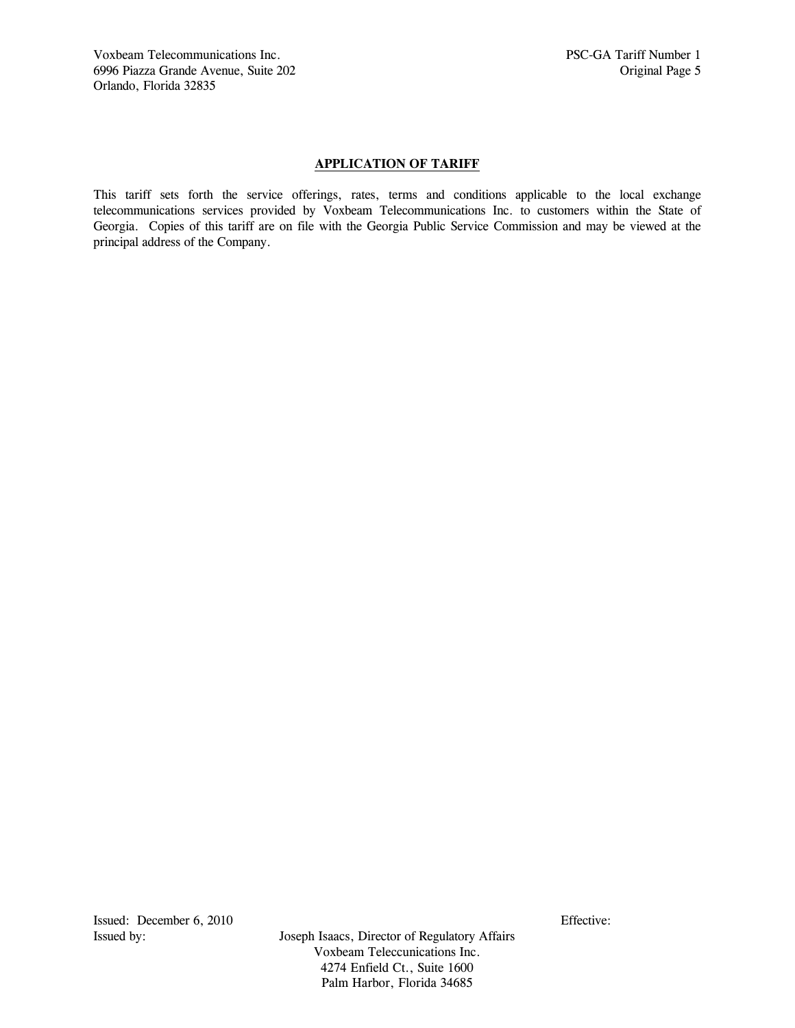## APPLICATION OF TARIFF

This tariff sets forth the service offerings, rates, terms and conditions applicable to the local exchange telecommunications services provided by Voxbeam Telecommunications Inc. to customers within the State of Georgia. Copies of this tariff are on file with the Georgia Public Service Commission and may be viewed at the principal address of the Company.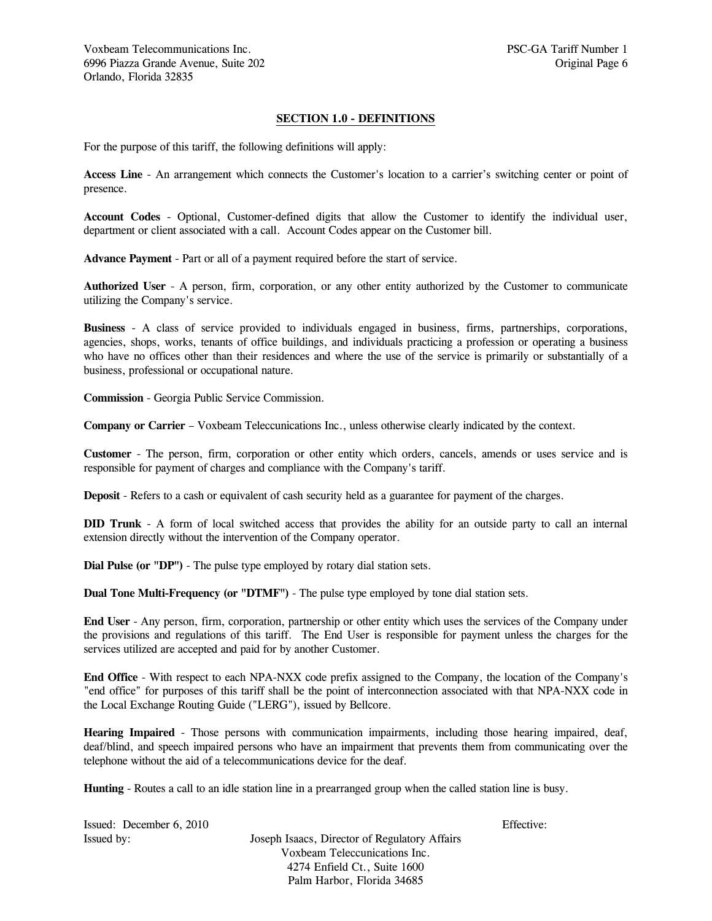## SECTION 1.0 - DEFINITIONS

For the purpose of this tariff, the following definitions will apply:

**Access Line** - An arrangement which connects the Customer's location to a carrier's switching center or point of presence.

**Account Codes** - Optional, Customer-defined digits that allow the Customer to identify the individual user, department or client associated with a call. Account Codes appear on the Customer bill.

**Advance Payment** - Part or all of a payment required before the start of service.

**Authorized User** - A person, firm, corporation, or any other entity authorized by the Customer to communicate utilizing the Company's service.

**Business** - A class of service provided to individuals engaged in business, firms, partnerships, corporations, agencies, shops, works, tenants of office buildings, and individuals practicing a profession or operating a business who have no offices other than their residences and where the use of the service is primarily or substantially of a business, professional or occupational nature.

**Commission** - Georgia Public Service Commission.

**Company or Carrier** – Voxbeam Teleccunications Inc., unless otherwise clearly indicated by the context.

**Customer** - The person, firm, corporation or other entity which orders, cancels, amends or uses service and is responsible for payment of charges and compliance with the Company's tariff.

**Deposit** - Refers to a cash or equivalent of cash security held as a guarantee for payment of the charges.

**DID Trunk** - A form of local switched access that provides the ability for an outside party to call an internal extension directly without the intervention of the Company operator.

**Dial Pulse (or "DP")** - The pulse type employed by rotary dial station sets.

**Dual Tone Multi-Frequency (or "DTMF")** - The pulse type employed by tone dial station sets.

**End User** - Any person, firm, corporation, partnership or other entity which uses the services of the Company under the provisions and regulations of this tariff. The End User is responsible for payment unless the charges for the services utilized are accepted and paid for by another Customer.

**End Office** - With respect to each NPA-NXX code prefix assigned to the Company, the location of the Company's "end office" for purposes of this tariff shall be the point of interconnection associated with that NPA-NXX code in the Local Exchange Routing Guide ("LERG"), issued by Bellcore.

**Hearing Impaired** - Those persons with communication impairments, including those hearing impaired, deaf, deaf/blind, and speech impaired persons who have an impairment that prevents them from communicating over the telephone without the aid of a telecommunications device for the deaf.

**Hunting** - Routes a call to an idle station line in a prearranged group when the called station line is busy.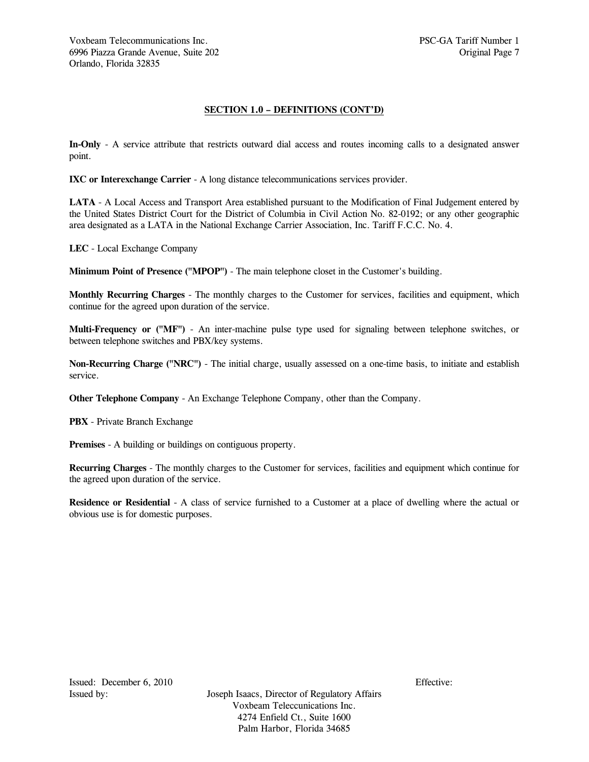## SECTION 1.0 – DEFINITIONS (CONT'D)

**In-Only** - A service attribute that restricts outward dial access and routes incoming calls to a designated answer point.

**IXC or Interexchange Carrier** - A long distance telecommunications services provider.

**LATA** - A Local Access and Transport Area established pursuant to the Modification of Final Judgement entered by the United States District Court for the District of Columbia in Civil Action No. 82-0192; or any other geographic area designated as a LATA in the National Exchange Carrier Association, Inc. Tariff F.C.C. No. 4.

**LEC** - Local Exchange Company

**Minimum Point of Presence ("MPOP")** - The main telephone closet in the Customer's building.

**Monthly Recurring Charges** - The monthly charges to the Customer for services, facilities and equipment, which continue for the agreed upon duration of the service.

**Multi-Frequency or ("MF")** - An inter-machine pulse type used for signaling between telephone switches, or between telephone switches and PBX/key systems.

**Non-Recurring Charge ("NRC")** - The initial charge, usually assessed on a one-time basis, to initiate and establish service.

**Other Telephone Company** - An Exchange Telephone Company, other than the Company.

**PBX** - Private Branch Exchange

**Premises** - A building or buildings on contiguous property.

**Recurring Charges** - The monthly charges to the Customer for services, facilities and equipment which continue for the agreed upon duration of the service.

**Residence or Residential** - A class of service furnished to a Customer at a place of dwelling where the actual or obvious use is for domestic purposes.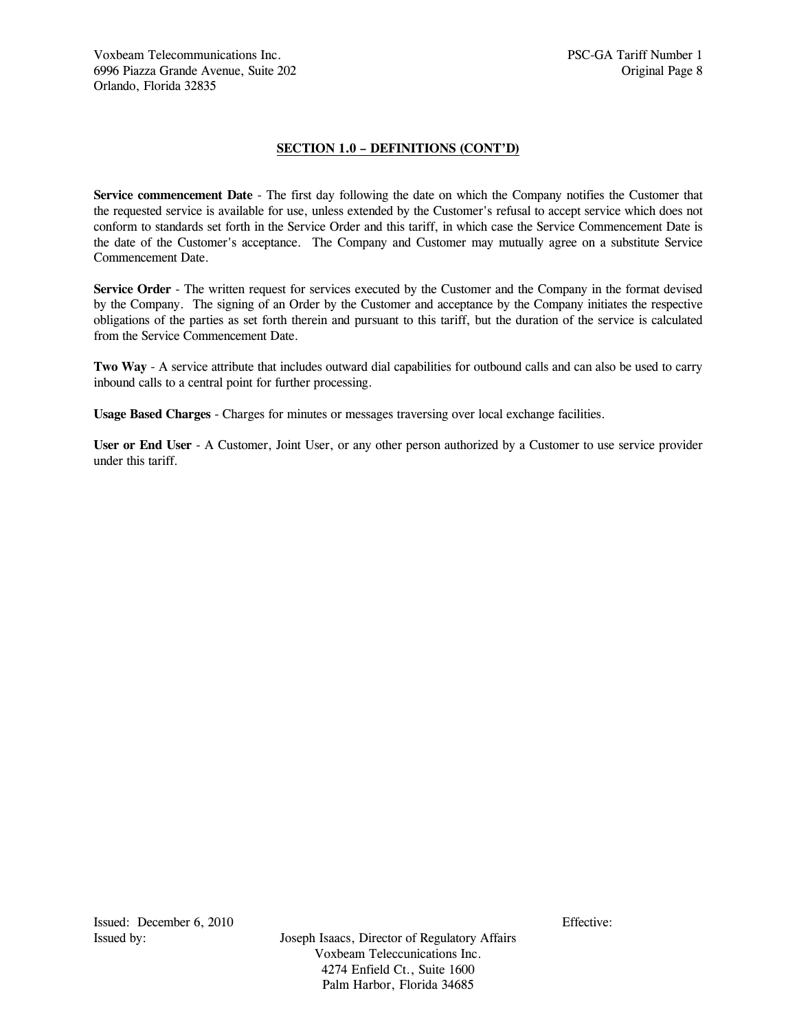## SECTION 1.0 – DEFINITIONS (CONT'D)

**Service commencement Date** - The first day following the date on which the Company notifies the Customer that the requested service is available for use, unless extended by the Customer's refusal to accept service which does not conform to standards set forth in the Service Order and this tariff, in which case the Service Commencement Date is the date of the Customer's acceptance. The Company and Customer may mutually agree on a substitute Service Commencement Date.

**Service Order** - The written request for services executed by the Customer and the Company in the format devised by the Company. The signing of an Order by the Customer and acceptance by the Company initiates the respective obligations of the parties as set forth therein and pursuant to this tariff, but the duration of the service is calculated from the Service Commencement Date.

**Two Way** - A service attribute that includes outward dial capabilities for outbound calls and can also be used to carry inbound calls to a central point for further processing.

**Usage Based Charges** - Charges for minutes or messages traversing over local exchange facilities.

**User or End User** - A Customer, Joint User, or any other person authorized by a Customer to use service provider under this tariff.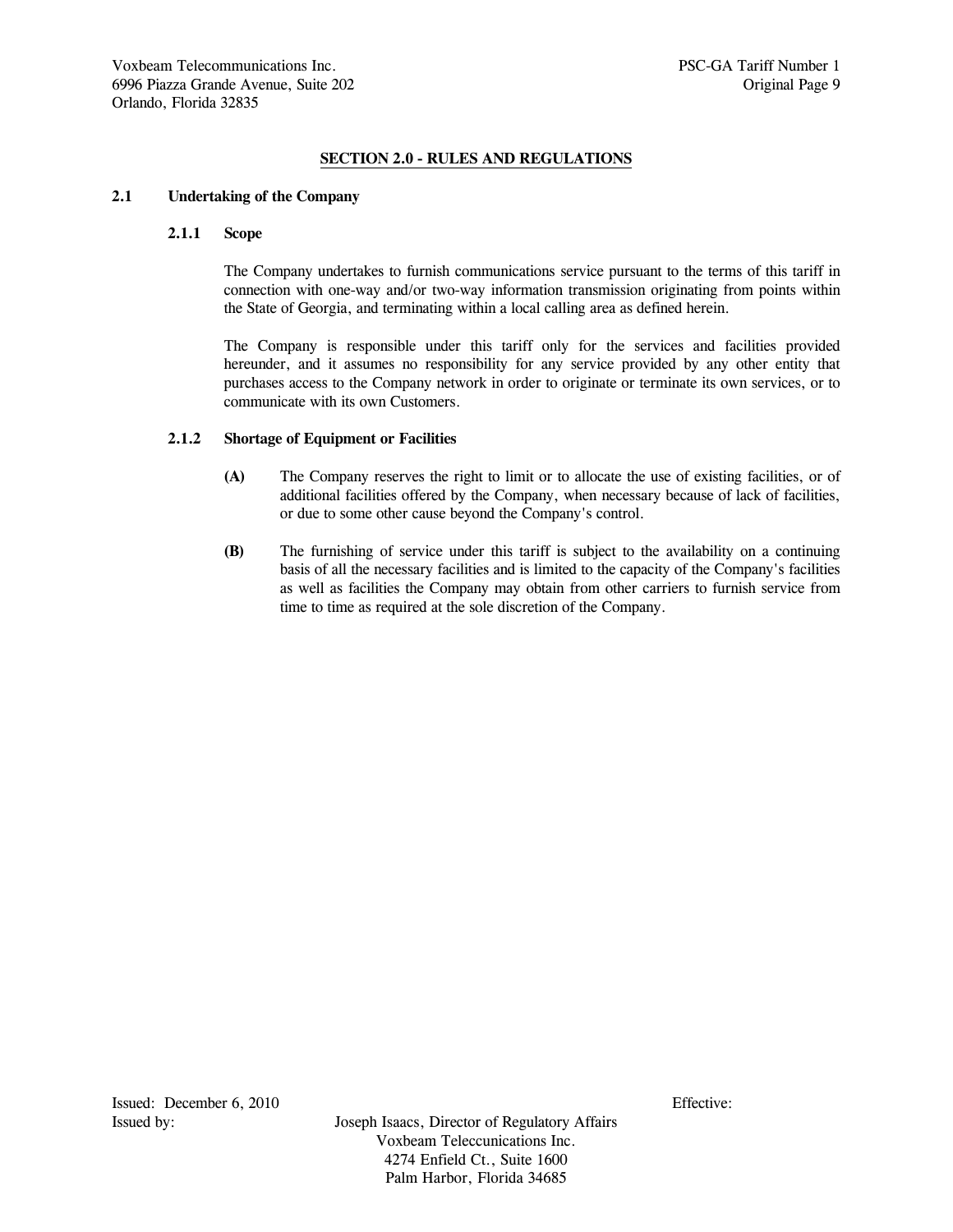## SECTION 2.0 - RULES AND REGULATIONS

### 2.1 Undertaking of the Company

#### 2.1.1 Scope

The Company undertakes to furnish communications service pursuant to the terms of this tariff in connection with one-way and/or two-way information transmission originating from points within the State of Georgia, and terminating within a local calling area as defined herein.

The Company is responsible under this tariff only for the services and facilities provided hereunder, and it assumes no responsibility for any service provided by any other entity that purchases access to the Company network in order to originate or terminate its own services, or to communicate with its own Customers.

#### 2.1.2 Shortage of Equipment or Facilities

**(A)** The Company reserves the right to limit or to allocate the use of existing facilities, or of additional facilities offered by the Company, when necessary because of lack of facilities, or due to some other cause beyond the Company's control.

**(B)** The furnishing of service under this tariff is subject to the availability on a continuing basis of all the necessary facilities and is limited to the capacity of the Company's facilities as well as facilities the Company may obtain from other carriers to furnish service from time to time as required at the sole discretion of the Company.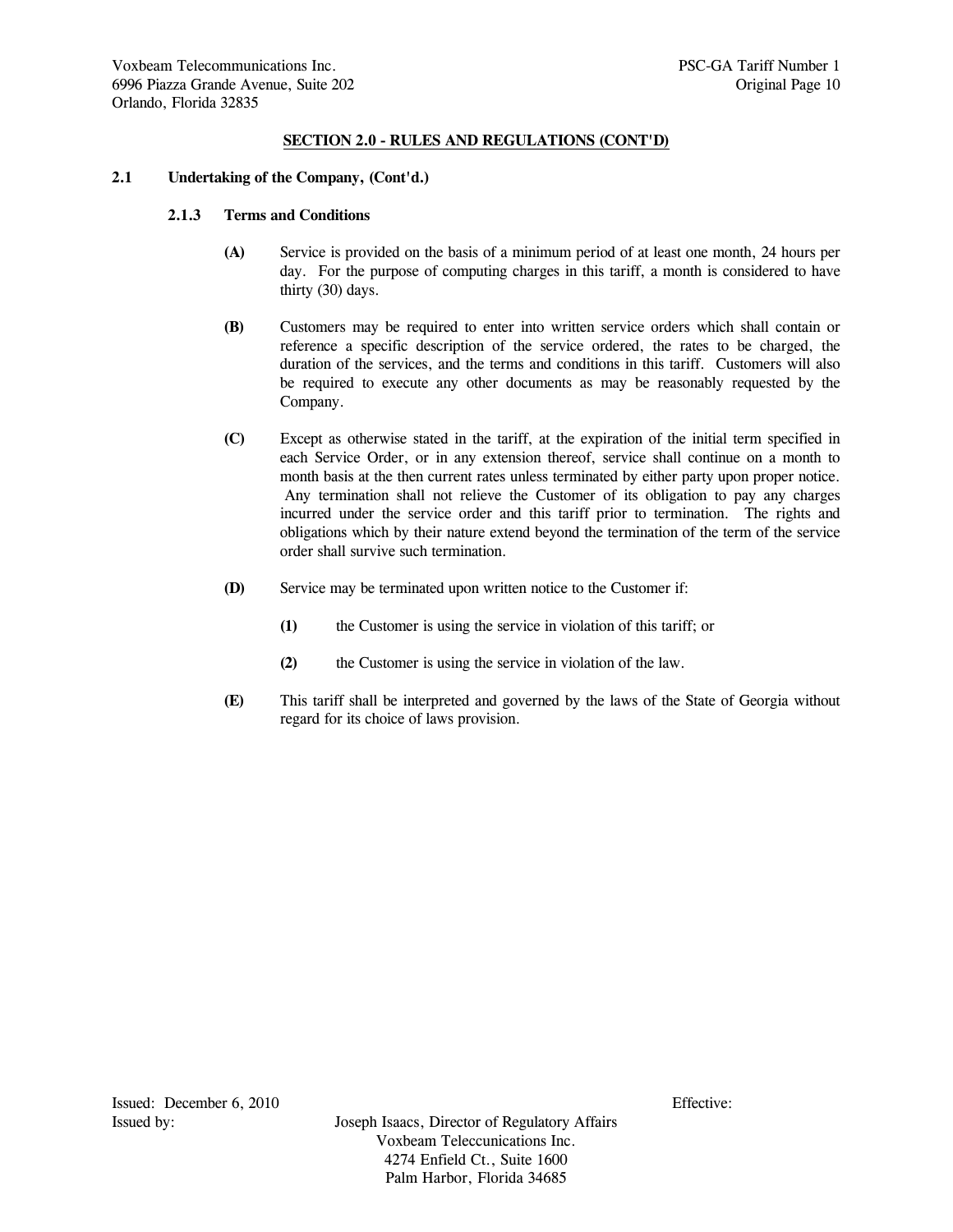## SECTION 2.0 - RULES AND REGULATIONS (CONT'D)

**2.1 Undertaking of the Company, (Cont'd.)**

**2.1.3 Terms and Conditions**

**(A)** Service is provided on the basis of a minimum period of at least one month, 24 hours per day. For the purpose of computing charges in this tariff, a month is considered to have thirty (30) days.

**(B)** Customers may be required to enter into written service orders which shall contain or reference a specific description of the service ordered, the rates to be charged, the duration of the services, and the terms and conditions in this tariff. Customers will also be required to execute any other documents as may be reasonably requested by the Company.

**(C)** Except as otherwise stated in the tariff, at the expiration of the initial term specified in each Service Order, or in any extension thereof, service shall continue on a month to month basis at the then current rates unless terminated by either party upon proper notice. Any termination shall not relieve the Customer of its obligation to pay any charges incurred under the service order and this tariff prior to termination. The rights and obligations which by their nature extend beyond the termination of the term of the service order shall survive such termination.

**(D)** Service may be terminated upon written notice to the Customer if:

**(1)** the Customer is using the service in violation of this tariff; or

**(2)** the Customer is using the service in violation of the law.

**(E)** This tariff shall be interpreted and governed by the laws of the State of Georgia without regard for its choice of laws provision.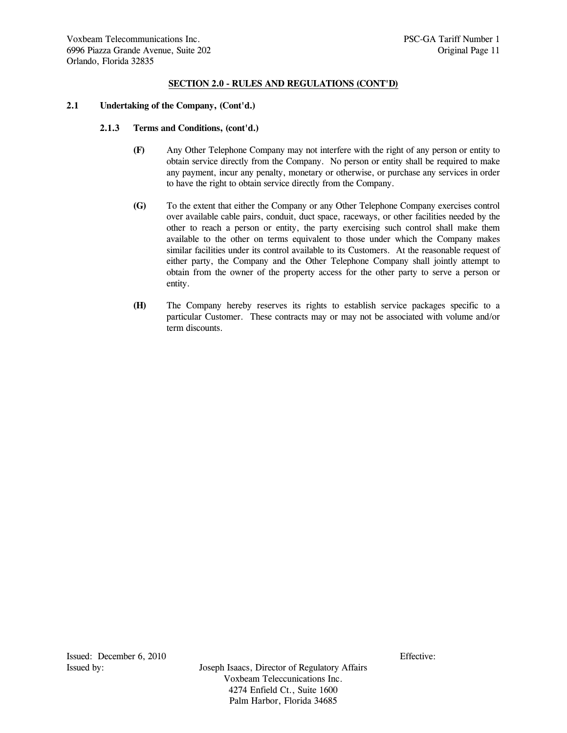## SECTION 2.0 - RULES AND REGULATIONS (CONT'D)

### 2.1 Undertaking of the Company, (Cont'd.)

#### 2.1.3 Terms and Conditions, (cont'd.)

**(F)** Any Other Telephone Company may not interfere with the right of any person or entity to obtain service directly from the Company. No person or entity shall be required to make any payment, incur any penalty, monetary or otherwise, or purchase any services in order to have the right to obtain service directly from the Company.

**(G)** To the extent that either the Company or any Other Telephone Company exercises control over available cable pairs, conduit, duct space, raceways, or other facilities needed by the other to reach a person or entity, the party exercising such control shall make them available to the other on terms equivalent to those under which the Company makes similar facilities under its control available to its Customers. At the reasonable request of either party, the Company and the Other Telephone Company shall jointly attempt to obtain from the owner of the property access for the other party to serve a person or entity.

**(H)** The Company hereby reserves its rights to establish service packages specific to a particular Customer. These contracts may or may not be associated with volume and/or term discounts.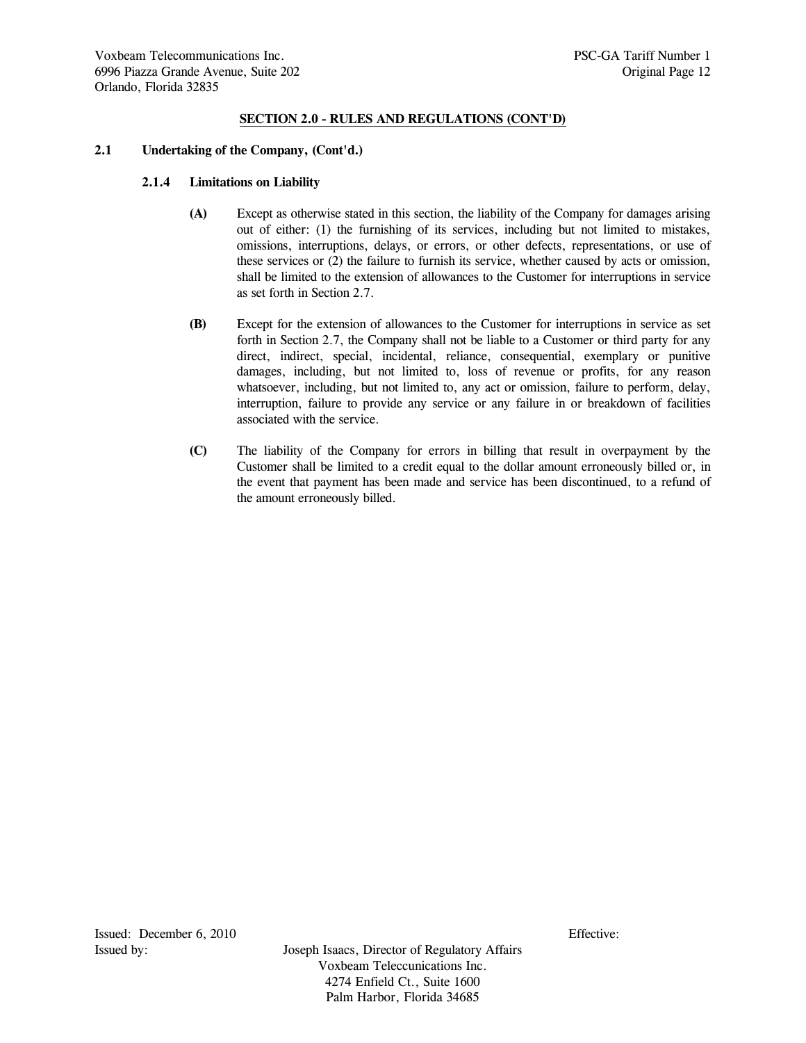## SECTION 2.0 - RULES AND REGULATIONS (CONT'D)

### 2.1 Undertaking of the Company, (Cont'd.)

#### 2.1.4 Limitations on Liability

**(A)** Except as otherwise stated in this section, the liability of the Company for damages arising out of either: (1) the furnishing of its services, including but not limited to mistakes, omissions, interruptions, delays, or errors, or other defects, representations, or use of these services or (2) the failure to furnish its service, whether caused by acts or omission, shall be limited to the extension of allowances to the Customer for interruptions in service as set forth in Section 2.7.

**(B)** Except for the extension of allowances to the Customer for interruptions in service as set forth in Section 2.7, the Company shall not be liable to a Customer or third party for any direct, indirect, special, incidental, reliance, consequential, exemplary or punitive damages, including, but not limited to, loss of revenue or profits, for any reason whatsoever, including, but not limited to, any act or omission, failure to perform, delay, interruption, failure to provide any service or any failure in or breakdown of facilities associated with the service.

**(C)** The liability of the Company for errors in billing that result in overpayment by the Customer shall be limited to a credit equal to the dollar amount erroneously billed or, in the event that payment has been made and service has been discontinued, to a refund of the amount erroneously billed.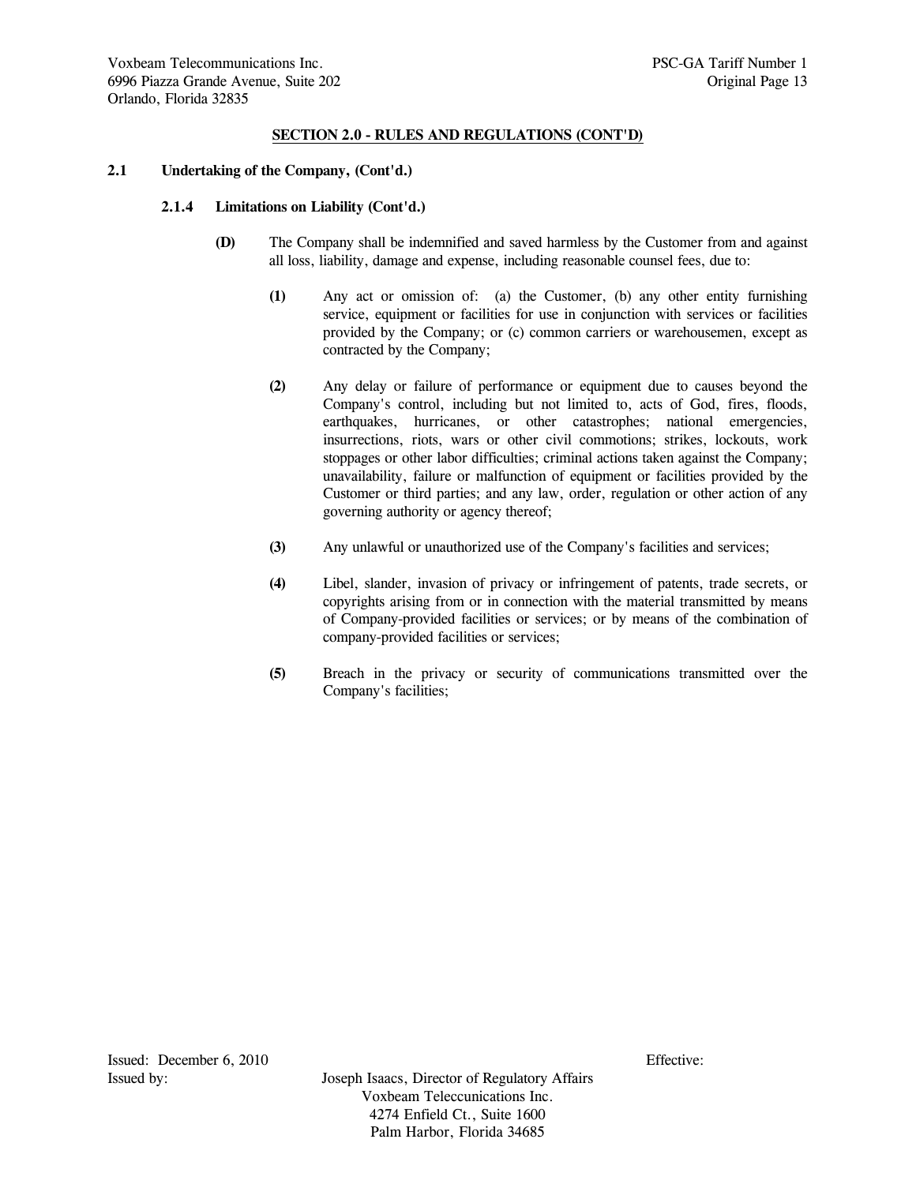## SECTION 2.0 - RULES AND REGULATIONS (CONT'D)

### 2.1 Undertaking of the Company, (Cont'd.)

#### 2.1.4 Limitations on Liability (Cont'd.)

**(D)** The Company shall be indemnified and saved harmless by the Customer from and against all loss, liability, damage and expense, including reasonable counsel fees, due to:

**(1)** Any act or omission of: (a) the Customer, (b) any other entity furnishing service, equipment or facilities for use in conjunction with services or facilities provided by the Company; or (c) common carriers or warehousemen, except as contracted by the Company;

**(2)** Any delay or failure of performance or equipment due to causes beyond the Company's control, including but not limited to, acts of God, fires, floods, earthquakes, hurricanes, or other catastrophes; national emergencies, insurrections, riots, wars or other civil commotions; strikes, lockouts, work stoppages or other labor difficulties; criminal actions taken against the Company; unavailability, failure or malfunction of equipment or facilities provided by the Customer or third parties; and any law, order, regulation or other action of any governing authority or agency thereof;

**(3)** Any unlawful or unauthorized use of the Company's facilities and services;

**(4)** Libel, slander, invasion of privacy or infringement of patents, trade secrets, or copyrights arising from or in connection with the material transmitted by means of Company-provided facilities or services; or by means of the combination of company-provided facilities or services;

**(5)** Breach in the privacy or security of communications transmitted over the Company's facilities;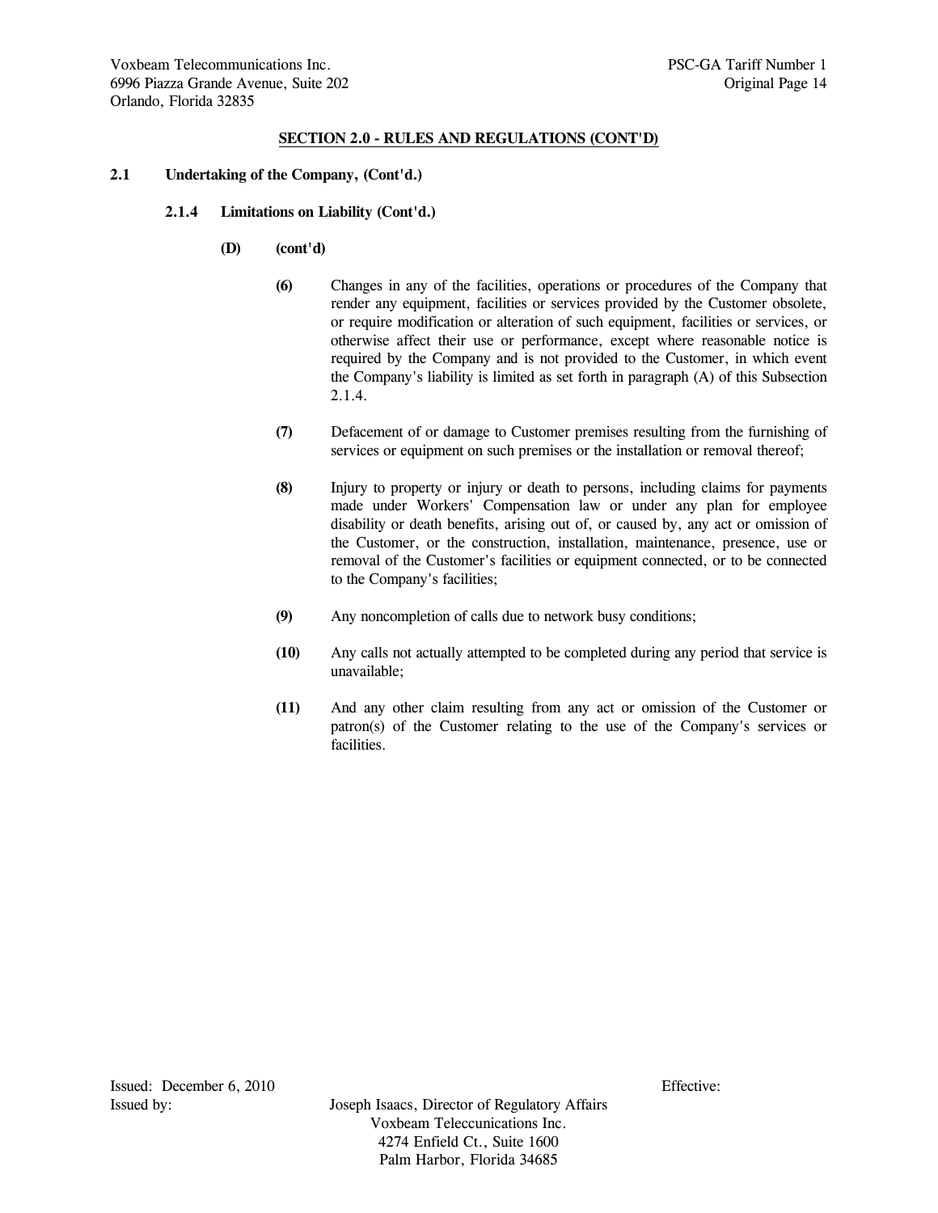**SECTION 2.0 - RULES AND REGULATIONS (CONT'D)**

**2.1 Undertaking of the Company, (Cont'd.)**

**2.1.4 Limitations on Liability (Cont'd.)**

**(D) (cont'd)**

**(6)** Changes in any of the facilities, operations or procedures of the Company that render any equipment, facilities or services provided by the Customer obsolete, or require modification or alteration of such equipment, facilities or services, or otherwise affect their use or performance, except where reasonable notice is required by the Company and is not provided to the Customer, in which event the Company's liability is limited as set forth in paragraph (A) of this Subsection 2.1.4.

**(7)** Defacement of or damage to Customer premises resulting from the furnishing of services or equipment on such premises or the installation or removal thereof;

**(8)** Injury to property or injury or death to persons, including claims for payments made under Workers' Compensation law or under any plan for employee disability or death benefits, arising out of, or caused by, any act or omission of the Customer, or the construction, installation, maintenance, presence, use or removal of the Customer's facilities or equipment connected, or to be connected to the Company's facilities;

**(9)** Any noncompletion of calls due to network busy conditions;

**(10)** Any calls not actually attempted to be completed during any period that service is unavailable;

**(11)** And any other claim resulting from any act or omission of the Customer or patron(s) of the Customer relating to the use of the Company's services or facilities.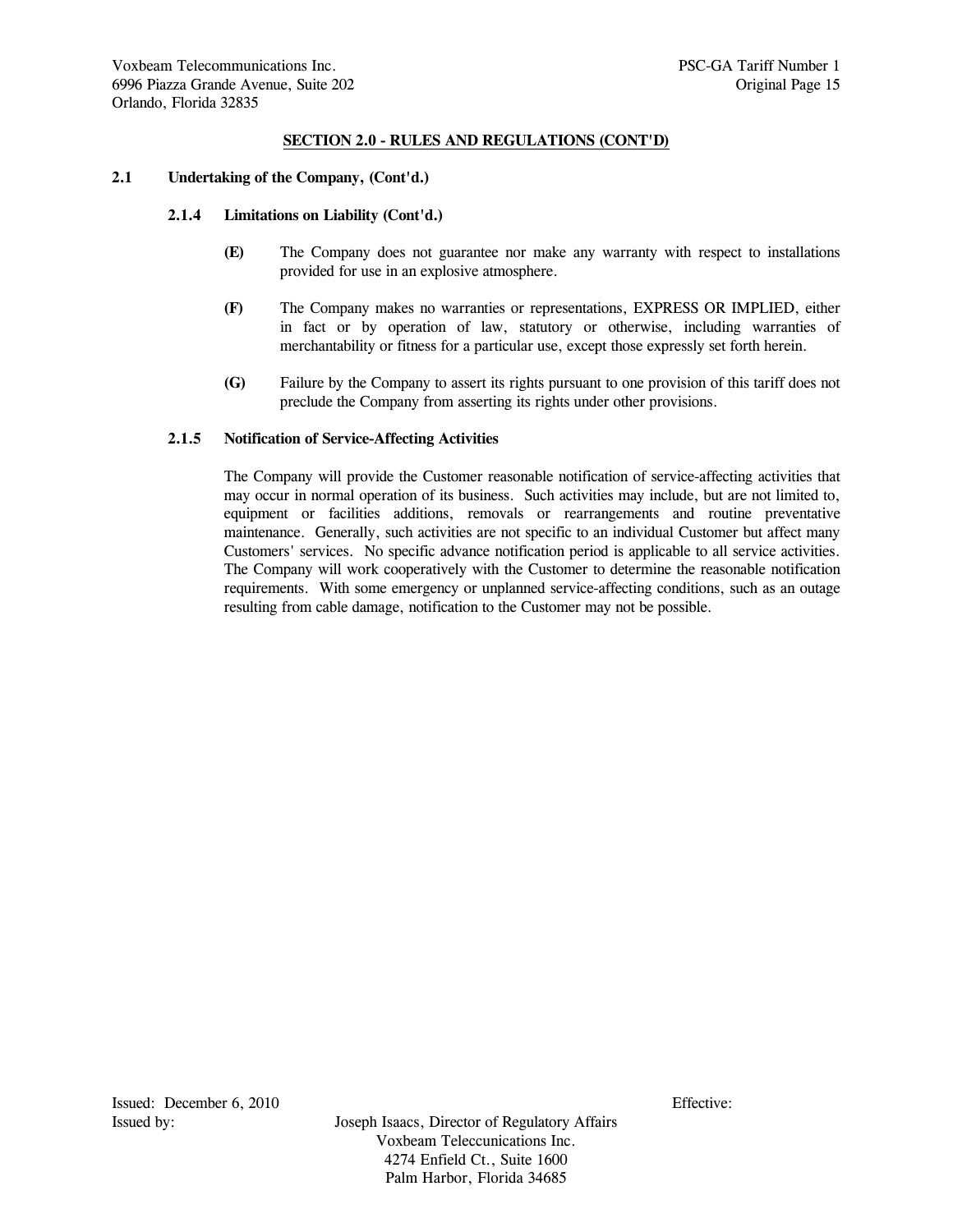## SECTION 2.0 - RULES AND REGULATIONS (CONT'D)

### 2.1 Undertaking of the Company, (Cont'd.)

#### 2.1.4 Limitations on Liability (Cont'd.)

**(E)** The Company does not guarantee nor make any warranty with respect to installations provided for use in an explosive atmosphere.

**(F)** The Company makes no warranties or representations, EXPRESS OR IMPLIED, either in fact or by operation of law, statutory or otherwise, including warranties of merchantability or fitness for a particular use, except those expressly set forth herein.

**(G)** Failure by the Company to assert its rights pursuant to one provision of this tariff does not preclude the Company from asserting its rights under other provisions.

#### 2.1.5 Notification of Service-Affecting Activities

The Company will provide the Customer reasonable notification of service-affecting activities that may occur in normal operation of its business. Such activities may include, but are not limited to, equipment or facilities additions, removals or rearrangements and routine preventative maintenance. Generally, such activities are not specific to an individual Customer but affect many Customers' services. No specific advance notification period is applicable to all service activities. The Company will work cooperatively with the Customer to determine the reasonable notification requirements. With some emergency or unplanned service-affecting conditions, such as an outage resulting from cable damage, notification to the Customer may not be possible.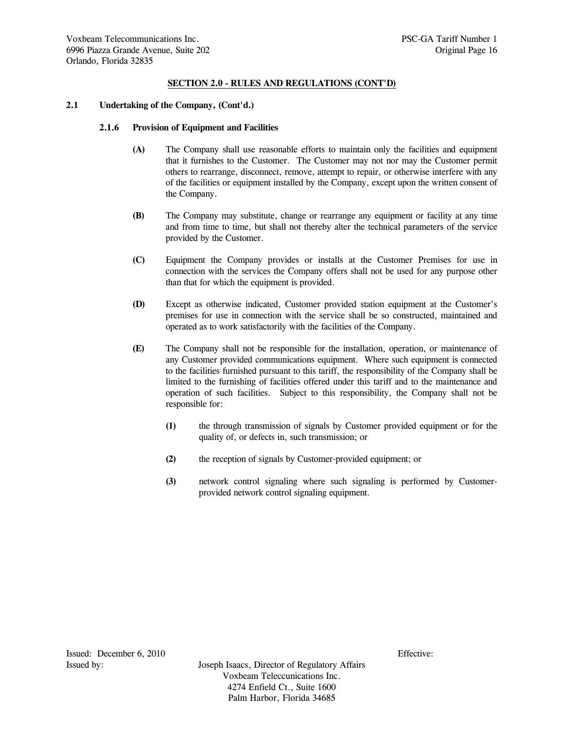**SECTION 2.0 - RULES AND REGULATIONS (CONT'D)**

**2.1 Undertaking of the Company, (Cont'd.)**

**2.1.6 Provision of Equipment and Facilities**

**(A)** The Company shall use reasonable efforts to maintain only the facilities and equipment that it furnishes to the Customer. The Customer may not nor may the Customer permit others to rearrange, disconnect, remove, attempt to repair, or otherwise interfere with any of the facilities or equipment installed by the Company, except upon the written consent of the Company.

**(B)** The Company may substitute, change or rearrange any equipment or facility at any time and from time to time, but shall not thereby alter the technical parameters of the service provided by the Customer.

**(C)** Equipment the Company provides or installs at the Customer Premises for use in connection with the services the Company offers shall not be used for any purpose other than that for which the equipment is provided.

**(D)** Except as otherwise indicated, Customer provided station equipment at the Customer's premises for use in connection with the service shall be so constructed, maintained and operated as to work satisfactorily with the facilities of the Company.

**(E)** The Company shall not be responsible for the installation, operation, or maintenance of any Customer provided communications equipment. Where such equipment is connected to the facilities furnished pursuant to this tariff, the responsibility of the Company shall be limited to the furnishing of facilities offered under this tariff and to the maintenance and operation of such facilities. Subject to this responsibility, the Company shall not be responsible for:

**(1)** the through transmission of signals by Customer provided equipment or for the quality of, or defects in, such transmission; or

**(2)** the reception of signals by Customer-provided equipment; or

**(3)** network control signaling where such signaling is performed by Customer-provided network control signaling equipment.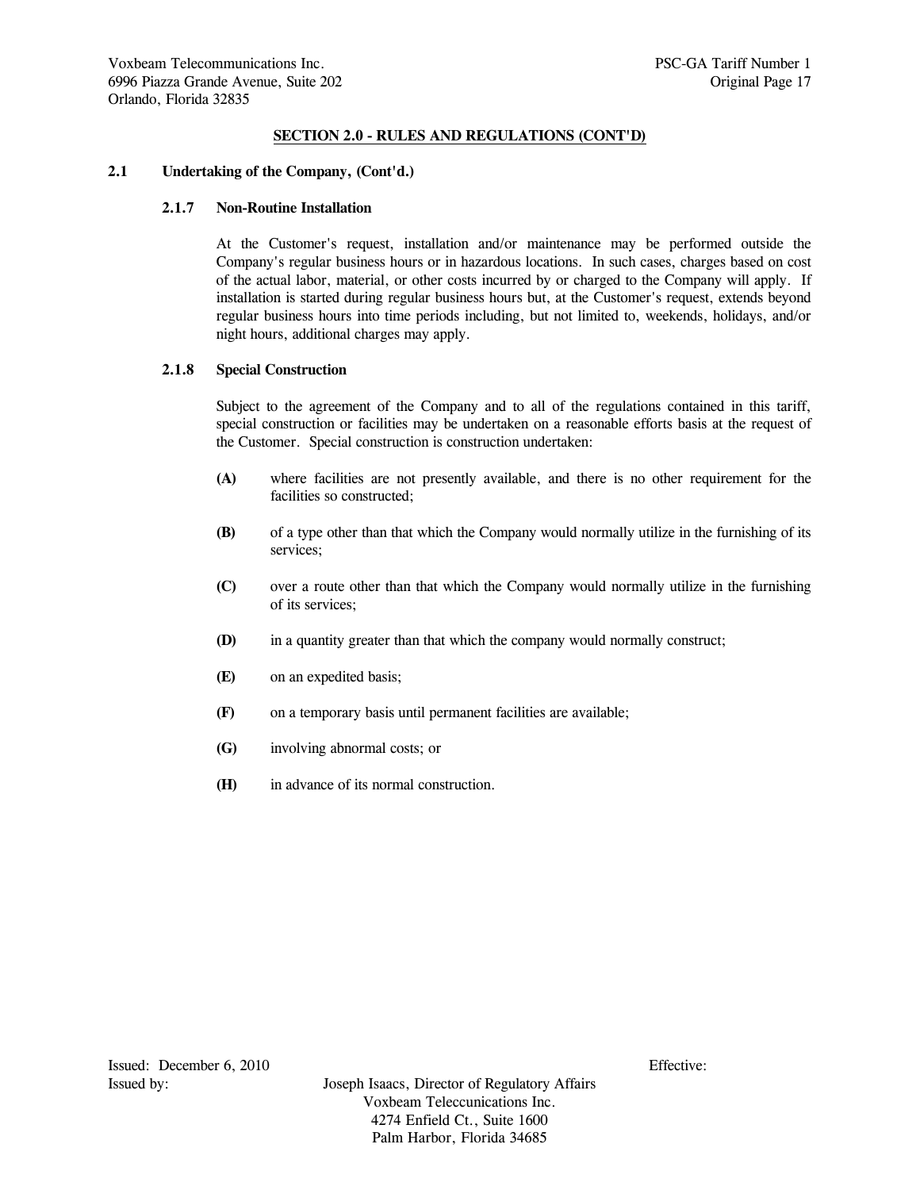## SECTION 2.0 - RULES AND REGULATIONS (CONT'D)

### 2.1 Undertaking of the Company, (Cont'd.)

#### 2.1.7 Non-Routine Installation

At the Customer's request, installation and/or maintenance may be performed outside the Company's regular business hours or in hazardous locations. In such cases, charges based on cost of the actual labor, material, or other costs incurred by or charged to the Company will apply. If installation is started during regular business hours but, at the Customer's request, extends beyond regular business hours into time periods including, but not limited to, weekends, holidays, and/or night hours, additional charges may apply.

#### 2.1.8 Special Construction

Subject to the agreement of the Company and to all of the regulations contained in this tariff, special construction or facilities may be undertaken on a reasonable efforts basis at the request of the Customer. Special construction is construction undertaken:

**(A)** where facilities are not presently available, and there is no other requirement for the facilities so constructed;

**(B)** of a type other than that which the Company would normally utilize in the furnishing of its services;

**(C)** over a route other than that which the Company would normally utilize in the furnishing of its services;

**(D)** in a quantity greater than that which the company would normally construct;

**(E)** on an expedited basis;

**(F)** on a temporary basis until permanent facilities are available;

**(G)** involving abnormal costs; or

**(H)** in advance of its normal construction.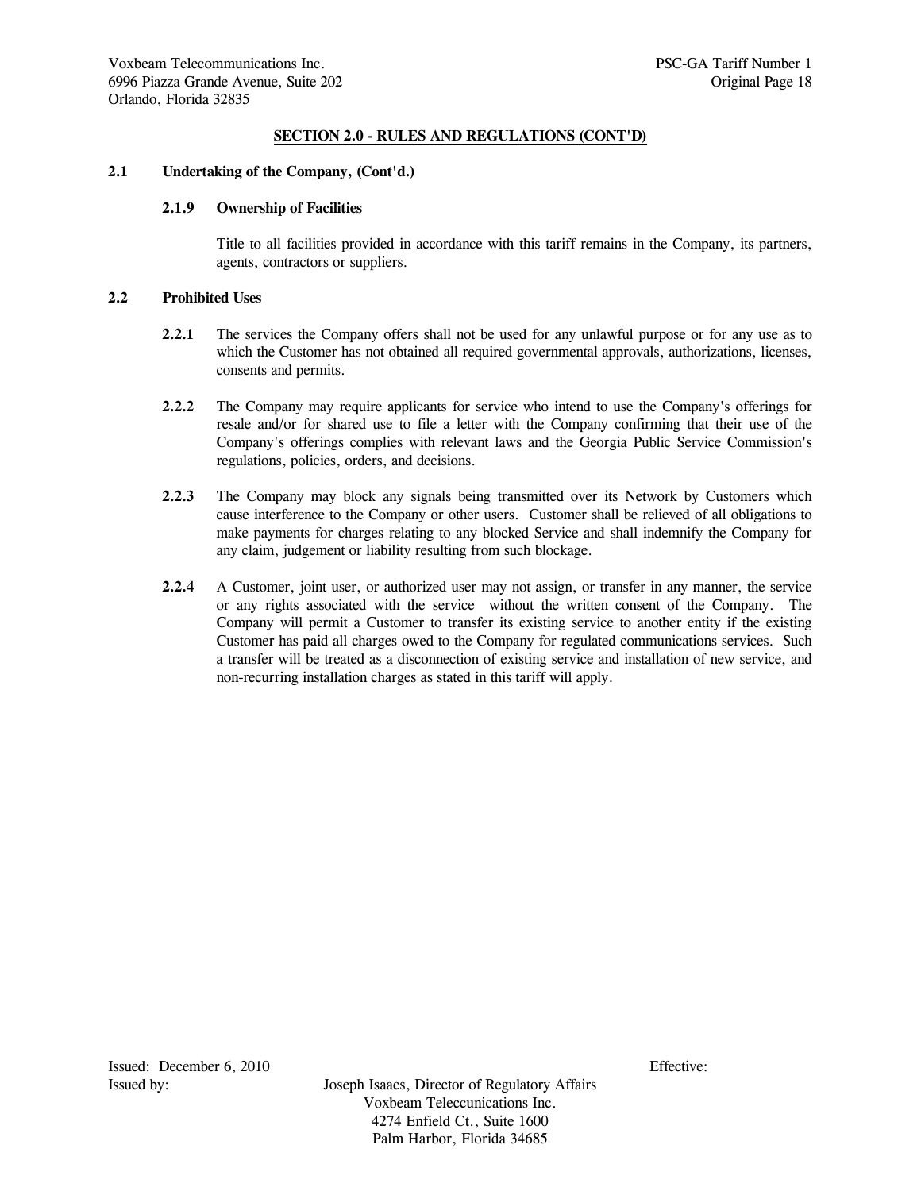## SECTION 2.0 - RULES AND REGULATIONS (CONT'D)

### 2.1 Undertaking of the Company, (Cont'd.)

#### 2.1.9 Ownership of Facilities

Title to all facilities provided in accordance with this tariff remains in the Company, its partners, agents, contractors or suppliers.

### 2.2 Prohibited Uses

**2.2.1** The services the Company offers shall not be used for any unlawful purpose or for any use as to which the Customer has not obtained all required governmental approvals, authorizations, licenses, consents and permits.

**2.2.2** The Company may require applicants for service who intend to use the Company's offerings for resale and/or for shared use to file a letter with the Company confirming that their use of the Company's offerings complies with relevant laws and the Georgia Public Service Commission's regulations, policies, orders, and decisions.

**2.2.3** The Company may block any signals being transmitted over its Network by Customers which cause interference to the Company or other users. Customer shall be relieved of all obligations to make payments for charges relating to any blocked Service and shall indemnify the Company for any claim, judgement or liability resulting from such blockage.

**2.2.4** A Customer, joint user, or authorized user may not assign, or transfer in any manner, the service or any rights associated with the service without the written consent of the Company. The Company will permit a Customer to transfer its existing service to another entity if the existing Customer has paid all charges owed to the Company for regulated communications services. Such a transfer will be treated as a disconnection of existing service and installation of new service, and non-recurring installation charges as stated in this tariff will apply.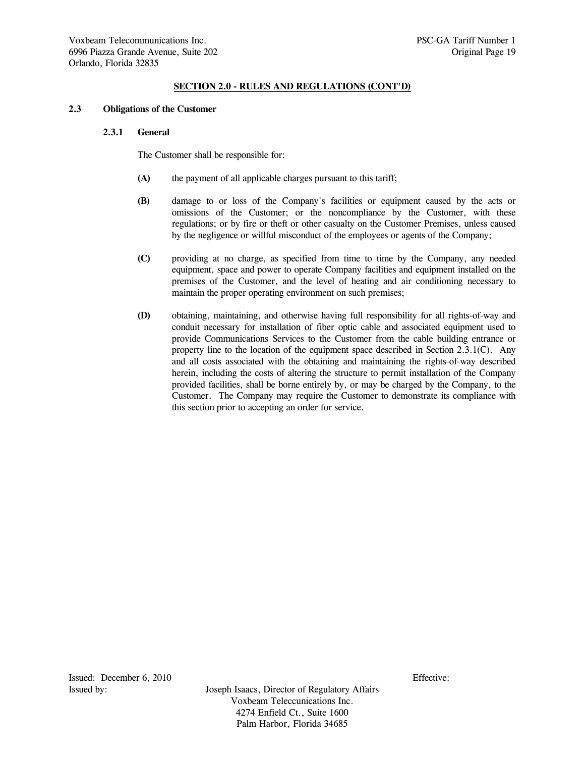## SECTION 2.0 - RULES AND REGULATIONS (CONT'D)

### 2.3 Obligations of the Customer

#### 2.3.1 General

The Customer shall be responsible for:

**(A)** the payment of all applicable charges pursuant to this tariff;

**(B)** damage to or loss of the Company's facilities or equipment caused by the acts or omissions of the Customer; or the noncompliance by the Customer, with these regulations; or by fire or theft or other casualty on the Customer Premises, unless caused by the negligence or willful misconduct of the employees or agents of the Company;

**(C)** providing at no charge, as specified from time to time by the Company, any needed equipment, space and power to operate Company facilities and equipment installed on the premises of the Customer, and the level of heating and air conditioning necessary to maintain the proper operating environment on such premises;

**(D)** obtaining, maintaining, and otherwise having full responsibility for all rights-of-way and conduit necessary for installation of fiber optic cable and associated equipment used to provide Communications Services to the Customer from the cable building entrance or property line to the location of the equipment space described in Section 2.3.1(C). Any and all costs associated with the obtaining and maintaining the rights-of-way described herein, including the costs of altering the structure to permit installation of the Company provided facilities, shall be borne entirely by, or may be charged by the Company, to the Customer. The Company may require the Customer to demonstrate its compliance with this section prior to accepting an order for service.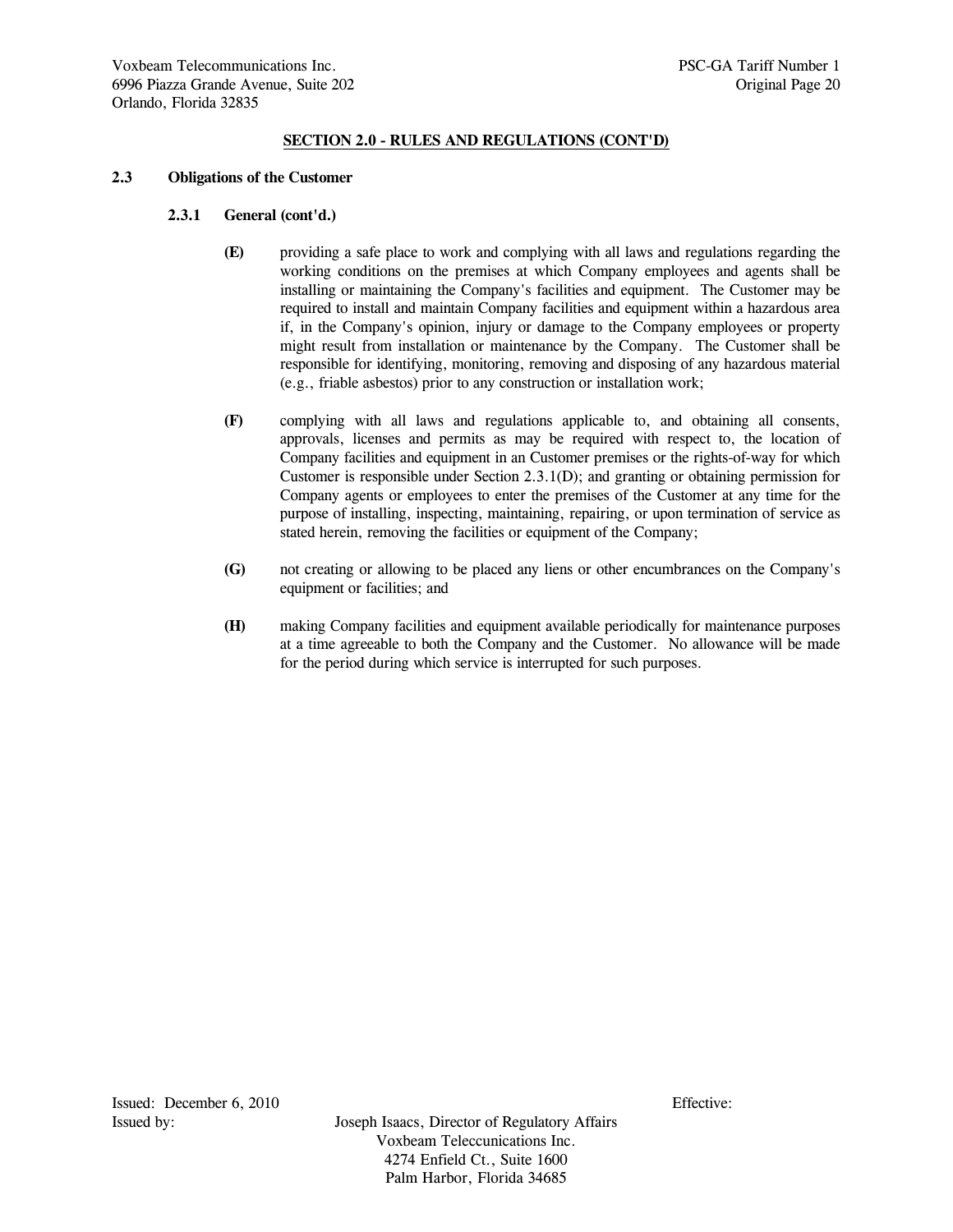## SECTION 2.0 - RULES AND REGULATIONS (CONT'D)

### 2.3 Obligations of the Customer

#### 2.3.1 General (cont'd.)

**(E)** providing a safe place to work and complying with all laws and regulations regarding the working conditions on the premises at which Company employees and agents shall be installing or maintaining the Company's facilities and equipment. The Customer may be required to install and maintain Company facilities and equipment within a hazardous area if, in the Company's opinion, injury or damage to the Company employees or property might result from installation or maintenance by the Company. The Customer shall be responsible for identifying, monitoring, removing and disposing of any hazardous material (e.g., friable asbestos) prior to any construction or installation work;

**(F)** complying with all laws and regulations applicable to, and obtaining all consents, approvals, licenses and permits as may be required with respect to, the location of Company facilities and equipment in an Customer premises or the rights-of-way for which Customer is responsible under Section 2.3.1(D); and granting or obtaining permission for Company agents or employees to enter the premises of the Customer at any time for the purpose of installing, inspecting, maintaining, repairing, or upon termination of service as stated herein, removing the facilities or equipment of the Company;

**(G)** not creating or allowing to be placed any liens or other encumbrances on the Company's equipment or facilities; and

**(H)** making Company facilities and equipment available periodically for maintenance purposes at a time agreeable to both the Company and the Customer. No allowance will be made for the period during which service is interrupted for such purposes.

Issued: December 6, 2010 Effective:

Issued by: Joseph Isaacs, Director of Regulatory Affairs
Voxbeam Teleccunications Inc.
4274 Enfield Ct., Suite 1600
Palm Harbor, Florida 34685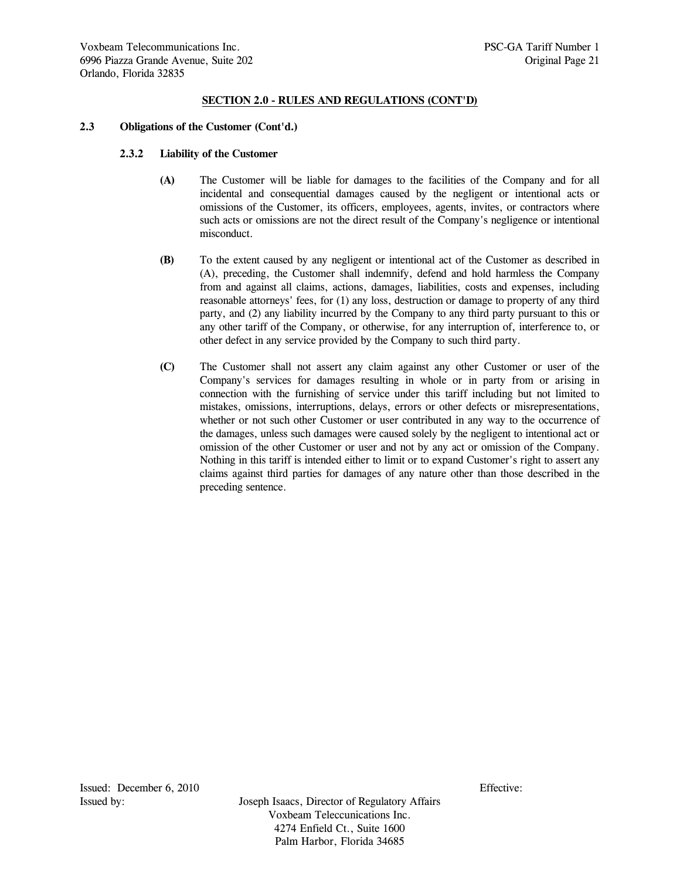## SECTION 2.0 - RULES AND REGULATIONS (CONT'D)

### 2.3 Obligations of the Customer (Cont'd.)

#### 2.3.2 Liability of the Customer

**(A)** The Customer will be liable for damages to the facilities of the Company and for all incidental and consequential damages caused by the negligent or intentional acts or omissions of the Customer, its officers, employees, agents, invites, or contractors where such acts or omissions are not the direct result of the Company's negligence or intentional misconduct.

**(B)** To the extent caused by any negligent or intentional act of the Customer as described in (A), preceding, the Customer shall indemnify, defend and hold harmless the Company from and against all claims, actions, damages, liabilities, costs and expenses, including reasonable attorneys' fees, for (1) any loss, destruction or damage to property of any third party, and (2) any liability incurred by the Company to any third party pursuant to this or any other tariff of the Company, or otherwise, for any interruption of, interference to, or other defect in any service provided by the Company to such third party.

**(C)** The Customer shall not assert any claim against any other Customer or user of the Company's services for damages resulting in whole or in party from or arising in connection with the furnishing of service under this tariff including but not limited to mistakes, omissions, interruptions, delays, errors or other defects or misrepresentations, whether or not such other Customer or user contributed in any way to the occurrence of the damages, unless such damages were caused solely by the negligent to intentional act or omission of the other Customer or user and not by any act or omission of the Company. Nothing in this tariff is intended either to limit or to expand Customer's right to assert any claims against third parties for damages of any nature other than those described in the preceding sentence.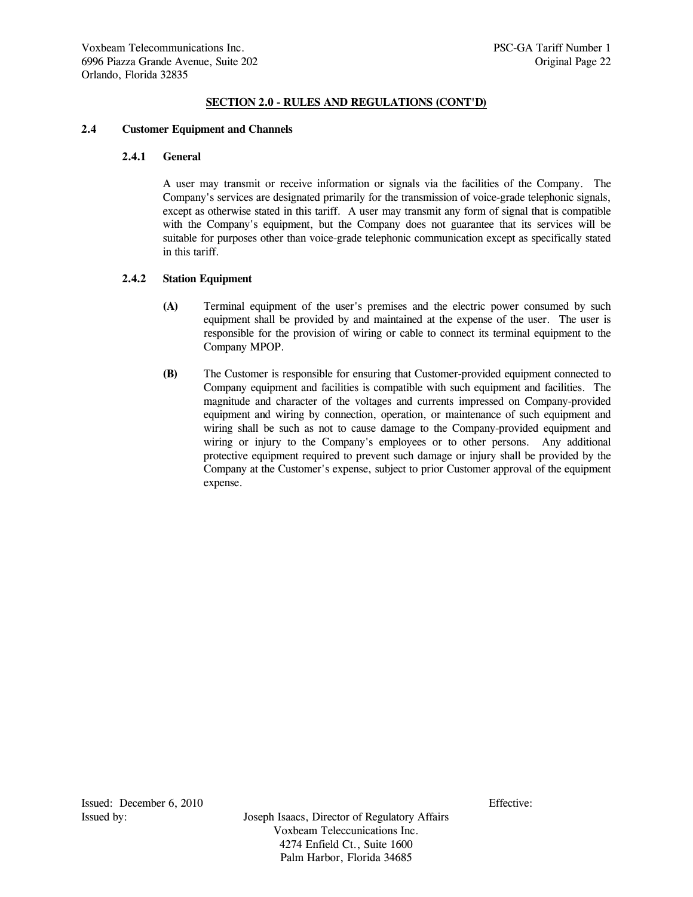**SECTION 2.0 - RULES AND REGULATIONS (CONT'D)**

## 2.4 Customer Equipment and Channels

### 2.4.1 General

A user may transmit or receive information or signals via the facilities of the Company. The Company's services are designated primarily for the transmission of voice-grade telephonic signals, except as otherwise stated in this tariff. A user may transmit any form of signal that is compatible with the Company's equipment, but the Company does not guarantee that its services will be suitable for purposes other than voice-grade telephonic communication except as specifically stated in this tariff.

### 2.4.2 Station Equipment

**(A)** Terminal equipment of the user's premises and the electric power consumed by such equipment shall be provided by and maintained at the expense of the user. The user is responsible for the provision of wiring or cable to connect its terminal equipment to the Company MPOP.

**(B)** The Customer is responsible for ensuring that Customer-provided equipment connected to Company equipment and facilities is compatible with such equipment and facilities. The magnitude and character of the voltages and currents impressed on Company-provided equipment and wiring by connection, operation, or maintenance of such equipment and wiring shall be such as not to cause damage to the Company-provided equipment and wiring or injury to the Company's employees or to other persons. Any additional protective equipment required to prevent such damage or injury shall be provided by the Company at the Customer's expense, subject to prior Customer approval of the equipment expense.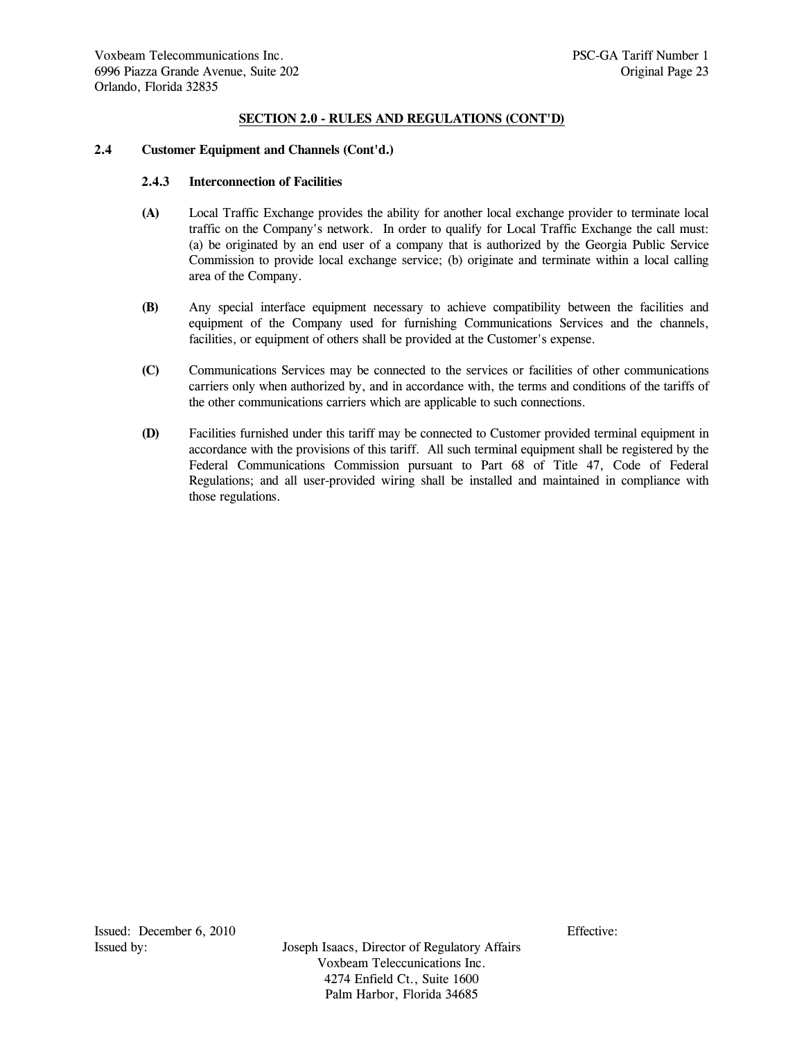## SECTION 2.0 - RULES AND REGULATIONS (CONT'D)

**2.4 Customer Equipment and Channels (Cont'd.)**

**2.4.3 Interconnection of Facilities**

**(A)** Local Traffic Exchange provides the ability for another local exchange provider to terminate local traffic on the Company's network. In order to qualify for Local Traffic Exchange the call must: (a) be originated by an end user of a company that is authorized by the Georgia Public Service Commission to provide local exchange service; (b) originate and terminate within a local calling area of the Company.

**(B)** Any special interface equipment necessary to achieve compatibility between the facilities and equipment of the Company used for furnishing Communications Services and the channels, facilities, or equipment of others shall be provided at the Customer's expense.

**(C)** Communications Services may be connected to the services or facilities of other communications carriers only when authorized by, and in accordance with, the terms and conditions of the tariffs of the other communications carriers which are applicable to such connections.

**(D)** Facilities furnished under this tariff may be connected to Customer provided terminal equipment in accordance with the provisions of this tariff. All such terminal equipment shall be registered by the Federal Communications Commission pursuant to Part 68 of Title 47, Code of Federal Regulations; and all user-provided wiring shall be installed and maintained in compliance with those regulations.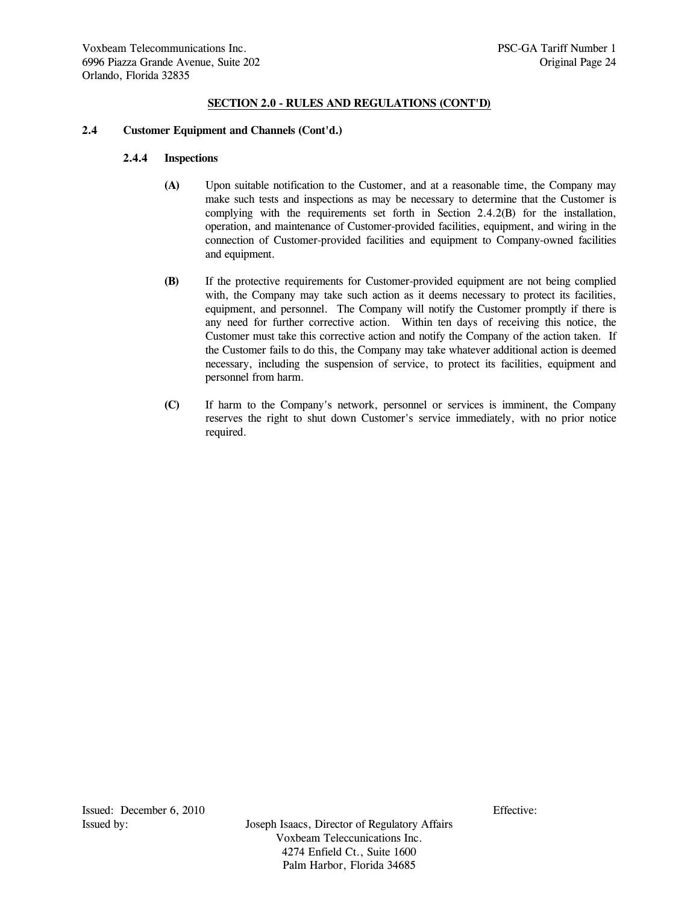## SECTION 2.0 - RULES AND REGULATIONS (CONT'D)

### 2.4 Customer Equipment and Channels (Cont'd.)

#### 2.4.4 Inspections

**(A)** Upon suitable notification to the Customer, and at a reasonable time, the Company may make such tests and inspections as may be necessary to determine that the Customer is complying with the requirements set forth in Section 2.4.2(B) for the installation, operation, and maintenance of Customer-provided facilities, equipment, and wiring in the connection of Customer-provided facilities and equipment to Company-owned facilities and equipment.

**(B)** If the protective requirements for Customer-provided equipment are not being complied with, the Company may take such action as it deems necessary to protect its facilities, equipment, and personnel. The Company will notify the Customer promptly if there is any need for further corrective action. Within ten days of receiving this notice, the Customer must take this corrective action and notify the Company of the action taken. If the Customer fails to do this, the Company may take whatever additional action is deemed necessary, including the suspension of service, to protect its facilities, equipment and personnel from harm.

**(C)** If harm to the Company's network, personnel or services is imminent, the Company reserves the right to shut down Customer's service immediately, with no prior notice required.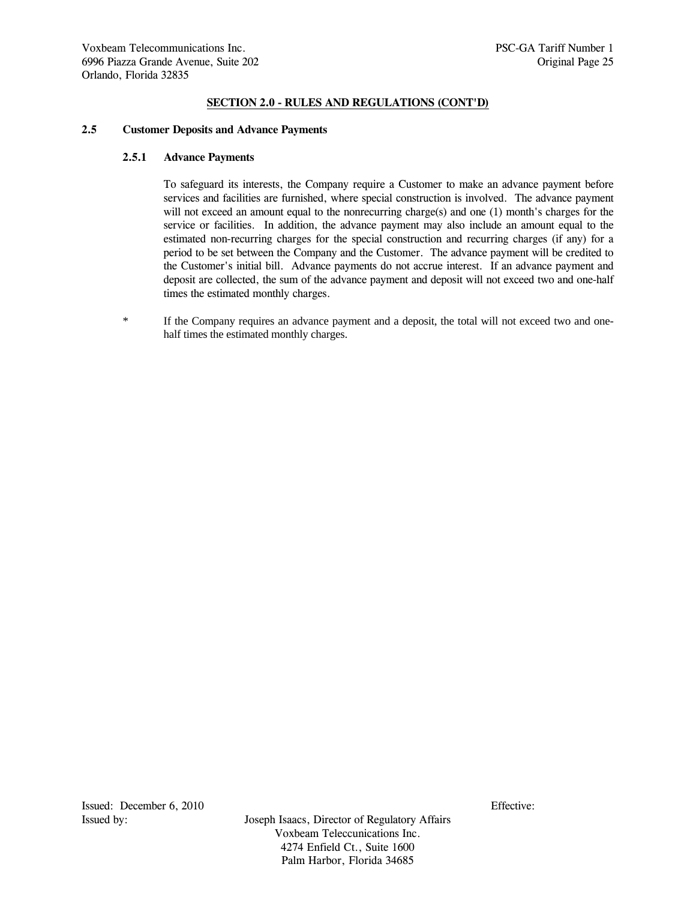**SECTION 2.0 - RULES AND REGULATIONS (CONT'D)**

**2.5 Customer Deposits and Advance Payments**

**2.5.1 Advance Payments**

To safeguard its interests, the Company require a Customer to make an advance payment before services and facilities are furnished, where special construction is involved. The advance payment will not exceed an amount equal to the nonrecurring charge(s) and one (1) month's charges for the service or facilities. In addition, the advance payment may also include an amount equal to the estimated non-recurring charges for the special construction and recurring charges (if any) for a period to be set between the Company and the Customer. The advance payment will be credited to the Customer's initial bill. Advance payments do not accrue interest. If an advance payment and deposit are collected, the sum of the advance payment and deposit will not exceed two and one-half times the estimated monthly charges.

\* If the Company requires an advance payment and a deposit, the total will not exceed two and one-half times the estimated monthly charges.

Issued: December 6, 2010 Effective:

Issued by: Joseph Isaacs, Director of Regulatory Affairs
Voxbeam Teleccunications Inc.
4274 Enfield Ct., Suite 1600
Palm Harbor, Florida 34685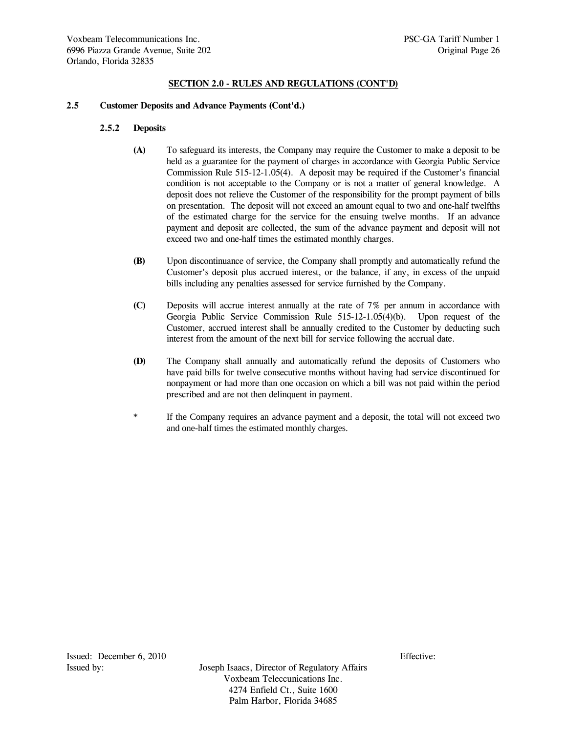## SECTION 2.0 - RULES AND REGULATIONS (CONT'D)

### 2.5 Customer Deposits and Advance Payments (Cont'd.)

#### 2.5.2 Deposits

**(A)** To safeguard its interests, the Company may require the Customer to make a deposit to be held as a guarantee for the payment of charges in accordance with Georgia Public Service Commission Rule 515-12-1.05(4). A deposit may be required if the Customer's financial condition is not acceptable to the Company or is not a matter of general knowledge. A deposit does not relieve the Customer of the responsibility for the prompt payment of bills on presentation. The deposit will not exceed an amount equal to two and one-half twelfths of the estimated charge for the service for the ensuing twelve months. If an advance payment and deposit are collected, the sum of the advance payment and deposit will not exceed two and one-half times the estimated monthly charges.

**(B)** Upon discontinuance of service, the Company shall promptly and automatically refund the Customer's deposit plus accrued interest, or the balance, if any, in excess of the unpaid bills including any penalties assessed for service furnished by the Company.

**(C)** Deposits will accrue interest annually at the rate of 7% per annum in accordance with Georgia Public Service Commission Rule 515-12-1.05(4)(b). Upon request of the Customer, accrued interest shall be annually credited to the Customer by deducting such interest from the amount of the next bill for service following the accrual date.

**(D)** The Company shall annually and automatically refund the deposits of Customers who have paid bills for twelve consecutive months without having had service discontinued for nonpayment or had more than one occasion on which a bill was not paid within the period prescribed and are not then delinquent in payment.

\* If the Company requires an advance payment and a deposit, the total will not exceed two and one-half times the estimated monthly charges.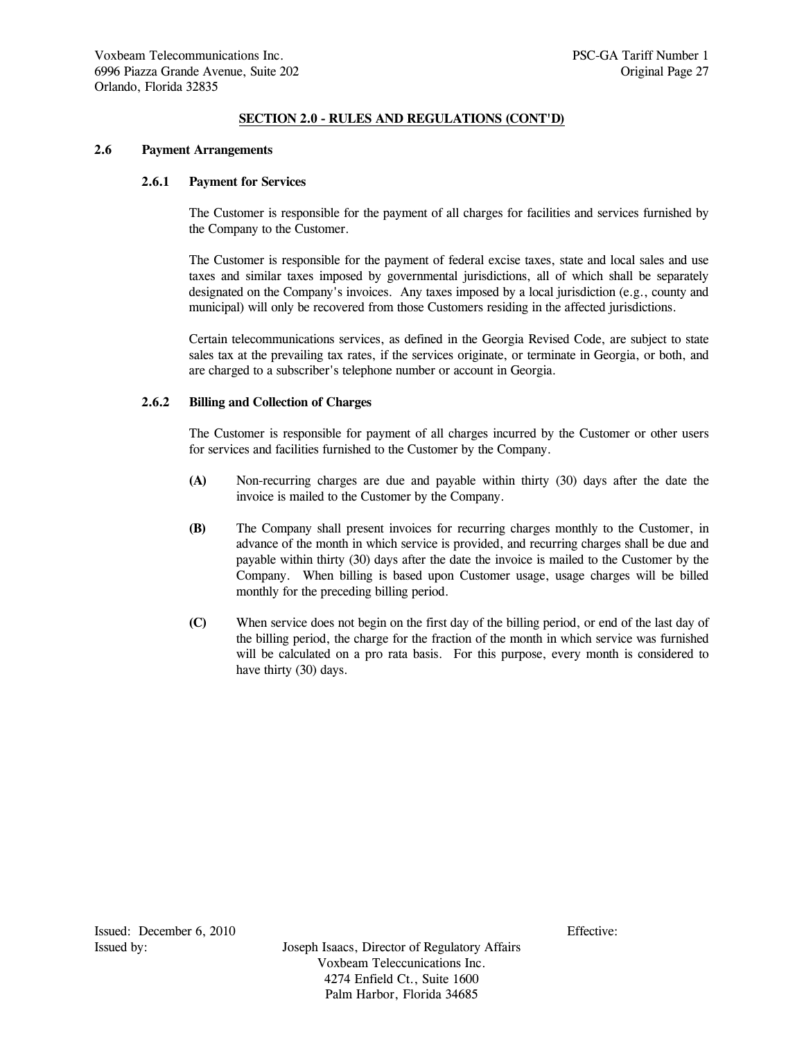## SECTION 2.0 - RULES AND REGULATIONS (CONT'D)

### 2.6 Payment Arrangements

#### 2.6.1 Payment for Services

The Customer is responsible for the payment of all charges for facilities and services furnished by the Company to the Customer.

The Customer is responsible for the payment of federal excise taxes, state and local sales and use taxes and similar taxes imposed by governmental jurisdictions, all of which shall be separately designated on the Company's invoices. Any taxes imposed by a local jurisdiction (e.g., county and municipal) will only be recovered from those Customers residing in the affected jurisdictions.

Certain telecommunications services, as defined in the Georgia Revised Code, are subject to state sales tax at the prevailing tax rates, if the services originate, or terminate in Georgia, or both, and are charged to a subscriber's telephone number or account in Georgia.

#### 2.6.2 Billing and Collection of Charges

The Customer is responsible for payment of all charges incurred by the Customer or other users for services and facilities furnished to the Customer by the Company.

**(A)** Non-recurring charges are due and payable within thirty (30) days after the date the invoice is mailed to the Customer by the Company.

**(B)** The Company shall present invoices for recurring charges monthly to the Customer, in advance of the month in which service is provided, and recurring charges shall be due and payable within thirty (30) days after the date the invoice is mailed to the Customer by the Company. When billing is based upon Customer usage, usage charges will be billed monthly for the preceding billing period.

**(C)** When service does not begin on the first day of the billing period, or end of the last day of the billing period, the charge for the fraction of the month in which service was furnished will be calculated on a pro rata basis. For this purpose, every month is considered to have thirty (30) days.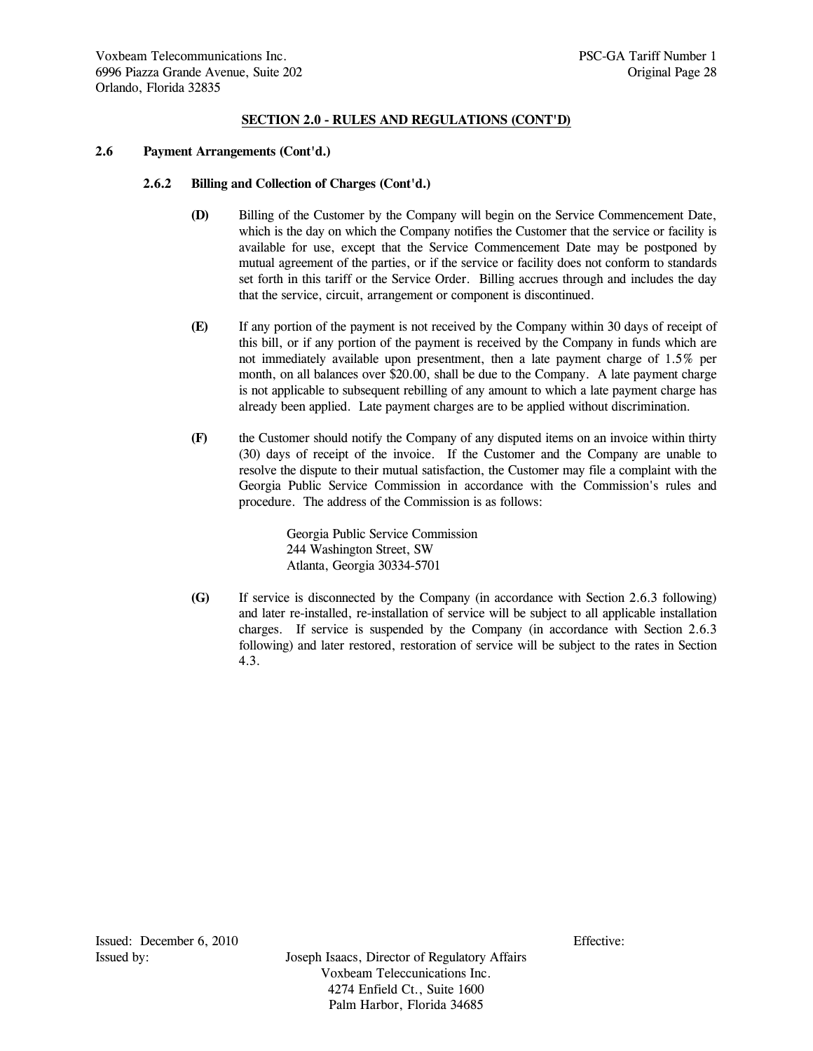## SECTION 2.0 - RULES AND REGULATIONS (CONT'D)

### 2.6 Payment Arrangements (Cont'd.)

#### 2.6.2 Billing and Collection of Charges (Cont'd.)

**(D)** Billing of the Customer by the Company will begin on the Service Commencement Date, which is the day on which the Company notifies the Customer that the service or facility is available for use, except that the Service Commencement Date may be postponed by mutual agreement of the parties, or if the service or facility does not conform to standards set forth in this tariff or the Service Order. Billing accrues through and includes the day that the service, circuit, arrangement or component is discontinued.

**(E)** If any portion of the payment is not received by the Company within 30 days of receipt of this bill, or if any portion of the payment is received by the Company in funds which are not immediately available upon presentment, then a late payment charge of 1.5% per month, on all balances over $20.00, shall be due to the Company. A late payment charge is not applicable to subsequent rebilling of any amount to which a late payment charge has already been applied. Late payment charges are to be applied without discrimination.

**(F)** the Customer should notify the Company of any disputed items on an invoice within thirty (30) days of receipt of the invoice. If the Customer and the Company are unable to resolve the dispute to their mutual satisfaction, the Customer may file a complaint with the Georgia Public Service Commission in accordance with the Commission's rules and procedure. The address of the Commission is as follows:

Georgia Public Service Commission
244 Washington Street, SW
Atlanta, Georgia 30334-5701

**(G)** If service is disconnected by the Company (in accordance with Section 2.6.3 following) and later re-installed, re-installation of service will be subject to all applicable installation charges. If service is suspended by the Company (in accordance with Section 2.6.3 following) and later restored, restoration of service will be subject to the rates in Section 4.3.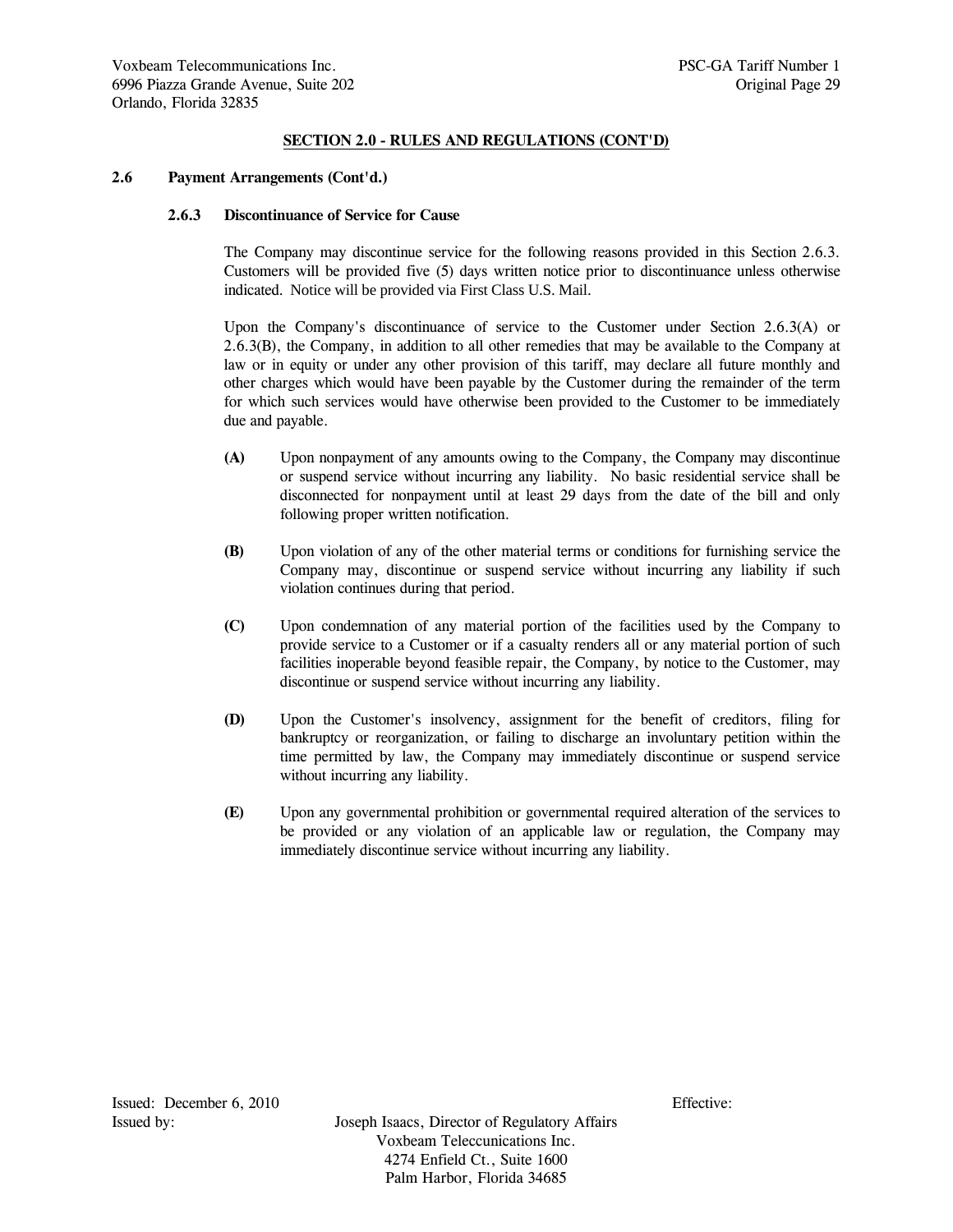## SECTION 2.0 - RULES AND REGULATIONS (CONT'D)

### 2.6 Payment Arrangements (Cont'd.)

#### 2.6.3 Discontinuance of Service for Cause

The Company may discontinue service for the following reasons provided in this Section 2.6.3. Customers will be provided five (5) days written notice prior to discontinuance unless otherwise indicated. Notice will be provided via First Class U.S. Mail.

Upon the Company's discontinuance of service to the Customer under Section 2.6.3(A) or 2.6.3(B), the Company, in addition to all other remedies that may be available to the Company at law or in equity or under any other provision of this tariff, may declare all future monthly and other charges which would have been payable by the Customer during the remainder of the term for which such services would have otherwise been provided to the Customer to be immediately due and payable.

**(A)** Upon nonpayment of any amounts owing to the Company, the Company may discontinue or suspend service without incurring any liability. No basic residential service shall be disconnected for nonpayment until at least 29 days from the date of the bill and only following proper written notification.

**(B)** Upon violation of any of the other material terms or conditions for furnishing service the Company may, discontinue or suspend service without incurring any liability if such violation continues during that period.

**(C)** Upon condemnation of any material portion of the facilities used by the Company to provide service to a Customer or if a casualty renders all or any material portion of such facilities inoperable beyond feasible repair, the Company, by notice to the Customer, may discontinue or suspend service without incurring any liability.

**(D)** Upon the Customer's insolvency, assignment for the benefit of creditors, filing for bankruptcy or reorganization, or failing to discharge an involuntary petition within the time permitted by law, the Company may immediately discontinue or suspend service without incurring any liability.

**(E)** Upon any governmental prohibition or governmental required alteration of the services to be provided or any violation of an applicable law or regulation, the Company may immediately discontinue service without incurring any liability.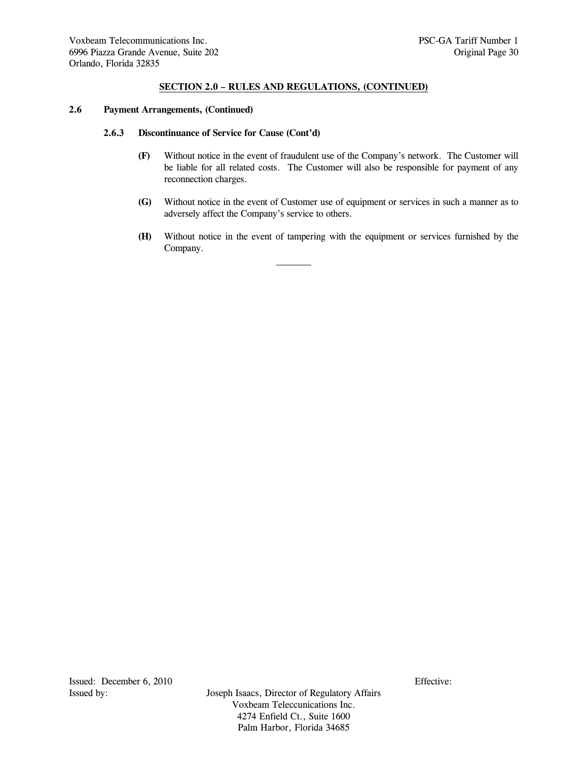## SECTION 2.0 – RULES AND REGULATIONS, (CONTINUED)

### 2.6 Payment Arrangements, (Continued)

#### 2.6.3 Discontinuance of Service for Cause (Cont'd)

**(F)** Without notice in the event of fraudulent use of the Company's network. The Customer will be liable for all related costs. The Customer will also be responsible for payment of any reconnection charges.

**(G)** Without notice in the event of Customer use of equipment or services in such a manner as to adversely affect the Company's service to others.

**(H)** Without notice in the event of tampering with the equipment or services furnished by the Company.

---

Issued: December 6, 2010 Effective:

Issued by: Joseph Isaacs, Director of Regulatory Affairs
Voxbeam Teleccunications Inc.
4274 Enfield Ct., Suite 1600
Palm Harbor, Florida 34685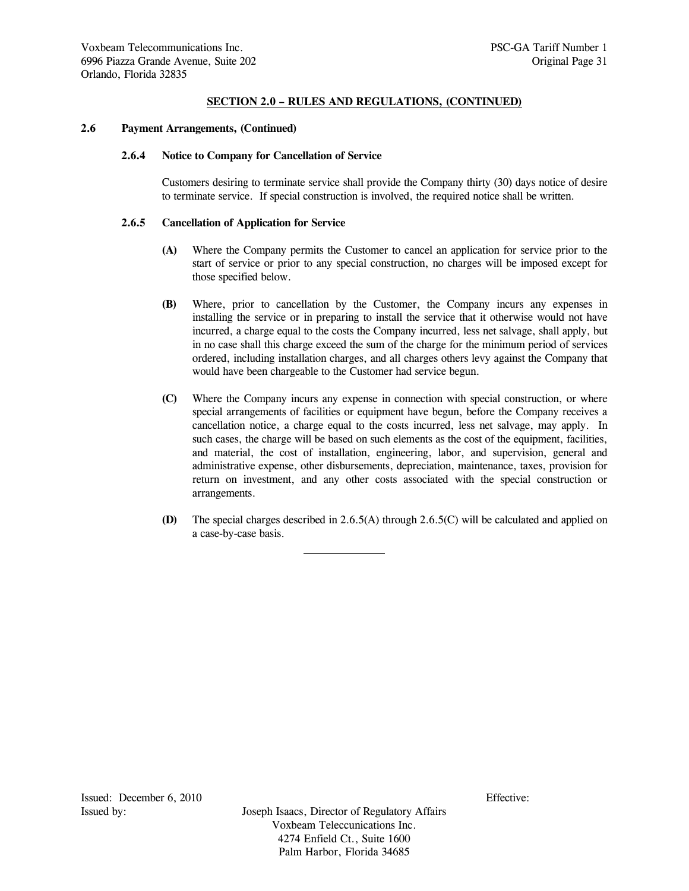**SECTION 2.0 – RULES AND REGULATIONS, (CONTINUED)**

**2.6 Payment Arrangements, (Continued)**

**2.6.4 Notice to Company for Cancellation of Service**

Customers desiring to terminate service shall provide the Company thirty (30) days notice of desire to terminate service. If special construction is involved, the required notice shall be written.

**2.6.5 Cancellation of Application for Service**

**(A)** Where the Company permits the Customer to cancel an application for service prior to the start of service or prior to any special construction, no charges will be imposed except for those specified below.

**(B)** Where, prior to cancellation by the Customer, the Company incurs any expenses in installing the service or in preparing to install the service that it otherwise would not have incurred, a charge equal to the costs the Company incurred, less net salvage, shall apply, but in no case shall this charge exceed the sum of the charge for the minimum period of services ordered, including installation charges, and all charges others levy against the Company that would have been chargeable to the Customer had service begun.

**(C)** Where the Company incurs any expense in connection with special construction, or where special arrangements of facilities or equipment have begun, before the Company receives a cancellation notice, a charge equal to the costs incurred, less net salvage, may apply. In such cases, the charge will be based on such elements as the cost of the equipment, facilities, and material, the cost of installation, engineering, labor, and supervision, general and administrative expense, other disbursements, depreciation, maintenance, taxes, provision for return on investment, and any other costs associated with the special construction or arrangements.

**(D)** The special charges described in 2.6.5(A) through 2.6.5(C) will be calculated and applied on a case-by-case basis.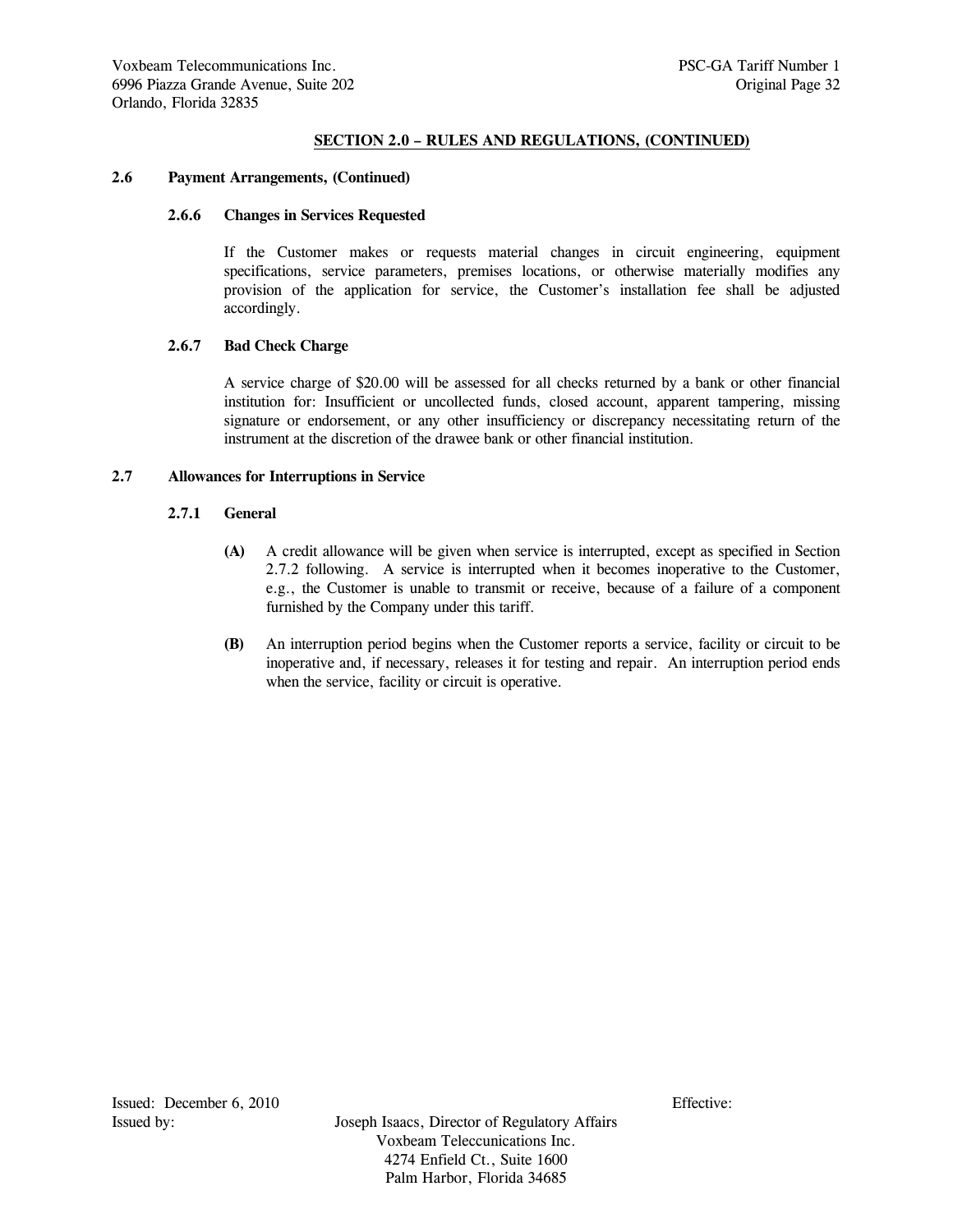## SECTION 2.0 – RULES AND REGULATIONS, (CONTINUED)

### 2.6 Payment Arrangements, (Continued)

#### 2.6.6 Changes in Services Requested

If the Customer makes or requests material changes in circuit engineering, equipment specifications, service parameters, premises locations, or otherwise materially modifies any provision of the application for service, the Customer's installation fee shall be adjusted accordingly.

#### 2.6.7 Bad Check Charge

A service charge of $20.00 will be assessed for all checks returned by a bank or other financial institution for: Insufficient or uncollected funds, closed account, apparent tampering, missing signature or endorsement, or any other insufficiency or discrepancy necessitating return of the instrument at the discretion of the drawee bank or other financial institution.

### 2.7 Allowances for Interruptions in Service

#### 2.7.1 General

**(A)** A credit allowance will be given when service is interrupted, except as specified in Section 2.7.2 following. A service is interrupted when it becomes inoperative to the Customer, e.g., the Customer is unable to transmit or receive, because of a failure of a component furnished by the Company under this tariff.

**(B)** An interruption period begins when the Customer reports a service, facility or circuit to be inoperative and, if necessary, releases it for testing and repair. An interruption period ends when the service, facility or circuit is operative.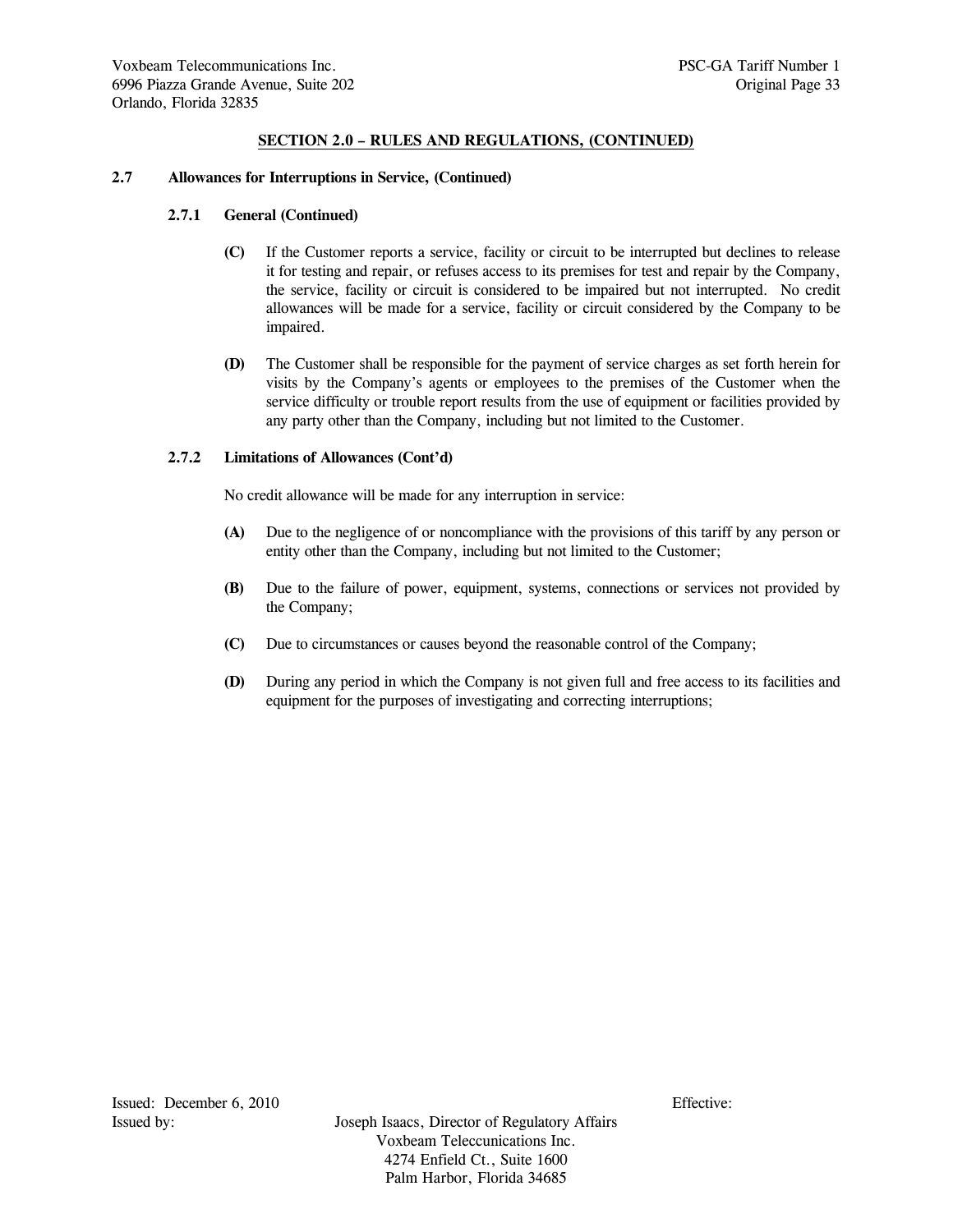## SECTION 2.0 – RULES AND REGULATIONS, (CONTINUED)

### 2.7 Allowances for Interruptions in Service, (Continued)

#### 2.7.1 General (Continued)

**(C)** If the Customer reports a service, facility or circuit to be interrupted but declines to release it for testing and repair, or refuses access to its premises for test and repair by the Company, the service, facility or circuit is considered to be impaired but not interrupted. No credit allowances will be made for a service, facility or circuit considered by the Company to be impaired.

**(D)** The Customer shall be responsible for the payment of service charges as set forth herein for visits by the Company's agents or employees to the premises of the Customer when the service difficulty or trouble report results from the use of equipment or facilities provided by any party other than the Company, including but not limited to the Customer.

#### 2.7.2 Limitations of Allowances (Cont'd)

No credit allowance will be made for any interruption in service:

**(A)** Due to the negligence of or noncompliance with the provisions of this tariff by any person or entity other than the Company, including but not limited to the Customer;

**(B)** Due to the failure of power, equipment, systems, connections or services not provided by the Company;

**(C)** Due to circumstances or causes beyond the reasonable control of the Company;

**(D)** During any period in which the Company is not given full and free access to its facilities and equipment for the purposes of investigating and correcting interruptions;

Issued: December 6, 2010 Effective:

Issued by: Joseph Isaacs, Director of Regulatory Affairs
Voxbeam Teleccunications Inc.
4274 Enfield Ct., Suite 1600
Palm Harbor, Florida 34685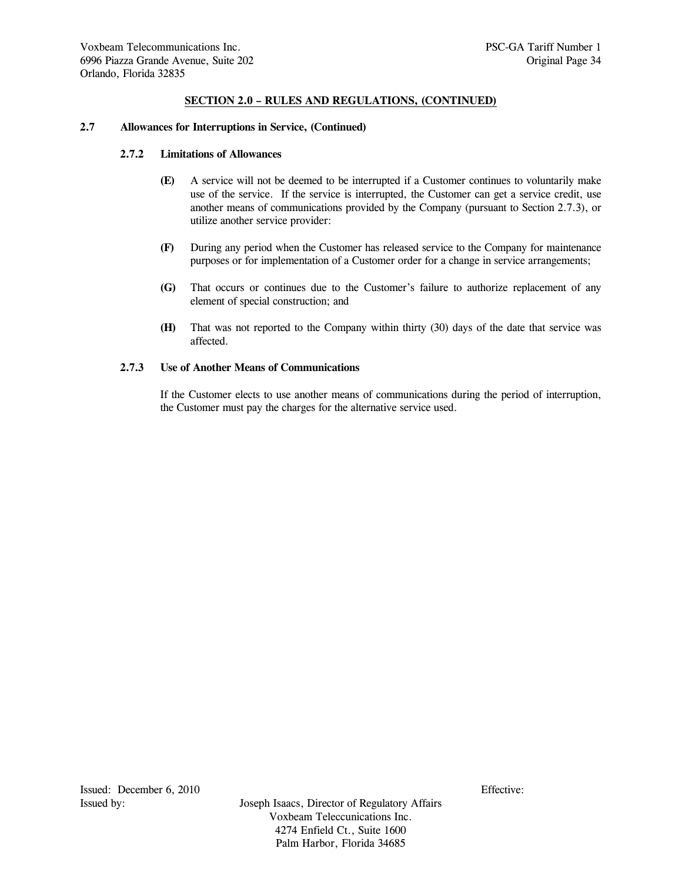## SECTION 2.0 – RULES AND REGULATIONS, (CONTINUED)

### 2.7 Allowances for Interruptions in Service, (Continued)

#### 2.7.2 Limitations of Allowances

**(E)** A service will not be deemed to be interrupted if a Customer continues to voluntarily make use of the service. If the service is interrupted, the Customer can get a service credit, use another means of communications provided by the Company (pursuant to Section 2.7.3), or utilize another service provider:

**(F)** During any period when the Customer has released service to the Company for maintenance purposes or for implementation of a Customer order for a change in service arrangements;

**(G)** That occurs or continues due to the Customer's failure to authorize replacement of any element of special construction; and

**(H)** That was not reported to the Company within thirty (30) days of the date that service was affected.

#### 2.7.3 Use of Another Means of Communications

If the Customer elects to use another means of communications during the period of interruption, the Customer must pay the charges for the alternative service used.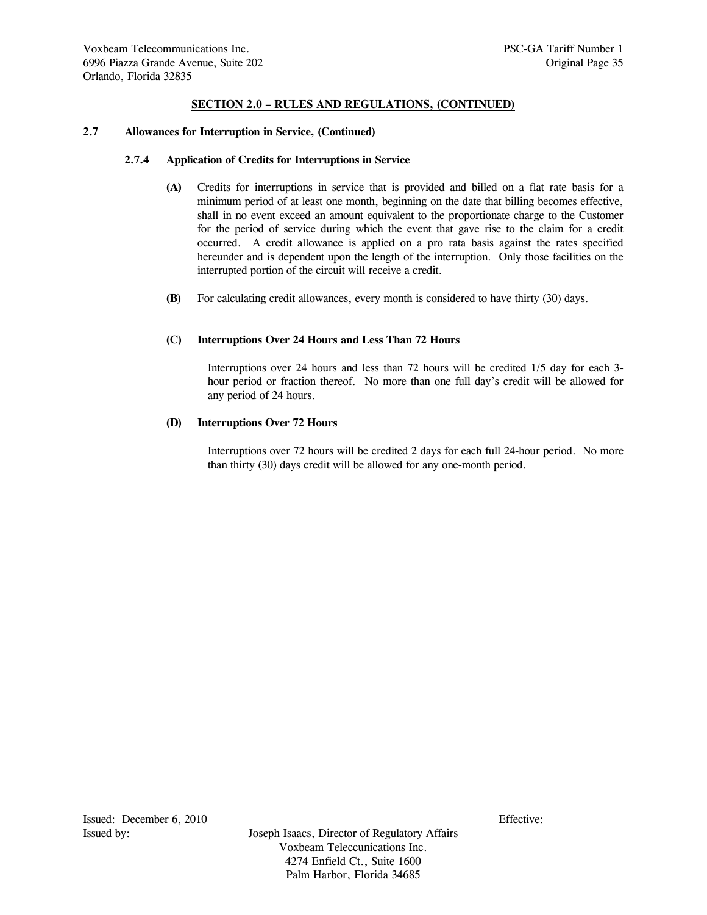## SECTION 2.0 – RULES AND REGULATIONS, (CONTINUED)

### 2.7 Allowances for Interruption in Service, (Continued)

#### 2.7.4 Application of Credits for Interruptions in Service

**(A)** Credits for interruptions in service that is provided and billed on a flat rate basis for a minimum period of at least one month, beginning on the date that billing becomes effective, shall in no event exceed an amount equivalent to the proportionate charge to the Customer for the period of service during which the event that gave rise to the claim for a credit occurred. A credit allowance is applied on a pro rata basis against the rates specified hereunder and is dependent upon the length of the interruption. Only those facilities on the interrupted portion of the circuit will receive a credit.

**(B)** For calculating credit allowances, every month is considered to have thirty (30) days.

**(C) Interruptions Over 24 Hours and Less Than 72 Hours**

Interruptions over 24 hours and less than 72 hours will be credited 1/5 day for each 3-hour period or fraction thereof. No more than one full day's credit will be allowed for any period of 24 hours.

**(D) Interruptions Over 72 Hours**

Interruptions over 72 hours will be credited 2 days for each full 24-hour period. No more than thirty (30) days credit will be allowed for any one-month period.

Issued: December 6, 2010

Effective:

Issued by: Joseph Isaacs, Director of Regulatory Affairs
Voxbeam Teleccunications Inc.
4274 Enfield Ct., Suite 1600
Palm Harbor, Florida 34685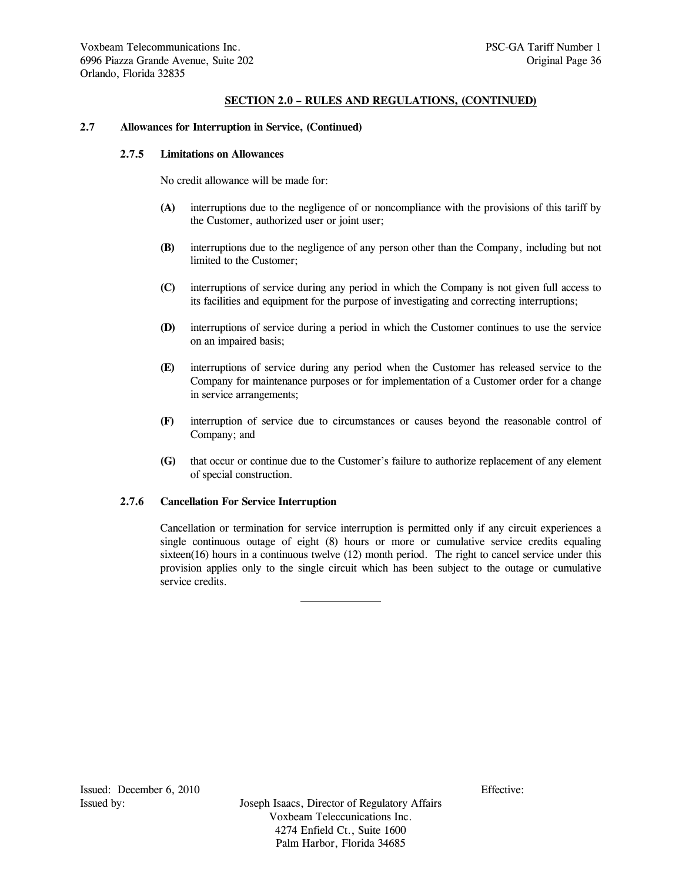## SECTION 2.0 – RULES AND REGULATIONS, (CONTINUED)

### 2.7 Allowances for Interruption in Service, (Continued)

#### 2.7.5 Limitations on Allowances

No credit allowance will be made for:

**(A)** interruptions due to the negligence of or noncompliance with the provisions of this tariff by the Customer, authorized user or joint user;

**(B)** interruptions due to the negligence of any person other than the Company, including but not limited to the Customer;

**(C)** interruptions of service during any period in which the Company is not given full access to its facilities and equipment for the purpose of investigating and correcting interruptions;

**(D)** interruptions of service during a period in which the Customer continues to use the service on an impaired basis;

**(E)** interruptions of service during any period when the Customer has released service to the Company for maintenance purposes or for implementation of a Customer order for a change in service arrangements;

**(F)** interruption of service due to circumstances or causes beyond the reasonable control of Company; and

**(G)** that occur or continue due to the Customer's failure to authorize replacement of any element of special construction.

#### 2.7.6 Cancellation For Service Interruption

Cancellation or termination for service interruption is permitted only if any circuit experiences a single continuous outage of eight (8) hours or more or cumulative service credits equaling sixteen(16) hours in a continuous twelve (12) month period. The right to cancel service under this provision applies only to the single circuit which has been subject to the outage or cumulative service credits.

---

Issued: December 6, 2010 Effective:

Issued by: Joseph Isaacs, Director of Regulatory Affairs
Voxbeam Teleccunications Inc.
4274 Enfield Ct., Suite 1600
Palm Harbor, Florida 34685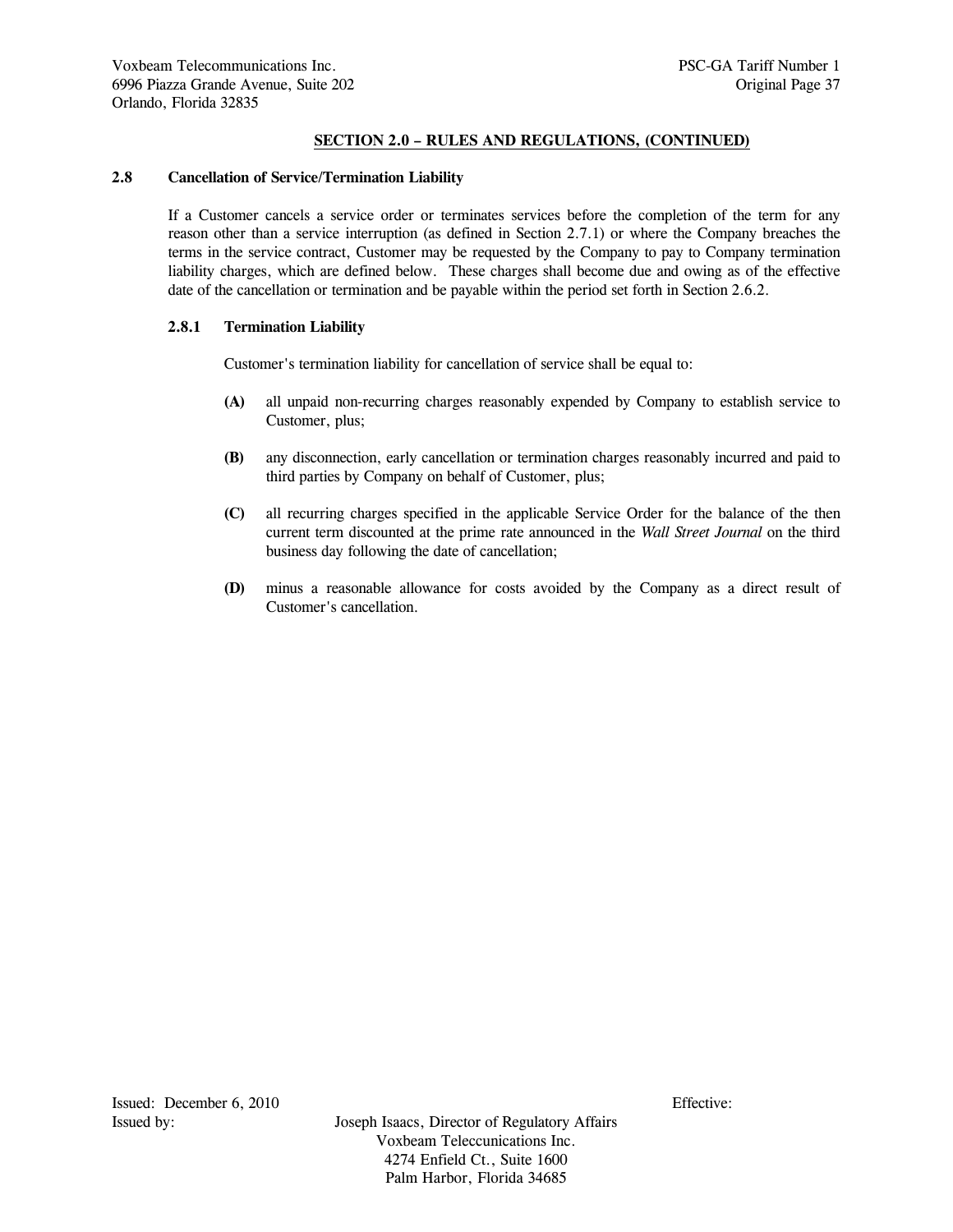## SECTION 2.0 – RULES AND REGULATIONS, (CONTINUED)

### 2.8 Cancellation of Service/Termination Liability

If a Customer cancels a service order or terminates services before the completion of the term for any reason other than a service interruption (as defined in Section 2.7.1) or where the Company breaches the terms in the service contract, Customer may be requested by the Company to pay to Company termination liability charges, which are defined below. These charges shall become due and owing as of the effective date of the cancellation or termination and be payable within the period set forth in Section 2.6.2.

#### 2.8.1 Termination Liability

Customer's termination liability for cancellation of service shall be equal to:

**(A)** all unpaid non-recurring charges reasonably expended by Company to establish service to Customer, plus;

**(B)** any disconnection, early cancellation or termination charges reasonably incurred and paid to third parties by Company on behalf of Customer, plus;

**(C)** all recurring charges specified in the applicable Service Order for the balance of the then current term discounted at the prime rate announced in the *Wall Street Journal* on the third business day following the date of cancellation;

**(D)** minus a reasonable allowance for costs avoided by the Company as a direct result of Customer's cancellation.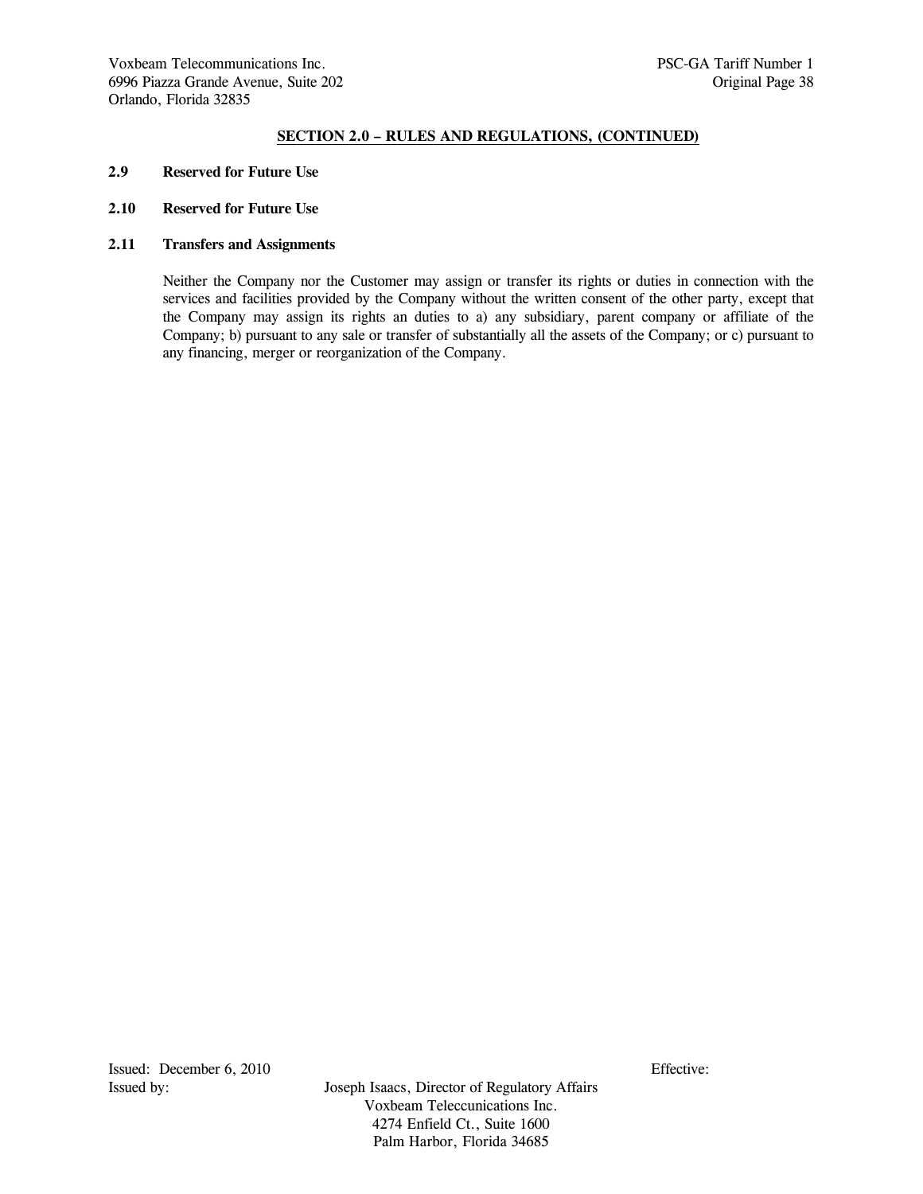**SECTION 2.0 – RULES AND REGULATIONS, (CONTINUED)**

**2.9 Reserved for Future Use**

**2.10 Reserved for Future Use**

**2.11 Transfers and Assignments**

Neither the Company nor the Customer may assign or transfer its rights or duties in connection with the services and facilities provided by the Company without the written consent of the other party, except that the Company may assign its rights an duties to a) any subsidiary, parent company or affiliate of the Company; b) pursuant to any sale or transfer of substantially all the assets of the Company; or c) pursuant to any financing, merger or reorganization of the Company.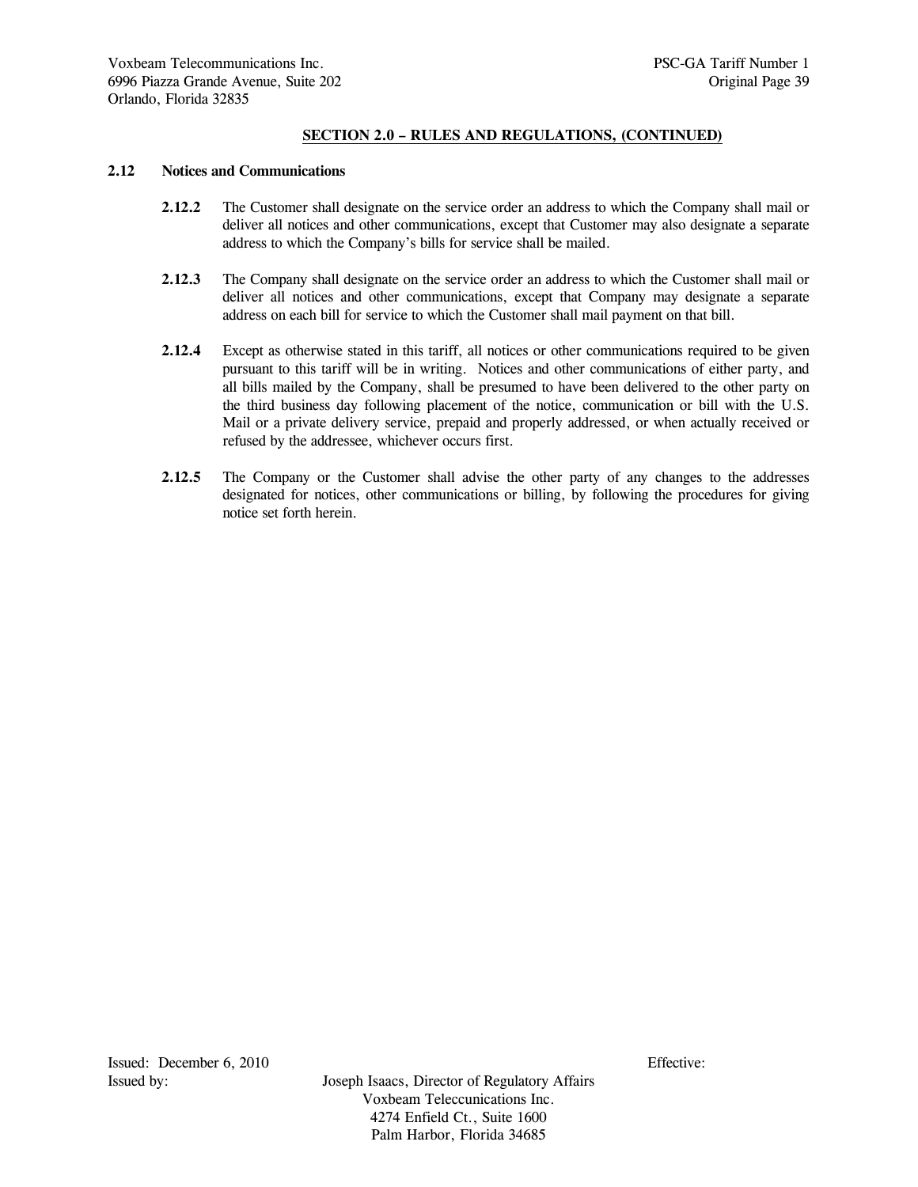## SECTION 2.0 – RULES AND REGULATIONS, (CONTINUED)

### 2.12 Notices and Communications

**2.12.2** The Customer shall designate on the service order an address to which the Company shall mail or deliver all notices and other communications, except that Customer may also designate a separate address to which the Company's bills for service shall be mailed.

**2.12.3** The Company shall designate on the service order an address to which the Customer shall mail or deliver all notices and other communications, except that Company may designate a separate address on each bill for service to which the Customer shall mail payment on that bill.

**2.12.4** Except as otherwise stated in this tariff, all notices or other communications required to be given pursuant to this tariff will be in writing. Notices and other communications of either party, and all bills mailed by the Company, shall be presumed to have been delivered to the other party on the third business day following placement of the notice, communication or bill with the U.S. Mail or a private delivery service, prepaid and properly addressed, or when actually received or refused by the addressee, whichever occurs first.

**2.12.5** The Company or the Customer shall advise the other party of any changes to the addresses designated for notices, other communications or billing, by following the procedures for giving notice set forth herein.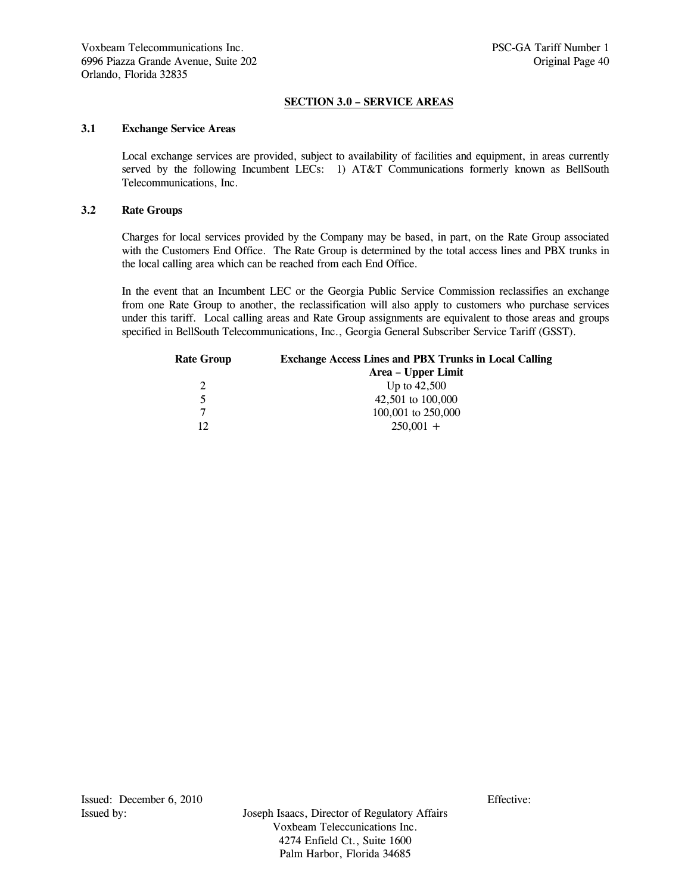## SECTION 3.0 – SERVICE AREAS

### 3.1 Exchange Service Areas

Local exchange services are provided, subject to availability of facilities and equipment, in areas currently served by the following Incumbent LECs: 1) AT&T Communications formerly known as BellSouth Telecommunications, Inc.

### 3.2 Rate Groups

Charges for local services provided by the Company may be based, in part, on the Rate Group associated with the Customers End Office. The Rate Group is determined by the total access lines and PBX trunks in the local calling area which can be reached from each End Office.

In the event that an Incumbent LEC or the Georgia Public Service Commission reclassifies an exchange from one Rate Group to another, the reclassification will also apply to customers who purchase services under this tariff. Local calling areas and Rate Group assignments are equivalent to those areas and groups specified in BellSouth Telecommunications, Inc., Georgia General Subscriber Service Tariff (GSST).

| Rate Group | Exchange Access Lines and PBX Trunks in Local Calling Area – Upper Limit |
|---|---|
| 2 | Up to 42,500 |
| 5 | 42,501 to 100,000 |
| 7 | 100,001 to 250,000 |
| 12 | 250,001 + |

Issued: December 6, 2010

Effective:

Issued by: Joseph Isaacs, Director of Regulatory Affairs
Voxbeam Teleccunications Inc.
4274 Enfield Ct., Suite 1600
Palm Harbor, Florida 34685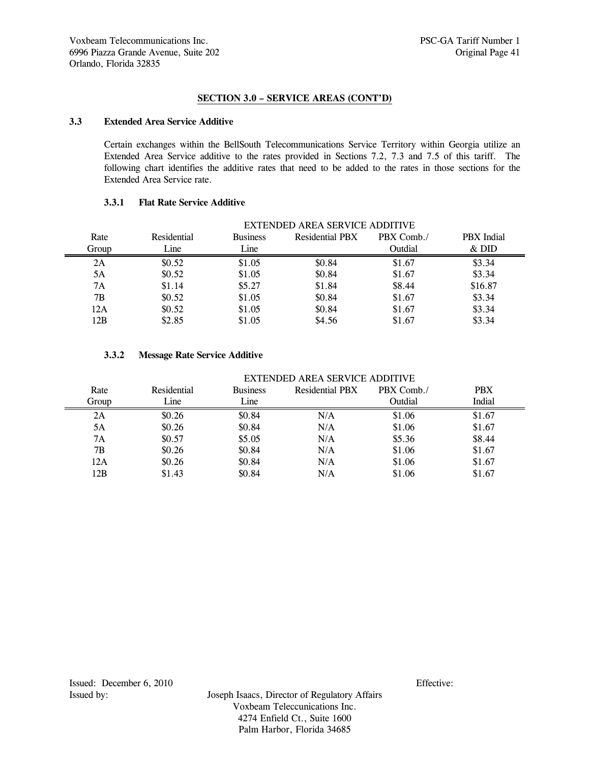## SECTION 3.0 – SERVICE AREAS (CONT'D)

### 3.3 Extended Area Service Additive

Certain exchanges within the BellSouth Telecommunications Service Territory within Georgia utilize an Extended Area Service additive to the rates provided in Sections 7.2, 7.3 and 7.5 of this tariff. The following chart identifies the additive rates that need to be added to the rates in those sections for the Extended Area Service rate.

#### 3.3.1 Flat Rate Service Additive

| | EXTENDED AREA SERVICE ADDITIVE | | | | |
|---|---|---|---|---|---|
| Rate Group | Residential Line | Business Line | Residential PBX | PBX Comb./ Outdial | PBX Indial & DID |
| 2A | $0.52 | $1.05 | $0.84 | $1.67 | $3.34 |
| 5A | $0.52 | $1.05 | $0.84 | $1.67 | $3.34 |
| 7A | $1.14 | $5.27 | $1.84 | $8.44 | $16.87 |
| 7B | $0.52 | $1.05 | $0.84 | $1.67 | $3.34 |
| 12A | $0.52 | $1.05 | $0.84 | $1.67 | $3.34 |
| 12B | $2.85 | $1.05 | $4.56 | $1.67 | $3.34 |

#### 3.3.2 Message Rate Service Additive

| | EXTENDED AREA SERVICE ADDITIVE | | | | |
|---|---|---|---|---|---|
| Rate Group | Residential Line | Business Line | Residential PBX | PBX Comb./ Outdial | PBX Indial |
| 2A | $0.26 | $0.84 | N/A | $1.06 | $1.67 |
| 5A | $0.26 | $0.84 | N/A | $1.06 | $1.67 |
| 7A | $0.57 | $5.05 | N/A | $5.36 | $8.44 |
| 7B | $0.26 | $0.84 | N/A | $1.06 | $1.67 |
| 12A | $0.26 | $0.84 | N/A | $1.06 | $1.67 |
| 12B | $1.43 | $0.84 | N/A | $1.06 | $1.67 |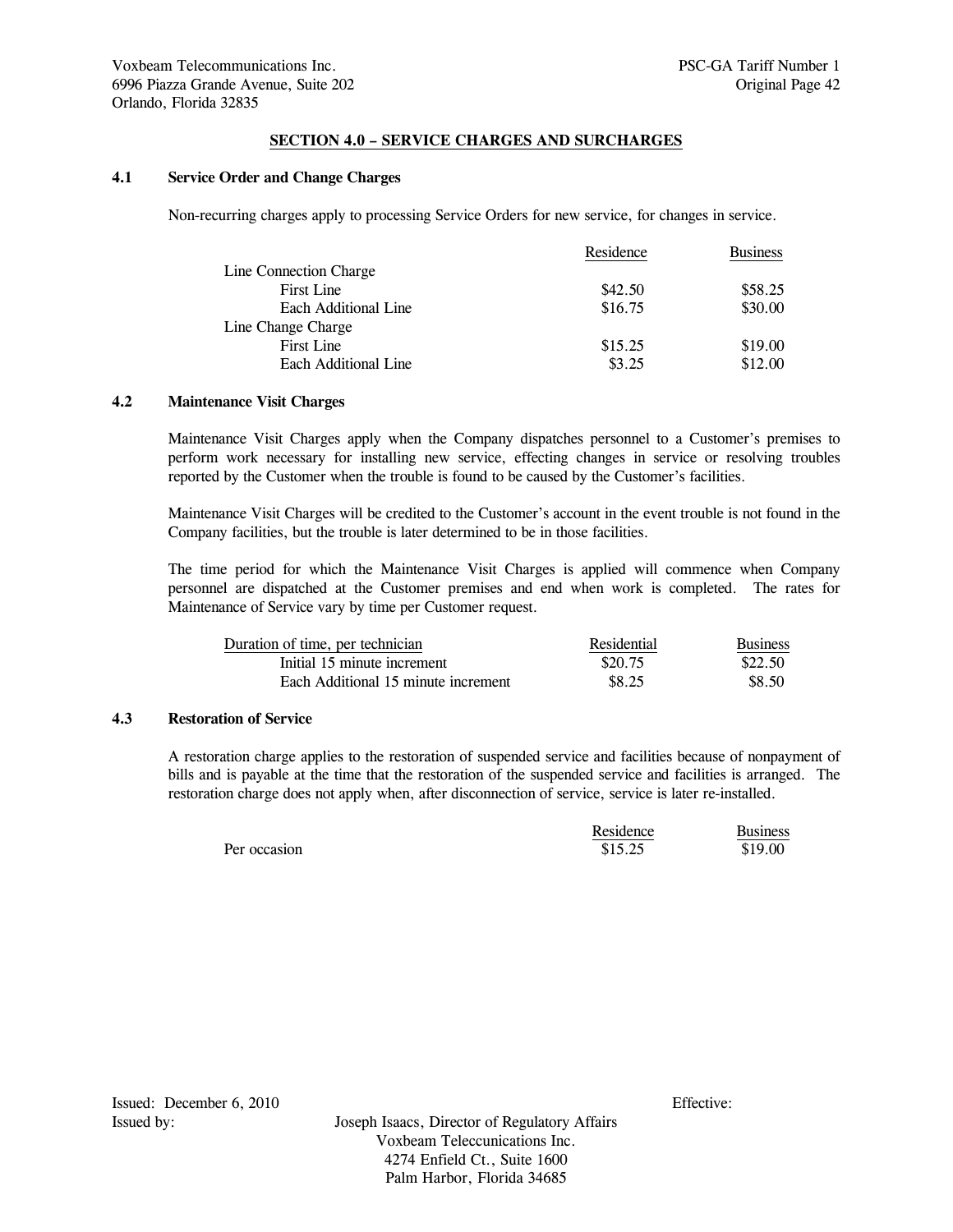## SECTION 4.0 – SERVICE CHARGES AND SURCHARGES

### 4.1 Service Order and Change Charges

Non-recurring charges apply to processing Service Orders for new service, for changes in service.

| | Residence | Business |
|---|---|---|
| Line Connection Charge | | |
| First Line | $42.50 | $58.25 |
| Each Additional Line | $16.75 | $30.00 |
| Line Change Charge | | |
| First Line | $15.25 | $19.00 |
| Each Additional Line | $3.25 | $12.00 |

### 4.2 Maintenance Visit Charges

Maintenance Visit Charges apply when the Company dispatches personnel to a Customer's premises to perform work necessary for installing new service, effecting changes in service or resolving troubles reported by the Customer when the trouble is found to be caused by the Customer's facilities.

Maintenance Visit Charges will be credited to the Customer's account in the event trouble is not found in the Company facilities, but the trouble is later determined to be in those facilities.

The time period for which the Maintenance Visit Charges is applied will commence when Company personnel are dispatched at the Customer premises and end when work is completed. The rates for Maintenance of Service vary by time per Customer request.

| Duration of time, per technician | Residential | Business |
|---|---|---|
| Initial 15 minute increment | $20.75 | $22.50 |
| Each Additional 15 minute increment | $8.25 | $8.50 |

### 4.3 Restoration of Service

A restoration charge applies to the restoration of suspended service and facilities because of nonpayment of bills and is payable at the time that the restoration of the suspended service and facilities is arranged. The restoration charge does not apply when, after disconnection of service, service is later re-installed.

| | Residence | Business |
|---|---|---|
| Per occasion | $15.25 | $19.00 |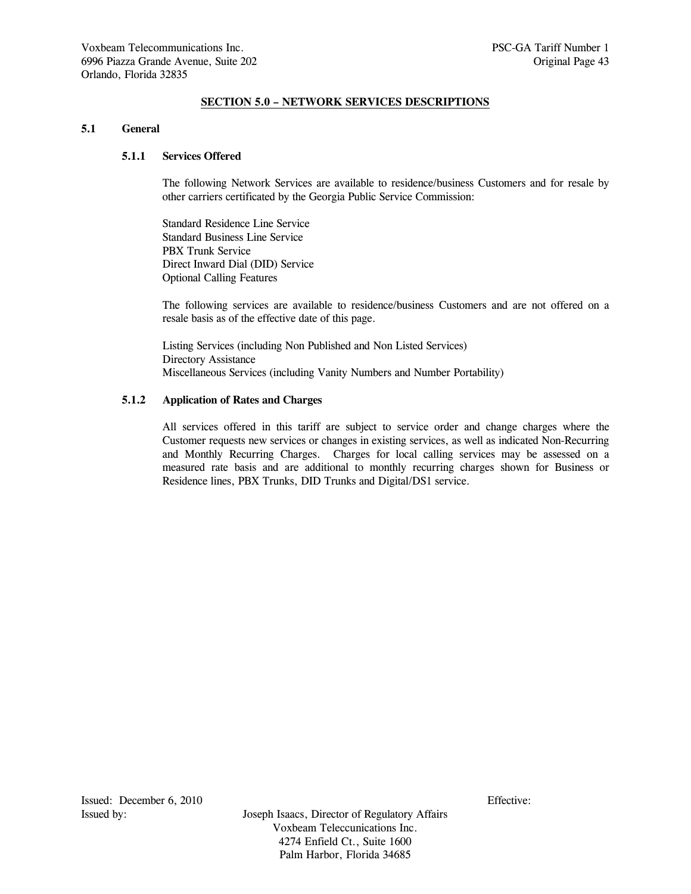## SECTION 5.0 – NETWORK SERVICES DESCRIPTIONS

### 5.1 General

#### 5.1.1 Services Offered

The following Network Services are available to residence/business Customers and for resale by other carriers certificated by the Georgia Public Service Commission:

Standard Residence Line Service
Standard Business Line Service
PBX Trunk Service
Direct Inward Dial (DID) Service
Optional Calling Features

The following services are available to residence/business Customers and are not offered on a resale basis as of the effective date of this page.

Listing Services (including Non Published and Non Listed Services)
Directory Assistance
Miscellaneous Services (including Vanity Numbers and Number Portability)

#### 5.1.2 Application of Rates and Charges

All services offered in this tariff are subject to service order and change charges where the Customer requests new services or changes in existing services, as well as indicated Non-Recurring and Monthly Recurring Charges. Charges for local calling services may be assessed on a measured rate basis and are additional to monthly recurring charges shown for Business or Residence lines, PBX Trunks, DID Trunks and Digital/DS1 service.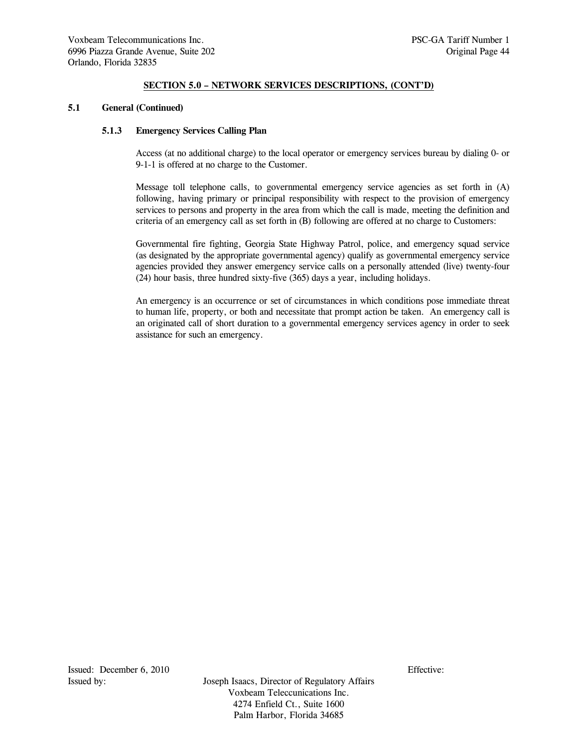## SECTION 5.0 – NETWORK SERVICES DESCRIPTIONS, (CONT'D)

### 5.1 General (Continued)

#### 5.1.3 Emergency Services Calling Plan

Access (at no additional charge) to the local operator or emergency services bureau by dialing 0- or 9-1-1 is offered at no charge to the Customer.

Message toll telephone calls, to governmental emergency service agencies as set forth in (A) following, having primary or principal responsibility with respect to the provision of emergency services to persons and property in the area from which the call is made, meeting the definition and criteria of an emergency call as set forth in (B) following are offered at no charge to Customers:

Governmental fire fighting, Georgia State Highway Patrol, police, and emergency squad service (as designated by the appropriate governmental agency) qualify as governmental emergency service agencies provided they answer emergency service calls on a personally attended (live) twenty-four (24) hour basis, three hundred sixty-five (365) days a year, including holidays.

An emergency is an occurrence or set of circumstances in which conditions pose immediate threat to human life, property, or both and necessitate that prompt action be taken. An emergency call is an originated call of short duration to a governmental emergency services agency in order to seek assistance for such an emergency.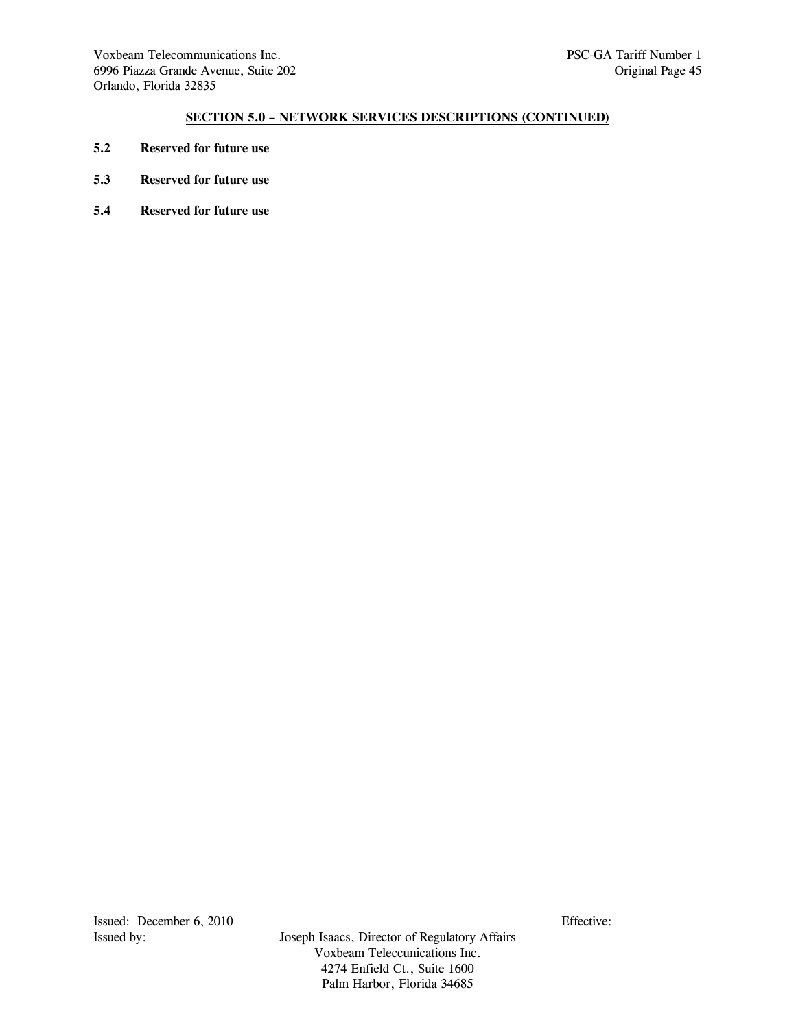## SECTION 5.0 – NETWORK SERVICES DESCRIPTIONS (CONTINUED)

**5.2 Reserved for future use**

**5.3 Reserved for future use**

**5.4 Reserved for future use**

Issued: December 6, 2010 Effective:

Issued by: Joseph Isaacs, Director of Regulatory Affairs
Voxbeam Teleccunications Inc.
4274 Enfield Ct., Suite 1600
Palm Harbor, Florida 34685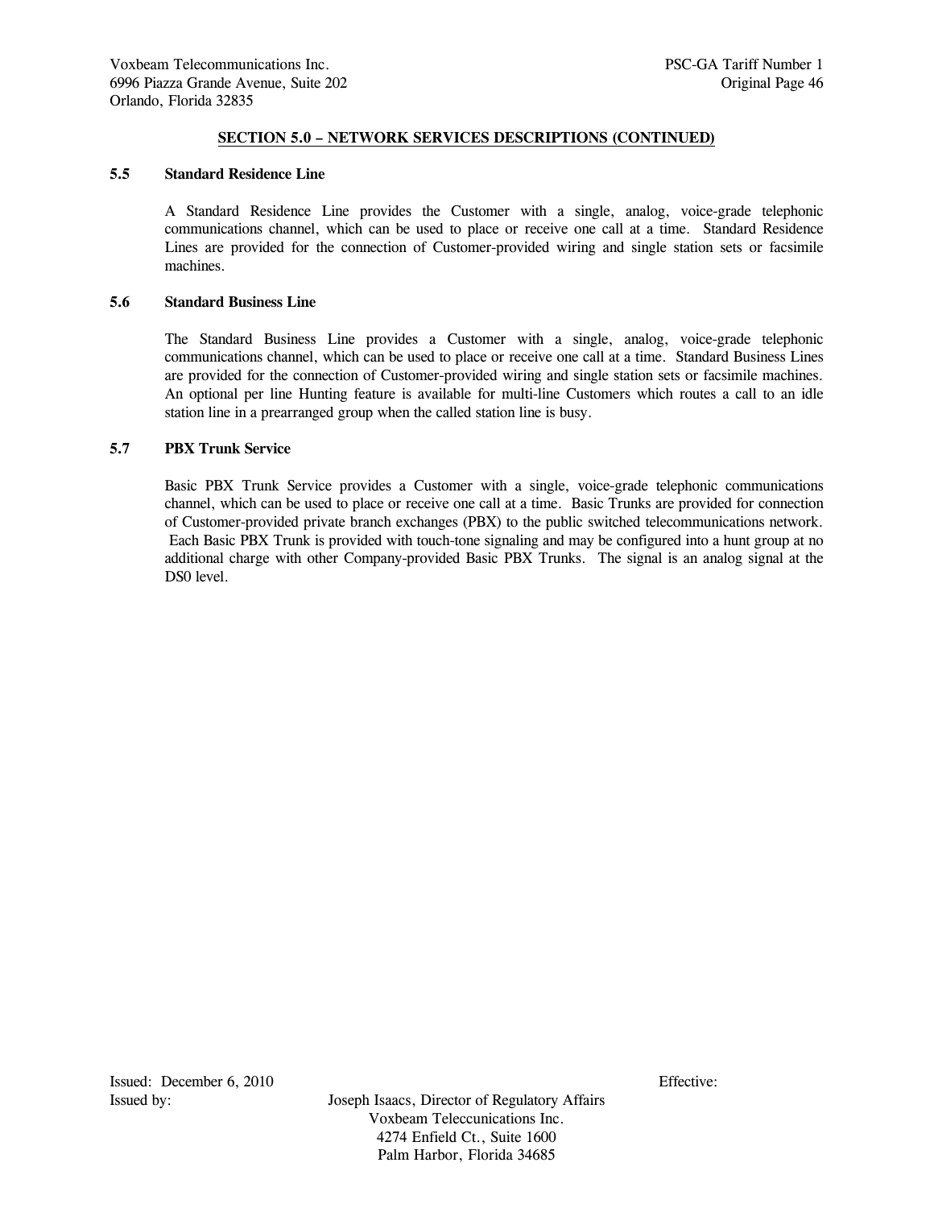## SECTION 5.0 – NETWORK SERVICES DESCRIPTIONS (CONTINUED)

### 5.5 Standard Residence Line

A Standard Residence Line provides the Customer with a single, analog, voice-grade telephonic communications channel, which can be used to place or receive one call at a time. Standard Residence Lines are provided for the connection of Customer-provided wiring and single station sets or facsimile machines.

### 5.6 Standard Business Line

The Standard Business Line provides a Customer with a single, analog, voice-grade telephonic communications channel, which can be used to place or receive one call at a time. Standard Business Lines are provided for the connection of Customer-provided wiring and single station sets or facsimile machines. An optional per line Hunting feature is available for multi-line Customers which routes a call to an idle station line in a prearranged group when the called station line is busy.

### 5.7 PBX Trunk Service

Basic PBX Trunk Service provides a Customer with a single, voice-grade telephonic communications channel, which can be used to place or receive one call at a time. Basic Trunks are provided for connection of Customer-provided private branch exchanges (PBX) to the public switched telecommunications network. Each Basic PBX Trunk is provided with touch-tone signaling and may be configured into a hunt group at no additional charge with other Company-provided Basic PBX Trunks. The signal is an analog signal at the DS0 level.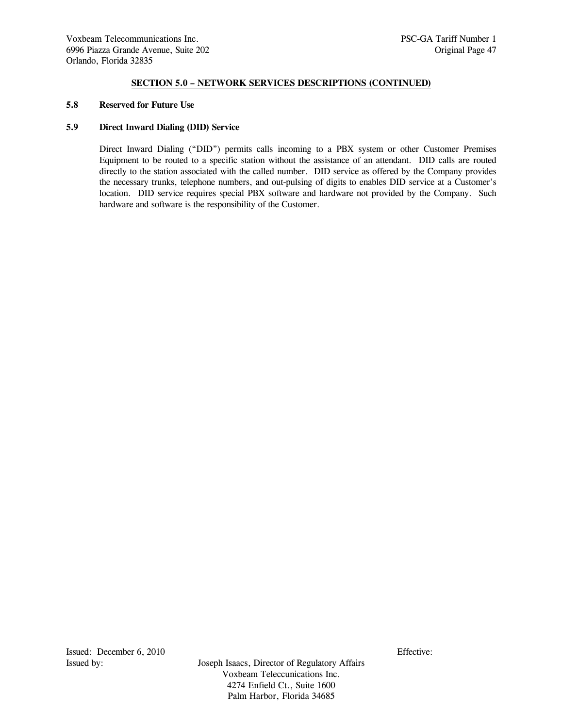## SECTION 5.0 – NETWORK SERVICES DESCRIPTIONS (CONTINUED)

**5.8 Reserved for Future Use**

**5.9 Direct Inward Dialing (DID) Service**

Direct Inward Dialing ("DID") permits calls incoming to a PBX system or other Customer Premises Equipment to be routed to a specific station without the assistance of an attendant. DID calls are routed directly to the station associated with the called number. DID service as offered by the Company provides the necessary trunks, telephone numbers, and out-pulsing of digits to enables DID service at a Customer's location. DID service requires special PBX software and hardware not provided by the Company. Such hardware and software is the responsibility of the Customer.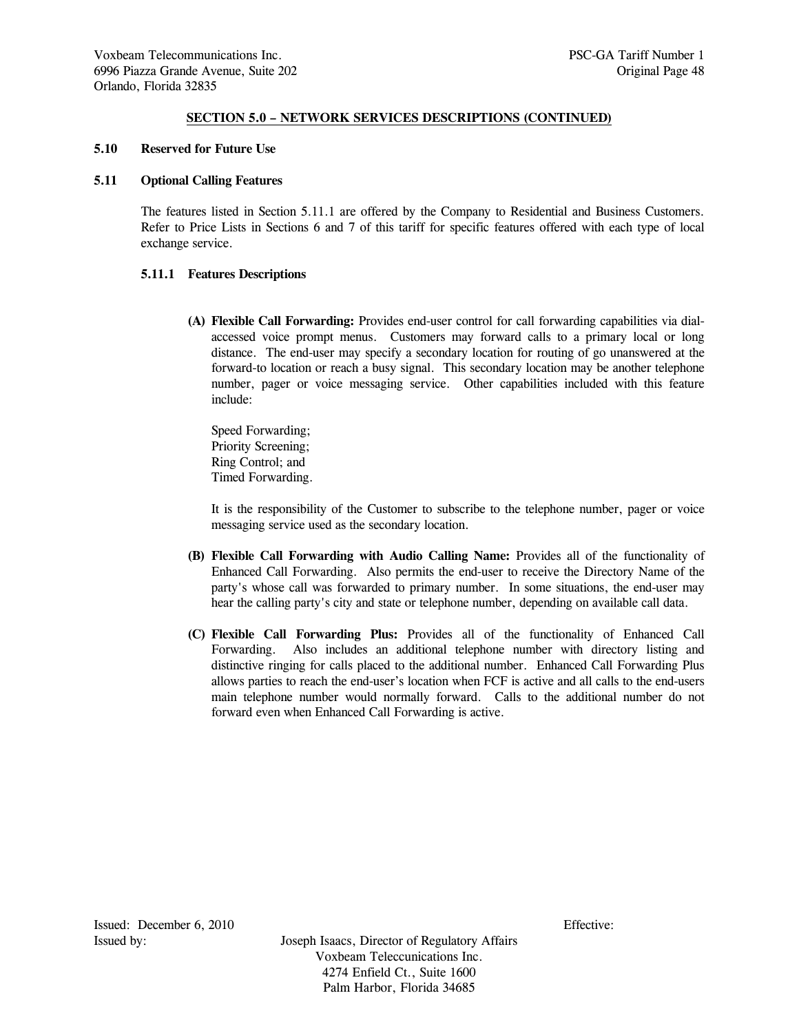## SECTION 5.0 – NETWORK SERVICES DESCRIPTIONS (CONTINUED)

### 5.10 Reserved for Future Use

### 5.11 Optional Calling Features

The features listed in Section 5.11.1 are offered by the Company to Residential and Business Customers. Refer to Price Lists in Sections 6 and 7 of this tariff for specific features offered with each type of local exchange service.

#### 5.11.1 Features Descriptions

**(A) Flexible Call Forwarding:** Provides end-user control for call forwarding capabilities via dial-accessed voice prompt menus. Customers may forward calls to a primary local or long distance. The end-user may specify a secondary location for routing of go unanswered at the forward-to location or reach a busy signal. This secondary location may be another telephone number, pager or voice messaging service. Other capabilities included with this feature include:

Speed Forwarding;
Priority Screening;
Ring Control; and
Timed Forwarding.

It is the responsibility of the Customer to subscribe to the telephone number, pager or voice messaging service used as the secondary location.

**(B) Flexible Call Forwarding with Audio Calling Name:** Provides all of the functionality of Enhanced Call Forwarding. Also permits the end-user to receive the Directory Name of the party's whose call was forwarded to primary number. In some situations, the end-user may hear the calling party's city and state or telephone number, depending on available call data.

**(C) Flexible Call Forwarding Plus:** Provides all of the functionality of Enhanced Call Forwarding. Also includes an additional telephone number with directory listing and distinctive ringing for calls placed to the additional number. Enhanced Call Forwarding Plus allows parties to reach the end-user's location when FCF is active and all calls to the end-users main telephone number would normally forward. Calls to the additional number do not forward even when Enhanced Call Forwarding is active.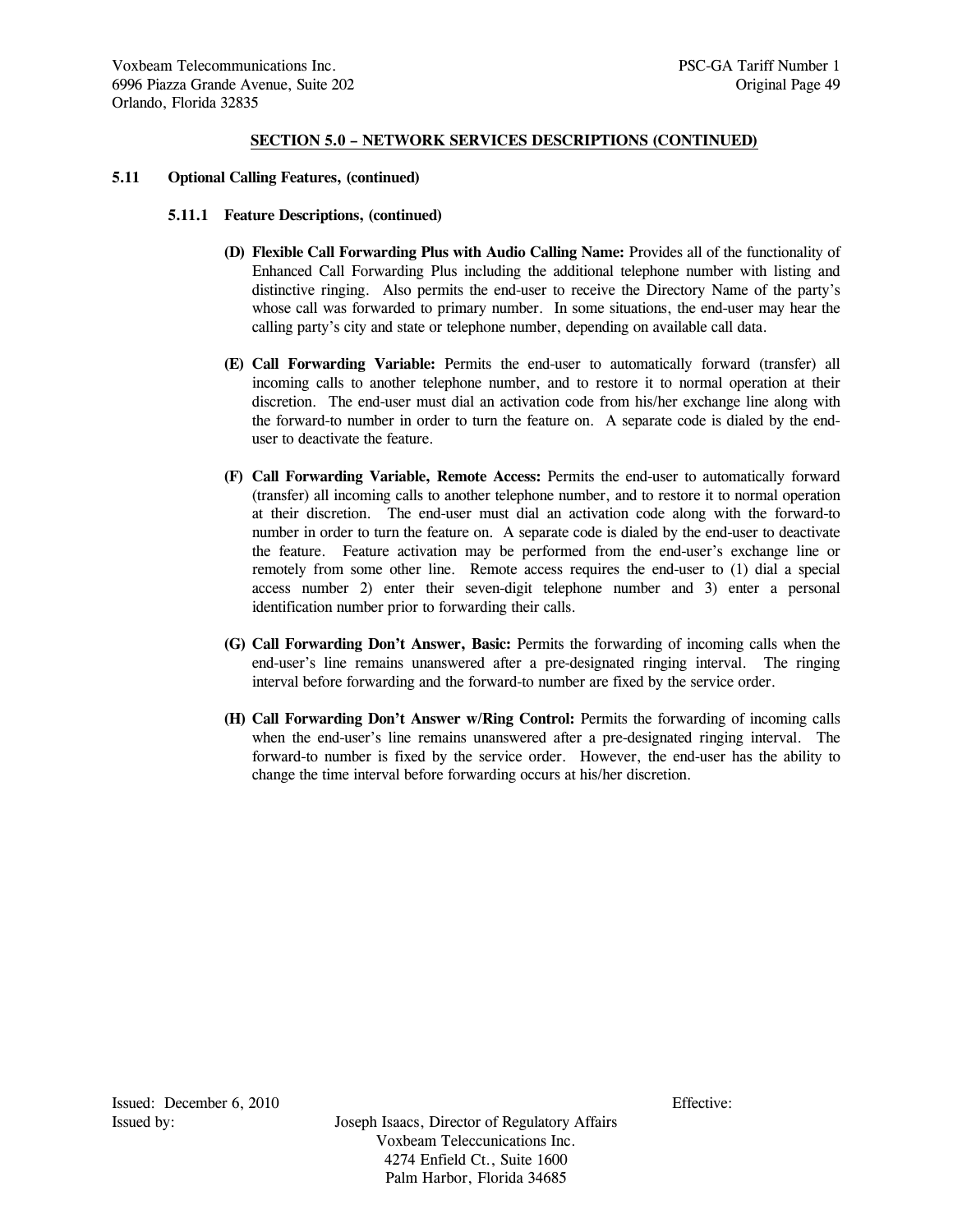## SECTION 5.0 – NETWORK SERVICES DESCRIPTIONS (CONTINUED)

**5.11 Optional Calling Features, (continued)**

**5.11.1 Feature Descriptions, (continued)**

**(D) Flexible Call Forwarding Plus with Audio Calling Name:** Provides all of the functionality of Enhanced Call Forwarding Plus including the additional telephone number with listing and distinctive ringing. Also permits the end-user to receive the Directory Name of the party's whose call was forwarded to primary number. In some situations, the end-user may hear the calling party's city and state or telephone number, depending on available call data.

**(E) Call Forwarding Variable:** Permits the end-user to automatically forward (transfer) all incoming calls to another telephone number, and to restore it to normal operation at their discretion. The end-user must dial an activation code from his/her exchange line along with the forward-to number in order to turn the feature on. A separate code is dialed by the end-user to deactivate the feature.

**(F) Call Forwarding Variable, Remote Access:** Permits the end-user to automatically forward (transfer) all incoming calls to another telephone number, and to restore it to normal operation at their discretion. The end-user must dial an activation code along with the forward-to number in order to turn the feature on. A separate code is dialed by the end-user to deactivate the feature. Feature activation may be performed from the end-user's exchange line or remotely from some other line. Remote access requires the end-user to (1) dial a special access number 2) enter their seven-digit telephone number and 3) enter a personal identification number prior to forwarding their calls.

**(G) Call Forwarding Don't Answer, Basic:** Permits the forwarding of incoming calls when the end-user's line remains unanswered after a pre-designated ringing interval. The ringing interval before forwarding and the forward-to number are fixed by the service order.

**(H) Call Forwarding Don't Answer w/Ring Control:** Permits the forwarding of incoming calls when the end-user's line remains unanswered after a pre-designated ringing interval. The forward-to number is fixed by the service order. However, the end-user has the ability to change the time interval before forwarding occurs at his/her discretion.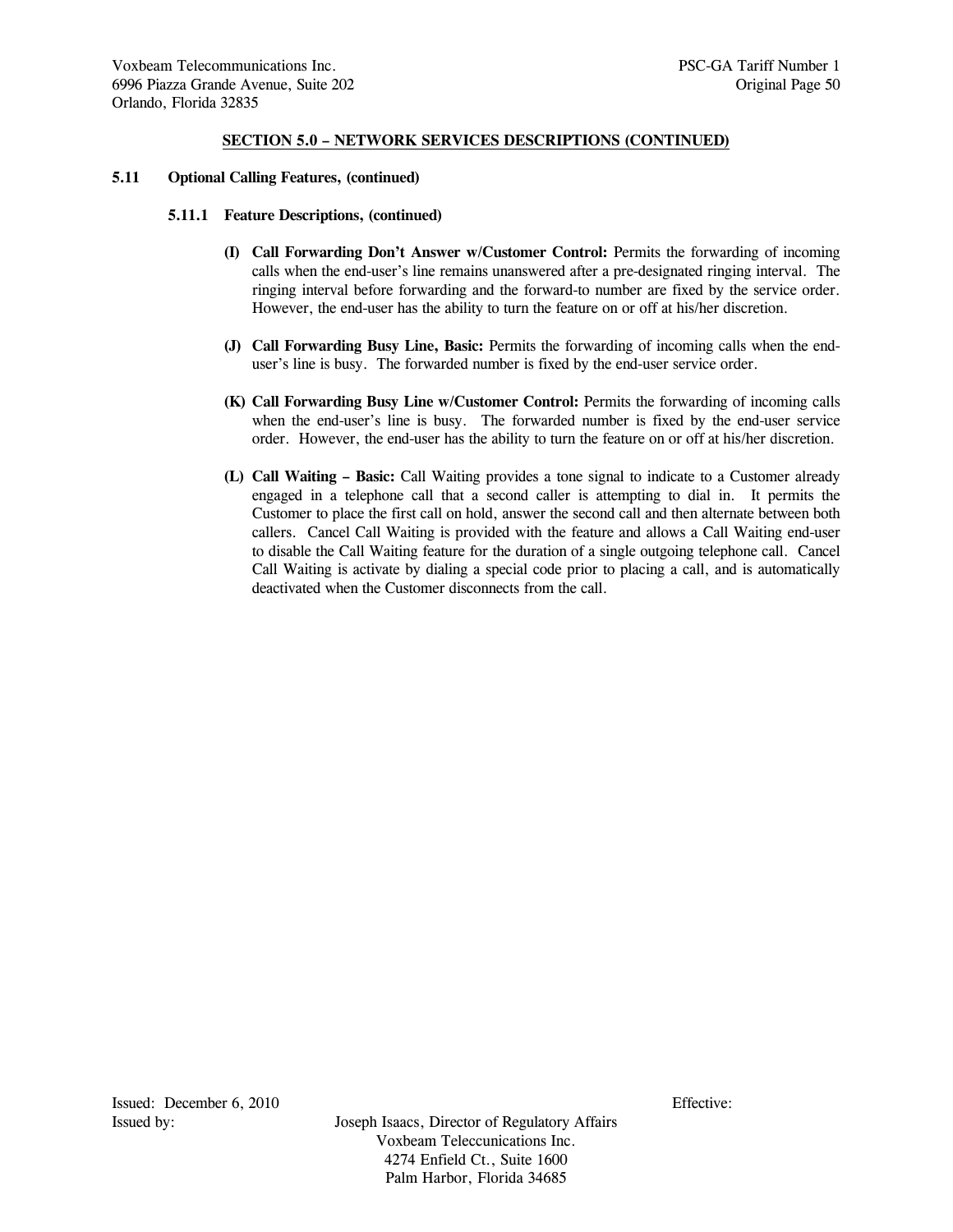## SECTION 5.0 – NETWORK SERVICES DESCRIPTIONS (CONTINUED)

### 5.11 Optional Calling Features, (continued)

#### 5.11.1 Feature Descriptions, (continued)

**(I) Call Forwarding Don't Answer w/Customer Control:** Permits the forwarding of incoming calls when the end-user's line remains unanswered after a pre-designated ringing interval. The ringing interval before forwarding and the forward-to number are fixed by the service order. However, the end-user has the ability to turn the feature on or off at his/her discretion.

**(J) Call Forwarding Busy Line, Basic:** Permits the forwarding of incoming calls when the end-user's line is busy. The forwarded number is fixed by the end-user service order.

**(K) Call Forwarding Busy Line w/Customer Control:** Permits the forwarding of incoming calls when the end-user's line is busy. The forwarded number is fixed by the end-user service order. However, the end-user has the ability to turn the feature on or off at his/her discretion.

**(L) Call Waiting – Basic:** Call Waiting provides a tone signal to indicate to a Customer already engaged in a telephone call that a second caller is attempting to dial in. It permits the Customer to place the first call on hold, answer the second call and then alternate between both callers. Cancel Call Waiting is provided with the feature and allows a Call Waiting end-user to disable the Call Waiting feature for the duration of a single outgoing telephone call. Cancel Call Waiting is activate by dialing a special code prior to placing a call, and is automatically deactivated when the Customer disconnects from the call.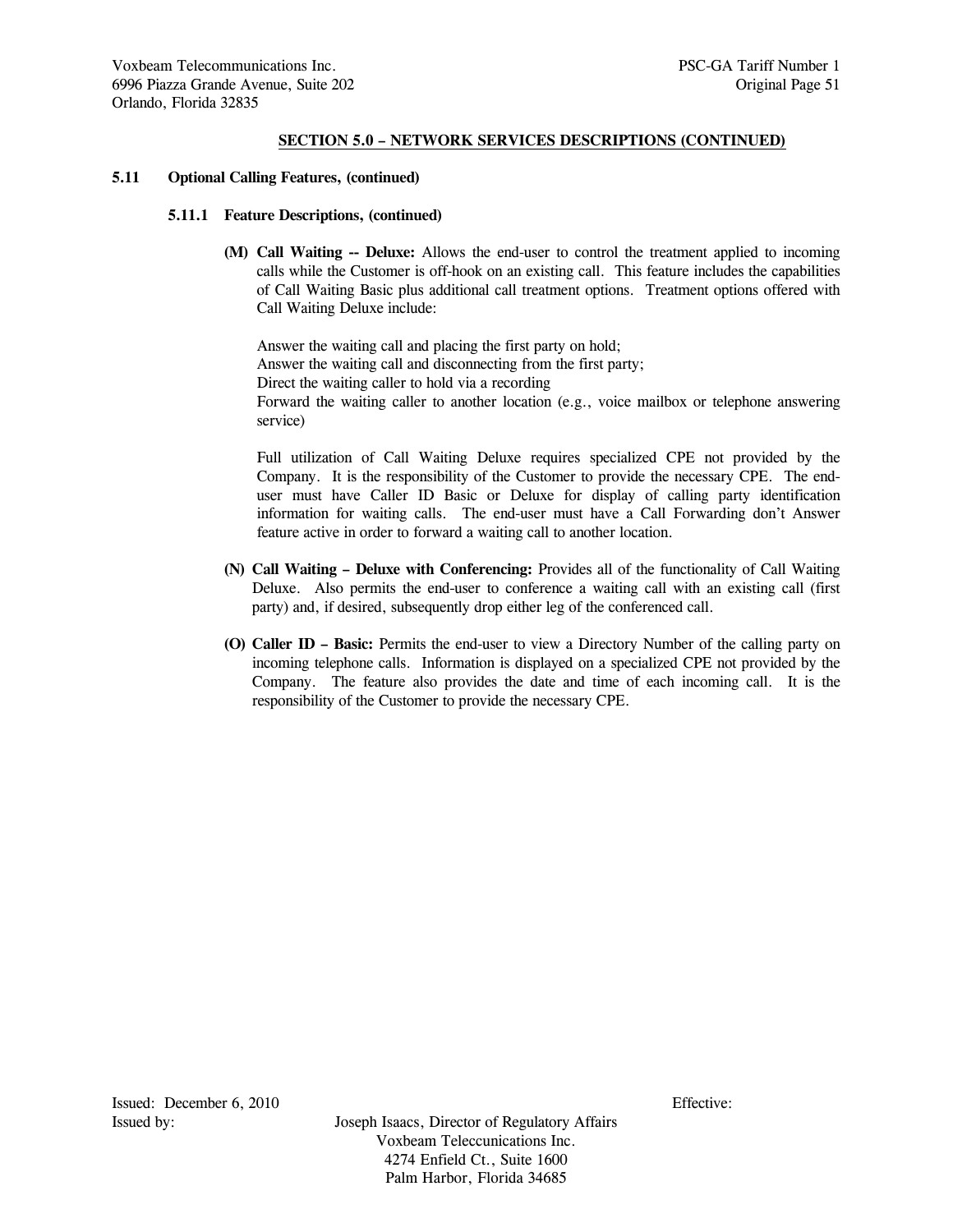## SECTION 5.0 – NETWORK SERVICES DESCRIPTIONS (CONTINUED)

**5.11 Optional Calling Features, (continued)**

**5.11.1 Feature Descriptions, (continued)**

**(M) Call Waiting -- Deluxe:** Allows the end-user to control the treatment applied to incoming calls while the Customer is off-hook on an existing call. This feature includes the capabilities of Call Waiting Basic plus additional call treatment options. Treatment options offered with Call Waiting Deluxe include:

Answer the waiting call and placing the first party on hold;
Answer the waiting call and disconnecting from the first party;
Direct the waiting caller to hold via a recording
Forward the waiting caller to another location (e.g., voice mailbox or telephone answering service)

Full utilization of Call Waiting Deluxe requires specialized CPE not provided by the Company. It is the responsibility of the Customer to provide the necessary CPE. The end-user must have Caller ID Basic or Deluxe for display of calling party identification information for waiting calls. The end-user must have a Call Forwarding don't Answer feature active in order to forward a waiting call to another location.

**(N) Call Waiting – Deluxe with Conferencing:** Provides all of the functionality of Call Waiting Deluxe. Also permits the end-user to conference a waiting call with an existing call (first party) and, if desired, subsequently drop either leg of the conferenced call.

**(O) Caller ID – Basic:** Permits the end-user to view a Directory Number of the calling party on incoming telephone calls. Information is displayed on a specialized CPE not provided by the Company. The feature also provides the date and time of each incoming call. It is the responsibility of the Customer to provide the necessary CPE.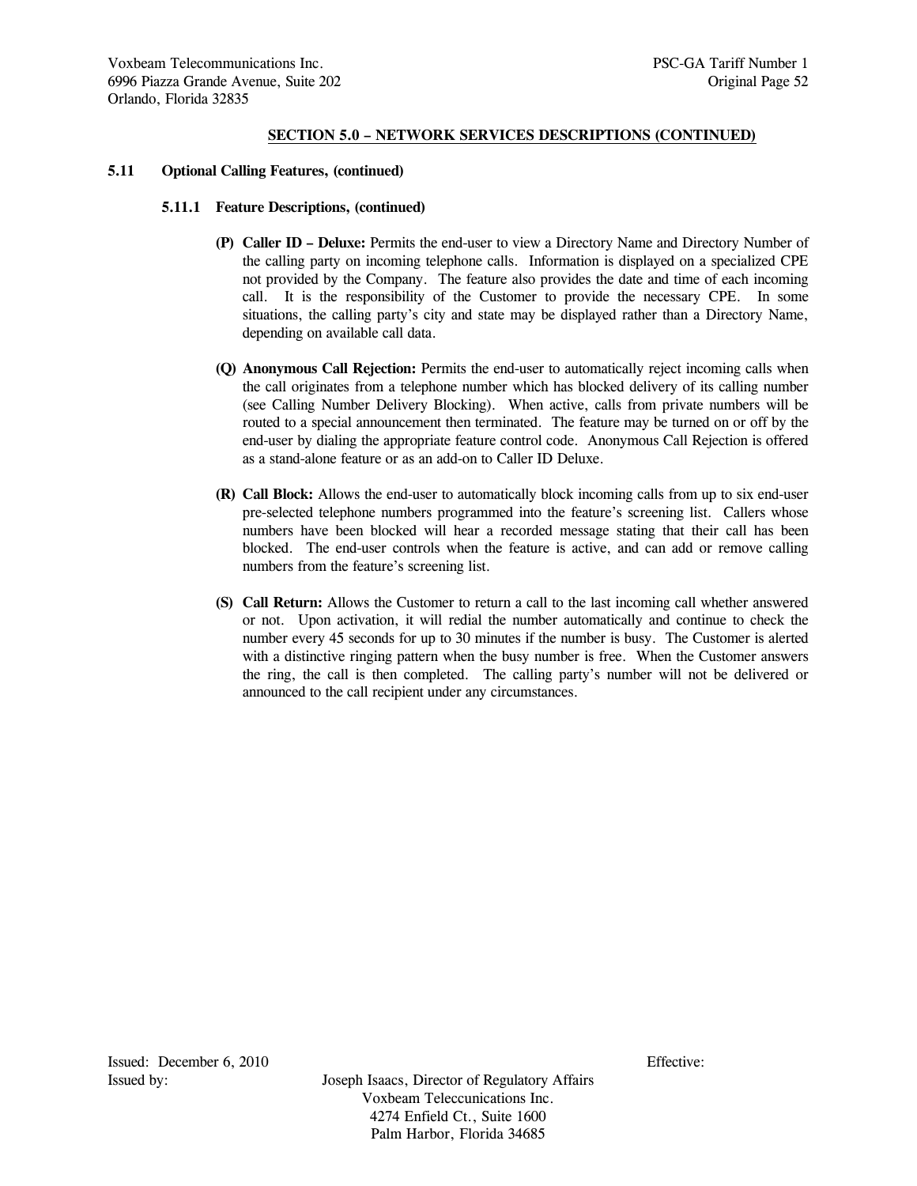## SECTION 5.0 – NETWORK SERVICES DESCRIPTIONS (CONTINUED)

**5.11 Optional Calling Features, (continued)**

**5.11.1 Feature Descriptions, (continued)**

**(P) Caller ID – Deluxe:** Permits the end-user to view a Directory Name and Directory Number of the calling party on incoming telephone calls. Information is displayed on a specialized CPE not provided by the Company. The feature also provides the date and time of each incoming call. It is the responsibility of the Customer to provide the necessary CPE. In some situations, the calling party's city and state may be displayed rather than a Directory Name, depending on available call data.

**(Q) Anonymous Call Rejection:** Permits the end-user to automatically reject incoming calls when the call originates from a telephone number which has blocked delivery of its calling number (see Calling Number Delivery Blocking). When active, calls from private numbers will be routed to a special announcement then terminated. The feature may be turned on or off by the end-user by dialing the appropriate feature control code. Anonymous Call Rejection is offered as a stand-alone feature or as an add-on to Caller ID Deluxe.

**(R) Call Block:** Allows the end-user to automatically block incoming calls from up to six end-user pre-selected telephone numbers programmed into the feature's screening list. Callers whose numbers have been blocked will hear a recorded message stating that their call has been blocked. The end-user controls when the feature is active, and can add or remove calling numbers from the feature's screening list.

**(S) Call Return:** Allows the Customer to return a call to the last incoming call whether answered or not. Upon activation, it will redial the number automatically and continue to check the number every 45 seconds for up to 30 minutes if the number is busy. The Customer is alerted with a distinctive ringing pattern when the busy number is free. When the Customer answers the ring, the call is then completed. The calling party's number will not be delivered or announced to the call recipient under any circumstances.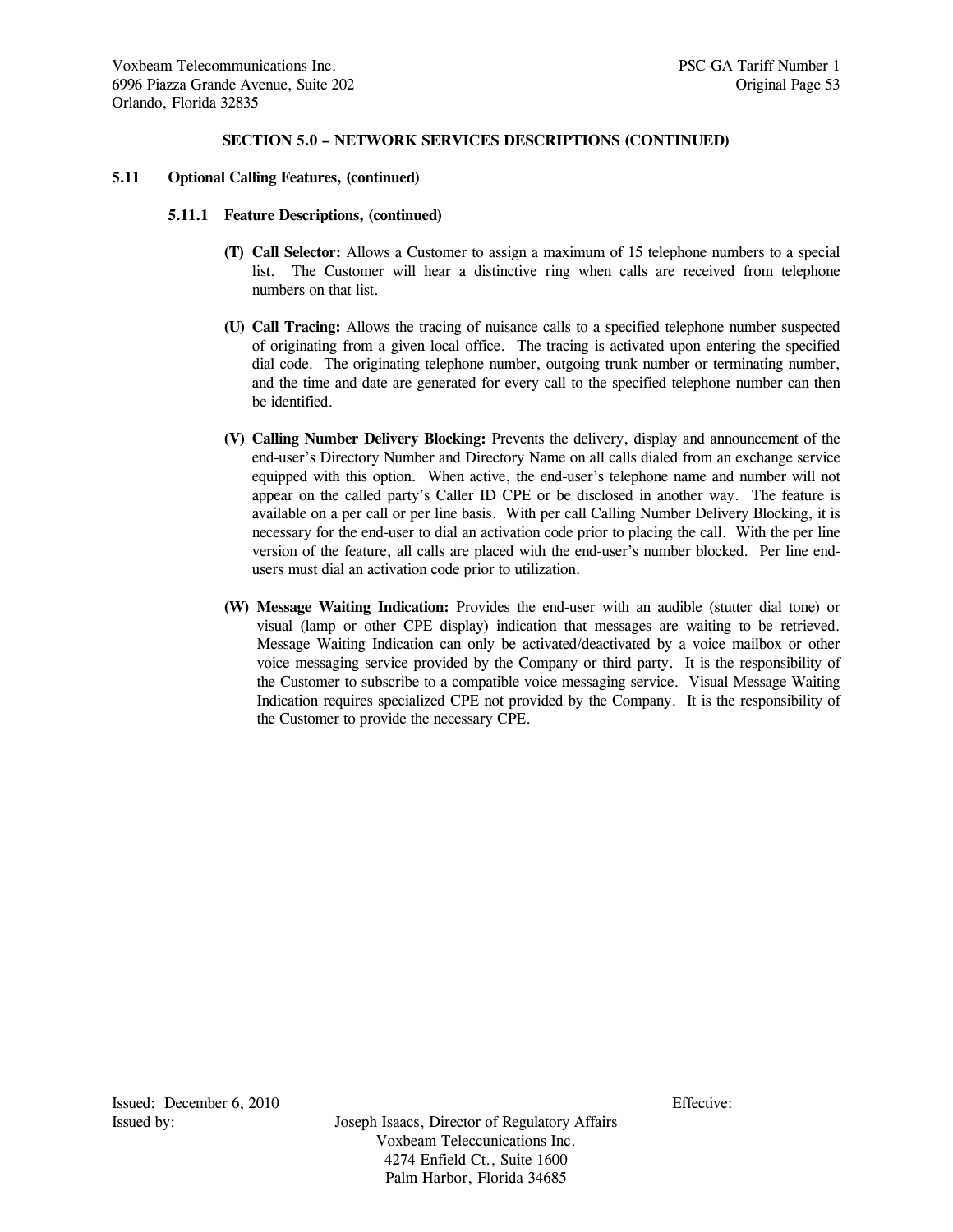## SECTION 5.0 – NETWORK SERVICES DESCRIPTIONS (CONTINUED)

**5.11 Optional Calling Features, (continued)**

**5.11.1 Feature Descriptions, (continued)**

**(T) Call Selector:** Allows a Customer to assign a maximum of 15 telephone numbers to a special list. The Customer will hear a distinctive ring when calls are received from telephone numbers on that list.

**(U) Call Tracing:** Allows the tracing of nuisance calls to a specified telephone number suspected of originating from a given local office. The tracing is activated upon entering the specified dial code. The originating telephone number, outgoing trunk number or terminating number, and the time and date are generated for every call to the specified telephone number can then be identified.

**(V) Calling Number Delivery Blocking:** Prevents the delivery, display and announcement of the end-user's Directory Number and Directory Name on all calls dialed from an exchange service equipped with this option. When active, the end-user's telephone name and number will not appear on the called party's Caller ID CPE or be disclosed in another way. The feature is available on a per call or per line basis. With per call Calling Number Delivery Blocking, it is necessary for the end-user to dial an activation code prior to placing the call. With the per line version of the feature, all calls are placed with the end-user's number blocked. Per line end-users must dial an activation code prior to utilization.

**(W) Message Waiting Indication:** Provides the end-user with an audible (stutter dial tone) or visual (lamp or other CPE display) indication that messages are waiting to be retrieved. Message Waiting Indication can only be activated/deactivated by a voice mailbox or other voice messaging service provided by the Company or third party. It is the responsibility of the Customer to subscribe to a compatible voice messaging service. Visual Message Waiting Indication requires specialized CPE not provided by the Company. It is the responsibility of the Customer to provide the necessary CPE.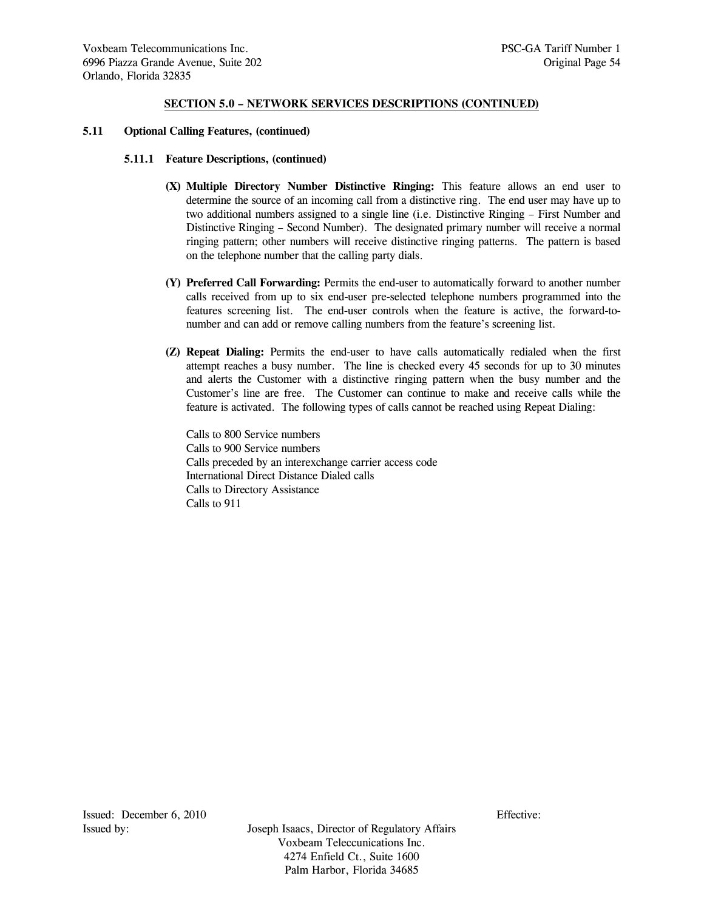## SECTION 5.0 – NETWORK SERVICES DESCRIPTIONS (CONTINUED)

### 5.11 Optional Calling Features, (continued)

#### 5.11.1 Feature Descriptions, (continued)

**(X) Multiple Directory Number Distinctive Ringing:** This feature allows an end user to determine the source of an incoming call from a distinctive ring. The end user may have up to two additional numbers assigned to a single line (i.e. Distinctive Ringing – First Number and Distinctive Ringing – Second Number). The designated primary number will receive a normal ringing pattern; other numbers will receive distinctive ringing patterns. The pattern is based on the telephone number that the calling party dials.

**(Y) Preferred Call Forwarding:** Permits the end-user to automatically forward to another number calls received from up to six end-user pre-selected telephone numbers programmed into the features screening list. The end-user controls when the feature is active, the forward-to-number and can add or remove calling numbers from the feature's screening list.

**(Z) Repeat Dialing:** Permits the end-user to have calls automatically redialed when the first attempt reaches a busy number. The line is checked every 45 seconds for up to 30 minutes and alerts the Customer with a distinctive ringing pattern when the busy number and the Customer's line are free. The Customer can continue to make and receive calls while the feature is activated. The following types of calls cannot be reached using Repeat Dialing:

Calls to 800 Service numbers
Calls to 900 Service numbers
Calls preceded by an interexchange carrier access code
International Direct Distance Dialed calls
Calls to Directory Assistance
Calls to 911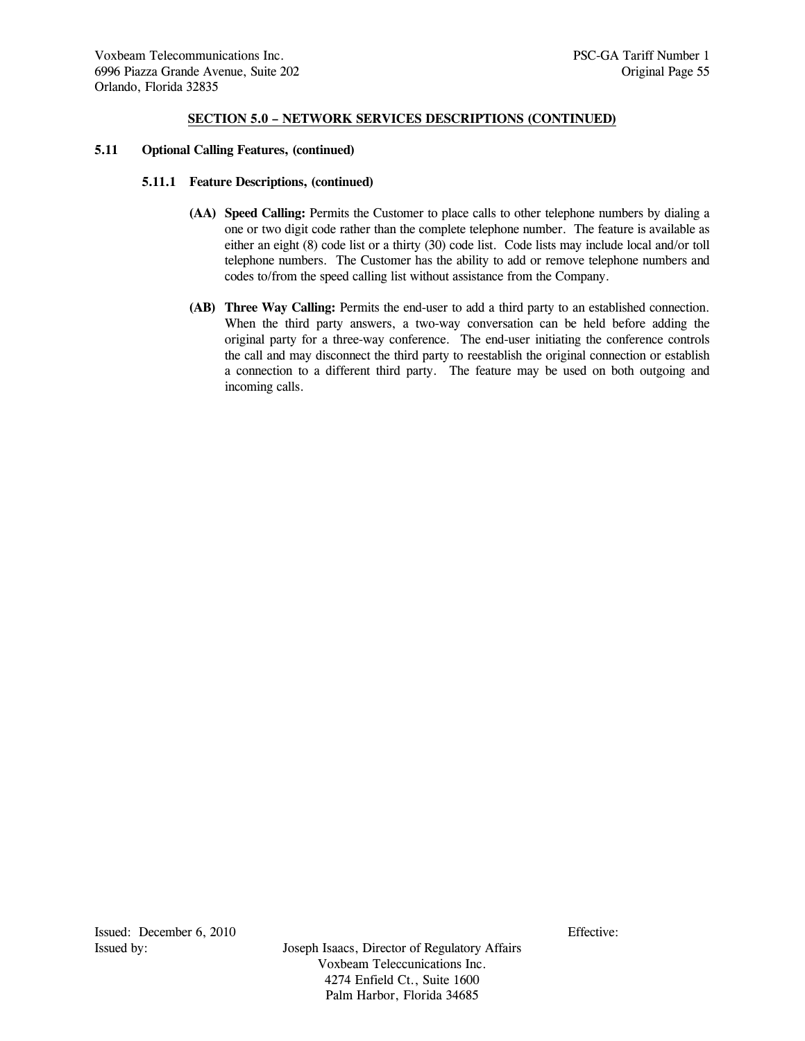## SECTION 5.0 – NETWORK SERVICES DESCRIPTIONS (CONTINUED)

### 5.11 Optional Calling Features, (continued)

#### 5.11.1 Feature Descriptions, (continued)

**(AA) Speed Calling:** Permits the Customer to place calls to other telephone numbers by dialing a one or two digit code rather than the complete telephone number. The feature is available as either an eight (8) code list or a thirty (30) code list. Code lists may include local and/or toll telephone numbers. The Customer has the ability to add or remove telephone numbers and codes to/from the speed calling list without assistance from the Company.

**(AB) Three Way Calling:** Permits the end-user to add a third party to an established connection. When the third party answers, a two-way conversation can be held before adding the original party for a three-way conference. The end-user initiating the conference controls the call and may disconnect the third party to reestablish the original connection or establish a connection to a different third party. The feature may be used on both outgoing and incoming calls.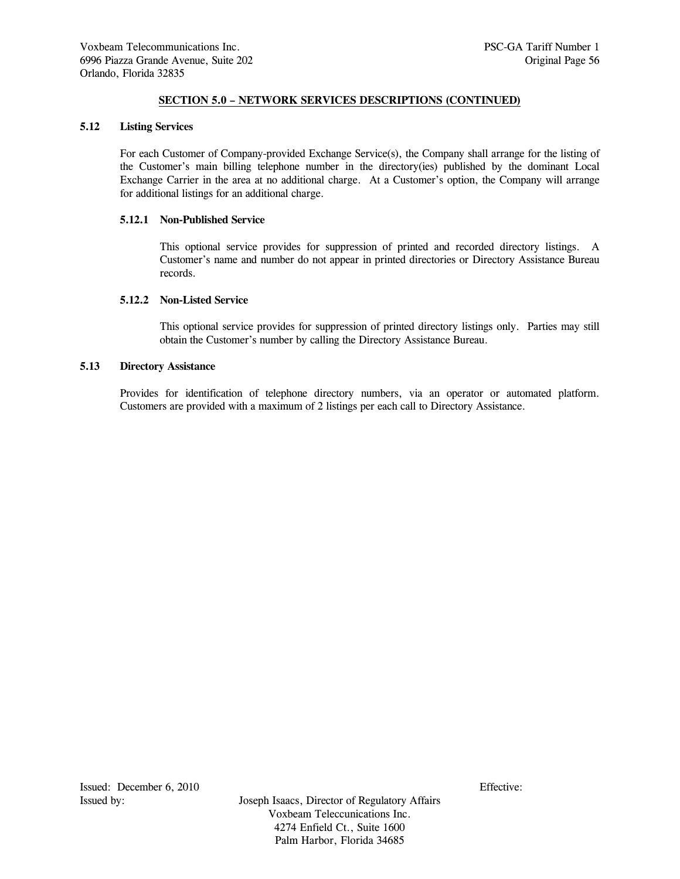## SECTION 5.0 – NETWORK SERVICES DESCRIPTIONS (CONTINUED)

### 5.12 Listing Services

For each Customer of Company-provided Exchange Service(s), the Company shall arrange for the listing of the Customer's main billing telephone number in the directory(ies) published by the dominant Local Exchange Carrier in the area at no additional charge. At a Customer's option, the Company will arrange for additional listings for an additional charge.

#### 5.12.1 Non-Published Service

This optional service provides for suppression of printed and recorded directory listings. A Customer's name and number do not appear in printed directories or Directory Assistance Bureau records.

#### 5.12.2 Non-Listed Service

This optional service provides for suppression of printed directory listings only. Parties may still obtain the Customer's number by calling the Directory Assistance Bureau.

### 5.13 Directory Assistance

Provides for identification of telephone directory numbers, via an operator or automated platform. Customers are provided with a maximum of 2 listings per each call to Directory Assistance.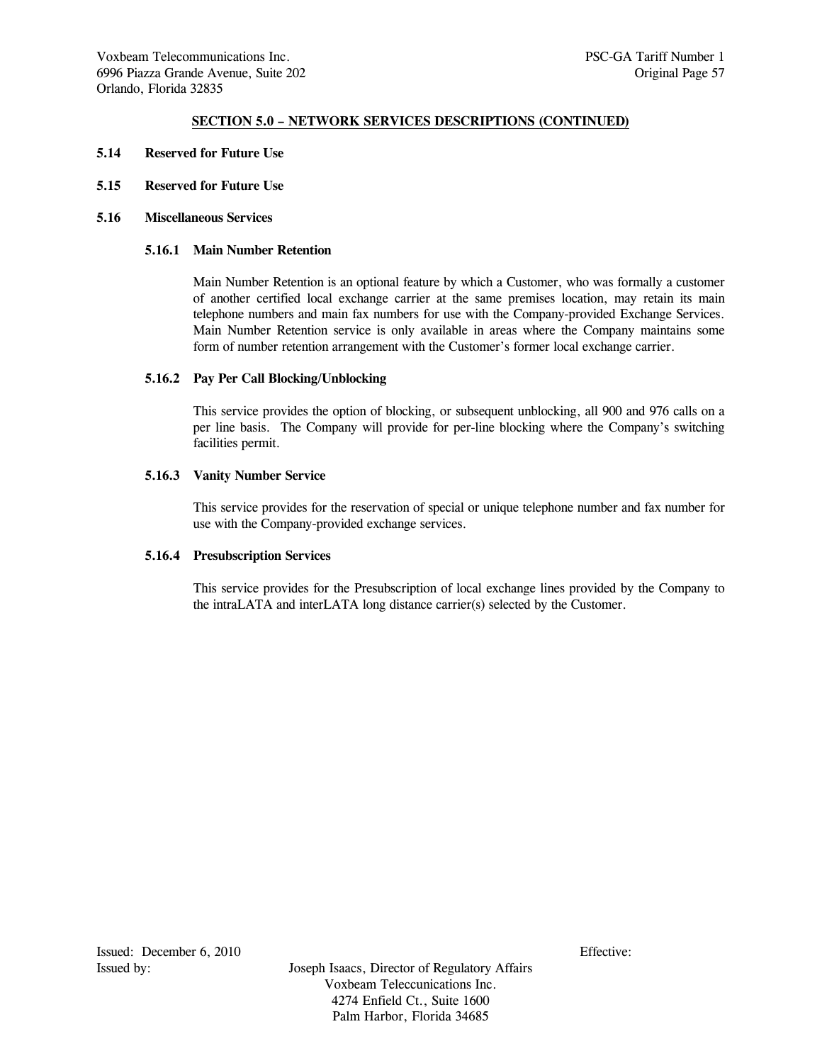## SECTION 5.0 – NETWORK SERVICES DESCRIPTIONS (CONTINUED)

**5.14 Reserved for Future Use**

**5.15 Reserved for Future Use**

**5.16 Miscellaneous Services**

**5.16.1 Main Number Retention**

Main Number Retention is an optional feature by which a Customer, who was formally a customer of another certified local exchange carrier at the same premises location, may retain its main telephone numbers and main fax numbers for use with the Company-provided Exchange Services. Main Number Retention service is only available in areas where the Company maintains some form of number retention arrangement with the Customer's former local exchange carrier.

**5.16.2 Pay Per Call Blocking/Unblocking**

This service provides the option of blocking, or subsequent unblocking, all 900 and 976 calls on a per line basis. The Company will provide for per-line blocking where the Company's switching facilities permit.

**5.16.3 Vanity Number Service**

This service provides for the reservation of special or unique telephone number and fax number for use with the Company-provided exchange services.

**5.16.4 Presubscription Services**

This service provides for the Presubscription of local exchange lines provided by the Company to the intraLATA and interLATA long distance carrier(s) selected by the Customer.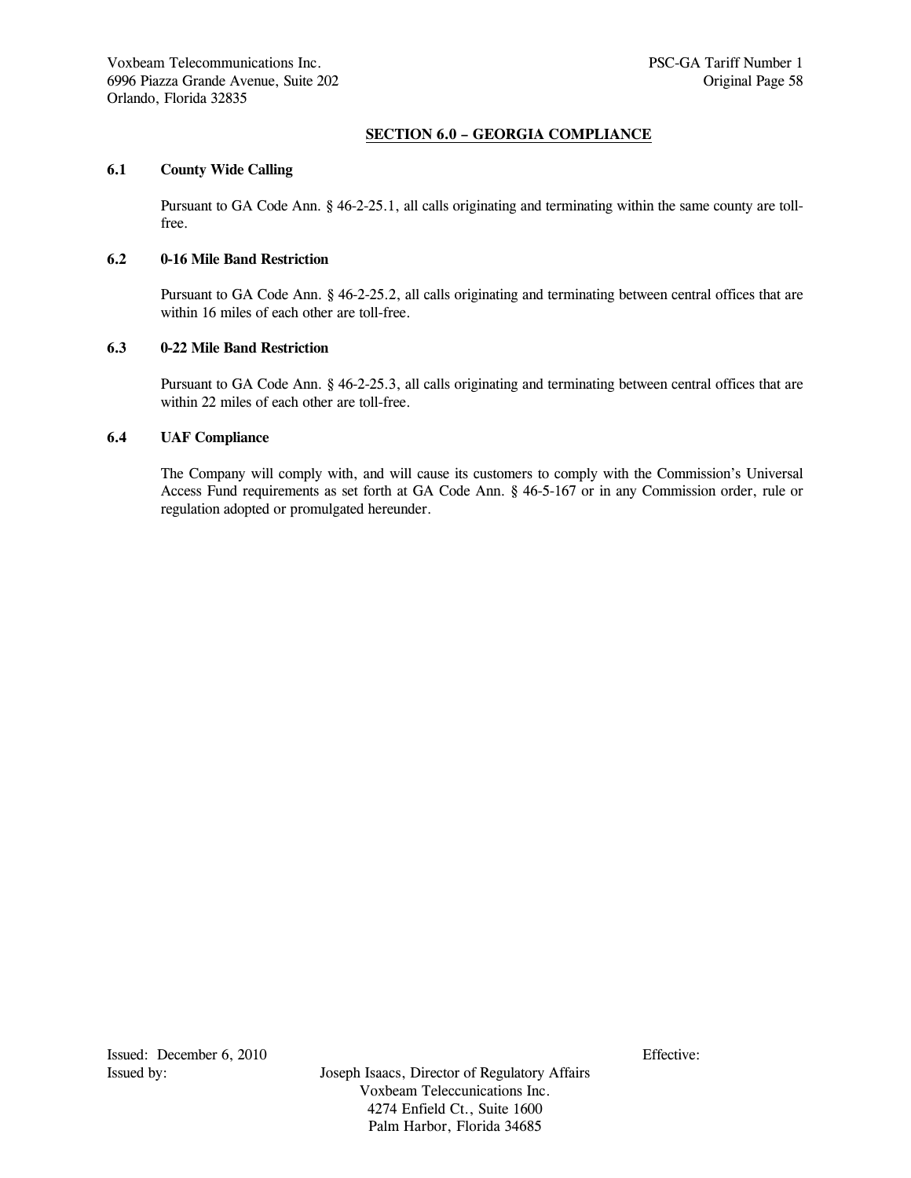## SECTION 6.0 – GEORGIA COMPLIANCE

### 6.1 County Wide Calling

Pursuant to GA Code Ann. § 46-2-25.1, all calls originating and terminating within the same county are toll-free.

### 6.2 0-16 Mile Band Restriction

Pursuant to GA Code Ann. § 46-2-25.2, all calls originating and terminating between central offices that are within 16 miles of each other are toll-free.

### 6.3 0-22 Mile Band Restriction

Pursuant to GA Code Ann. § 46-2-25.3, all calls originating and terminating between central offices that are within 22 miles of each other are toll-free.

### 6.4 UAF Compliance

The Company will comply with, and will cause its customers to comply with the Commission's Universal Access Fund requirements as set forth at GA Code Ann. § 46-5-167 or in any Commission order, rule or regulation adopted or promulgated hereunder.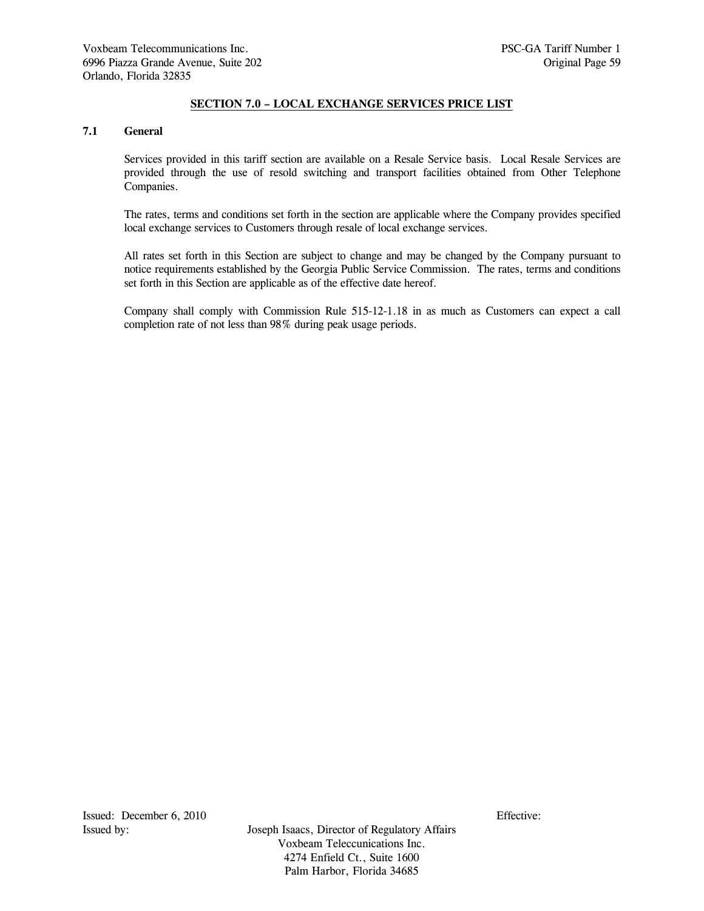## SECTION 7.0 – LOCAL EXCHANGE SERVICES PRICE LIST

### 7.1 General

Services provided in this tariff section are available on a Resale Service basis. Local Resale Services are provided through the use of resold switching and transport facilities obtained from Other Telephone Companies.

The rates, terms and conditions set forth in the section are applicable where the Company provides specified local exchange services to Customers through resale of local exchange services.

All rates set forth in this Section are subject to change and may be changed by the Company pursuant to notice requirements established by the Georgia Public Service Commission. The rates, terms and conditions set forth in this Section are applicable as of the effective date hereof.

Company shall comply with Commission Rule 515-12-1.18 in as much as Customers can expect a call completion rate of not less than 98% during peak usage periods.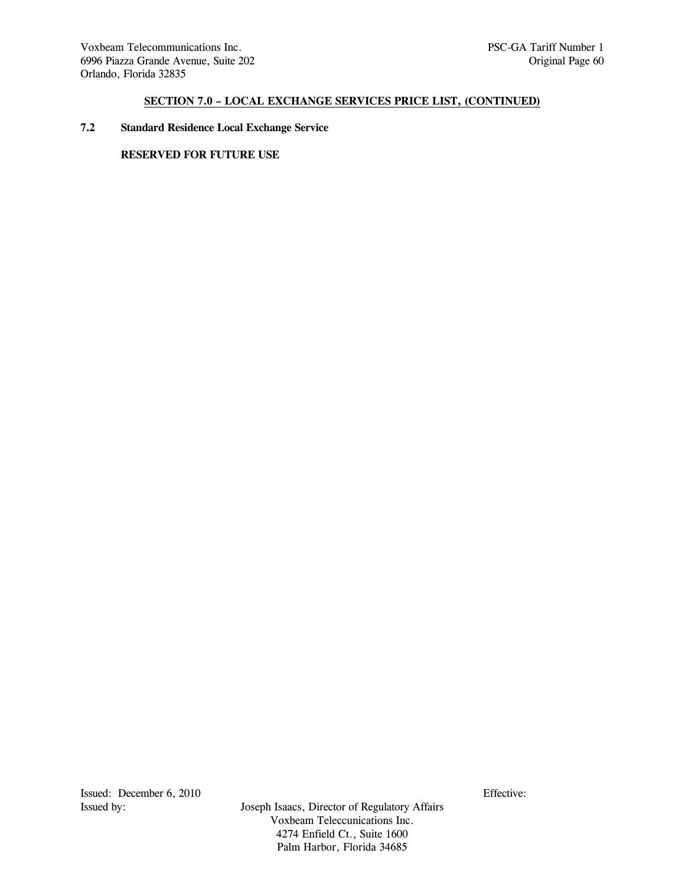## SECTION 7.0 – LOCAL EXCHANGE SERVICES PRICE LIST, (CONTINUED)

### 7.2 Standard Residence Local Exchange Service

**RESERVED FOR FUTURE USE**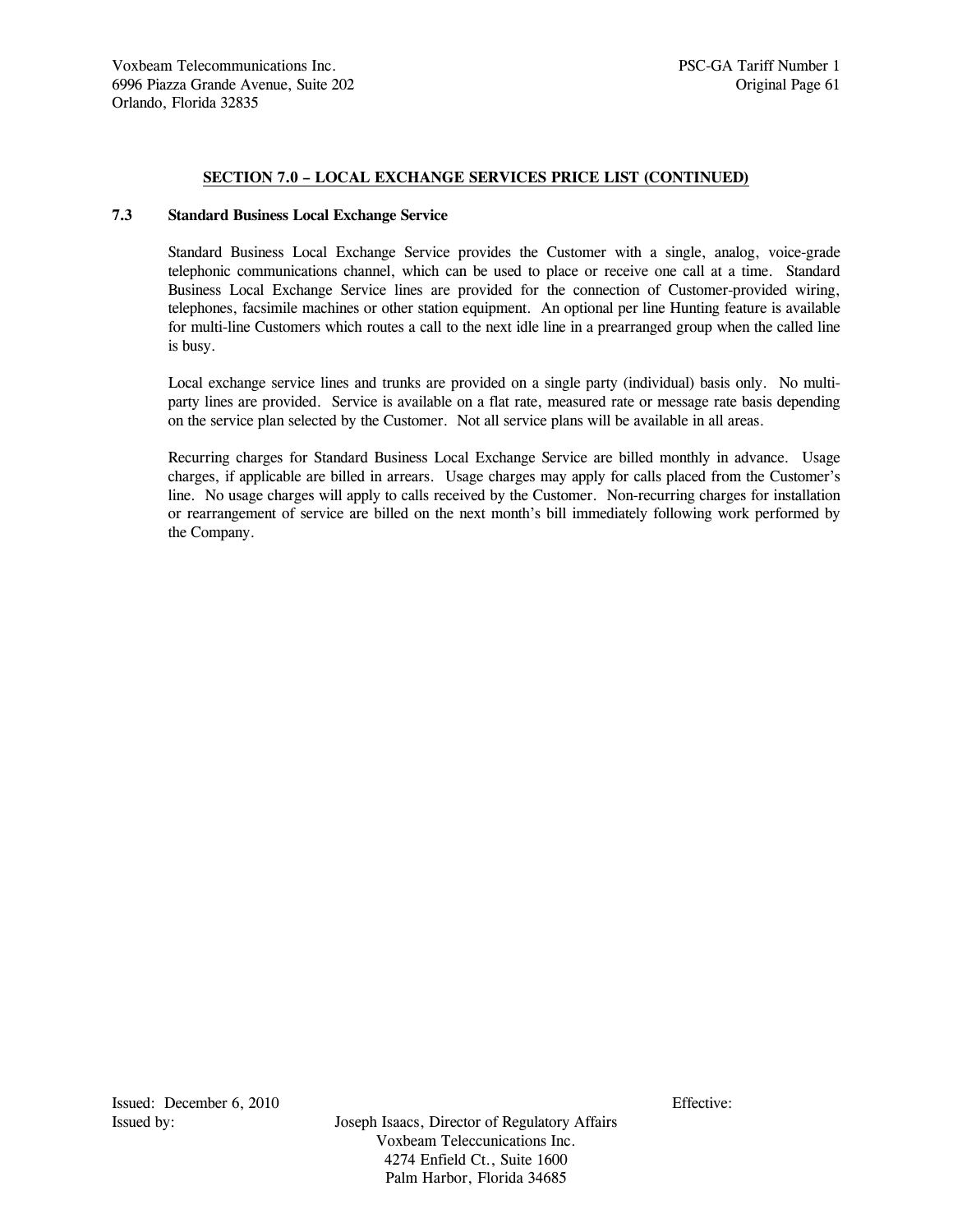## SECTION 7.0 – LOCAL EXCHANGE SERVICES PRICE LIST (CONTINUED)

### 7.3 Standard Business Local Exchange Service

Standard Business Local Exchange Service provides the Customer with a single, analog, voice-grade telephonic communications channel, which can be used to place or receive one call at a time. Standard Business Local Exchange Service lines are provided for the connection of Customer-provided wiring, telephones, facsimile machines or other station equipment. An optional per line Hunting feature is available for multi-line Customers which routes a call to the next idle line in a prearranged group when the called line is busy.

Local exchange service lines and trunks are provided on a single party (individual) basis only. No multi-party lines are provided. Service is available on a flat rate, measured rate or message rate basis depending on the service plan selected by the Customer. Not all service plans will be available in all areas.

Recurring charges for Standard Business Local Exchange Service are billed monthly in advance. Usage charges, if applicable are billed in arrears. Usage charges may apply for calls placed from the Customer's line. No usage charges will apply to calls received by the Customer. Non-recurring charges for installation or rearrangement of service are billed on the next month's bill immediately following work performed by the Company.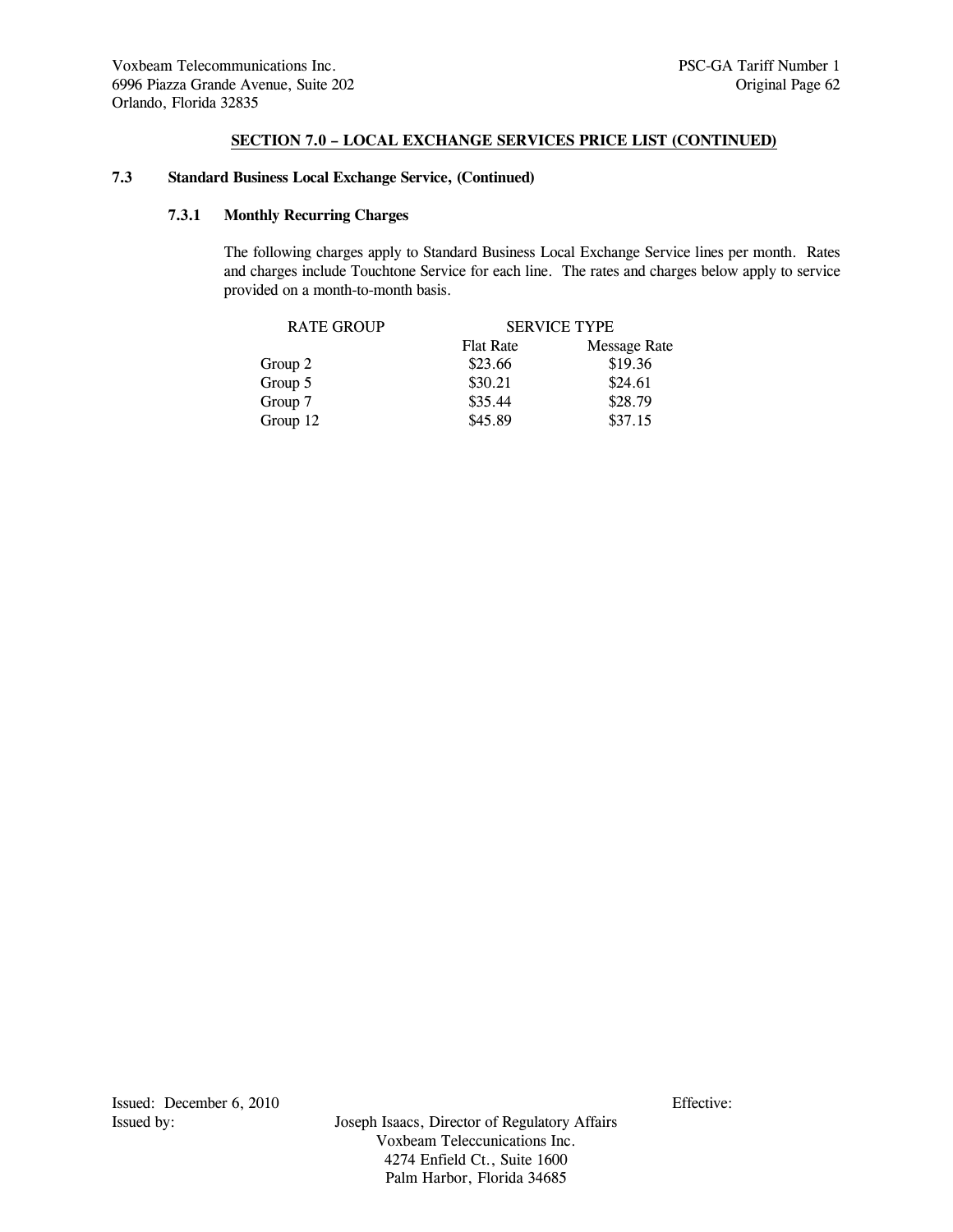## SECTION 7.0 – LOCAL EXCHANGE SERVICES PRICE LIST (CONTINUED)

### 7.3 Standard Business Local Exchange Service, (Continued)

#### 7.3.1 Monthly Recurring Charges

The following charges apply to Standard Business Local Exchange Service lines per month. Rates and charges include Touchtone Service for each line. The rates and charges below apply to service provided on a month-to-month basis.

| RATE GROUP | SERVICE TYPE | |
|---|---|---|
| | Flat Rate | Message Rate |
| Group 2 | $23.66 | $19.36 |
| Group 5 | $30.21 | $24.61 |
| Group 7 | $35.44 | $28.79 |
| Group 12 | $45.89 | $37.15 |

Issued: December 6, 2010

Effective:

Issued by: Joseph Isaacs, Director of Regulatory Affairs
Voxbeam Teleccunications Inc.
4274 Enfield Ct., Suite 1600
Palm Harbor, Florida 34685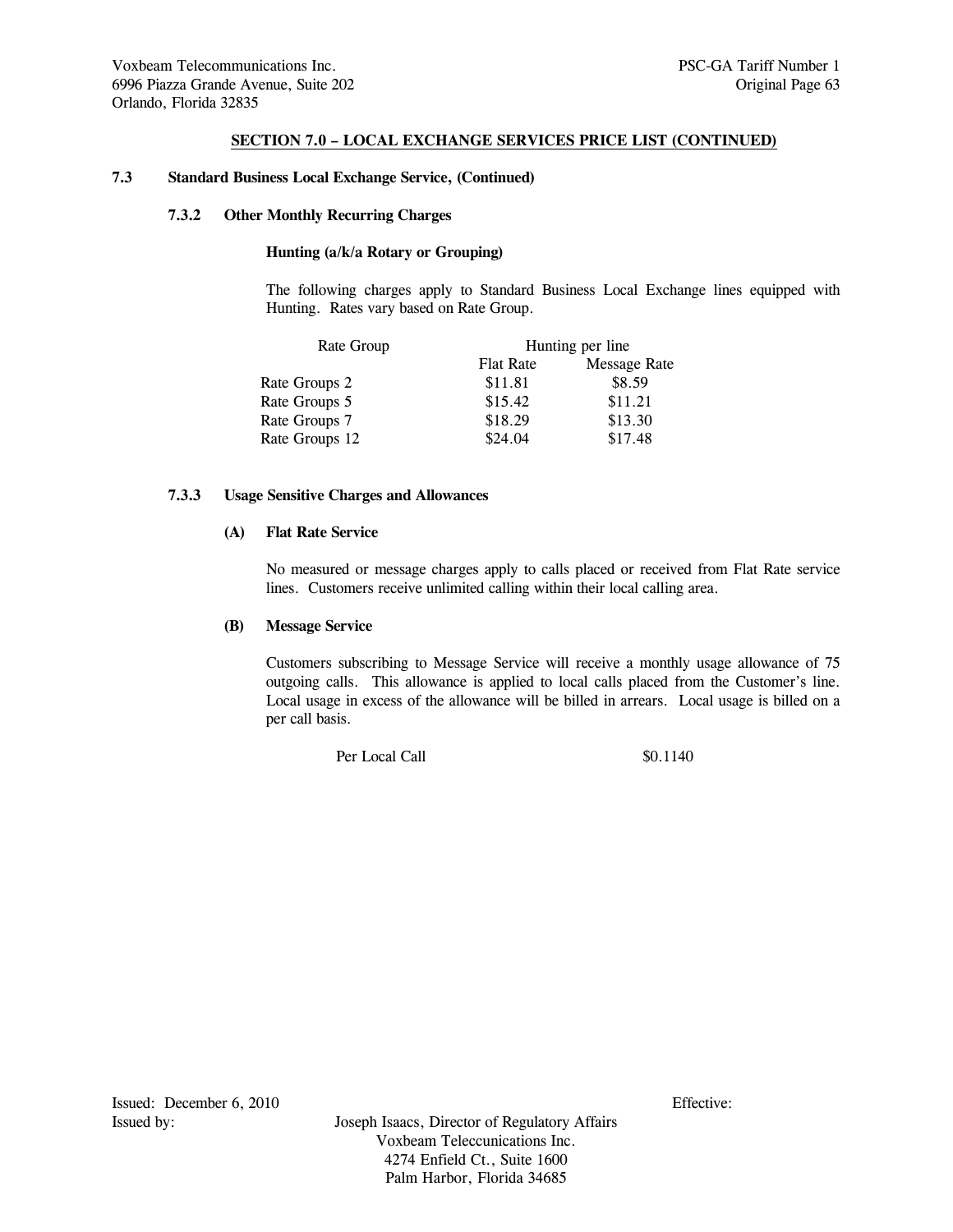## SECTION 7.0 – LOCAL EXCHANGE SERVICES PRICE LIST (CONTINUED)

### 7.3 Standard Business Local Exchange Service, (Continued)

#### 7.3.2 Other Monthly Recurring Charges

**Hunting (a/k/a Rotary or Grouping)**

The following charges apply to Standard Business Local Exchange lines equipped with Hunting. Rates vary based on Rate Group.

| Rate Group | Hunting per line | |
|---|---|---|
| | Flat Rate | Message Rate |
| Rate Groups 2 | $11.81 | $8.59 |
| Rate Groups 5 | $15.42 | $11.21 |
| Rate Groups 7 | $18.29 | $13.30 |
| Rate Groups 12 | $24.04 | $17.48 |

#### 7.3.3 Usage Sensitive Charges and Allowances

**(A) Flat Rate Service**

No measured or message charges apply to calls placed or received from Flat Rate service lines. Customers receive unlimited calling within their local calling area.

**(B) Message Service**

Customers subscribing to Message Service will receive a monthly usage allowance of 75 outgoing calls. This allowance is applied to local calls placed from the Customer's line. Local usage in excess of the allowance will be billed in arrears. Local usage is billed on a per call basis.

| | |
|---|---|
| Per Local Call | $0.1140 |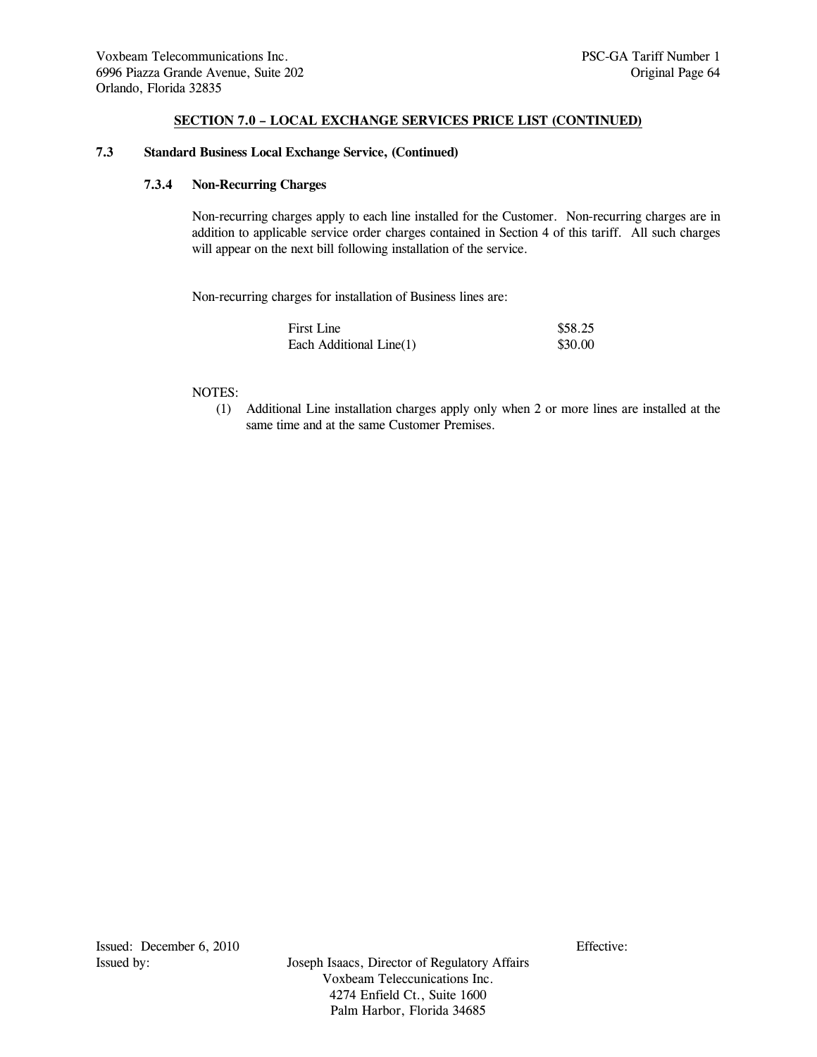## SECTION 7.0 – LOCAL EXCHANGE SERVICES PRICE LIST (CONTINUED)

### 7.3 Standard Business Local Exchange Service, (Continued)

#### 7.3.4 Non-Recurring Charges

Non-recurring charges apply to each line installed for the Customer. Non-recurring charges are in addition to applicable service order charges contained in Section 4 of this tariff. All such charges will appear on the next bill following installation of the service.

Non-recurring charges for installation of Business lines are:

| | |
|---|---|
| First Line | $58.25 |
| Each Additional Line(1) | $30.00 |

NOTES:

(1) Additional Line installation charges apply only when 2 or more lines are installed at the same time and at the same Customer Premises.

Issued: December 6, 2010

Effective:

Issued by: Joseph Isaacs, Director of Regulatory Affairs
Voxbeam Teleccunications Inc.
4274 Enfield Ct., Suite 1600
Palm Harbor, Florida 34685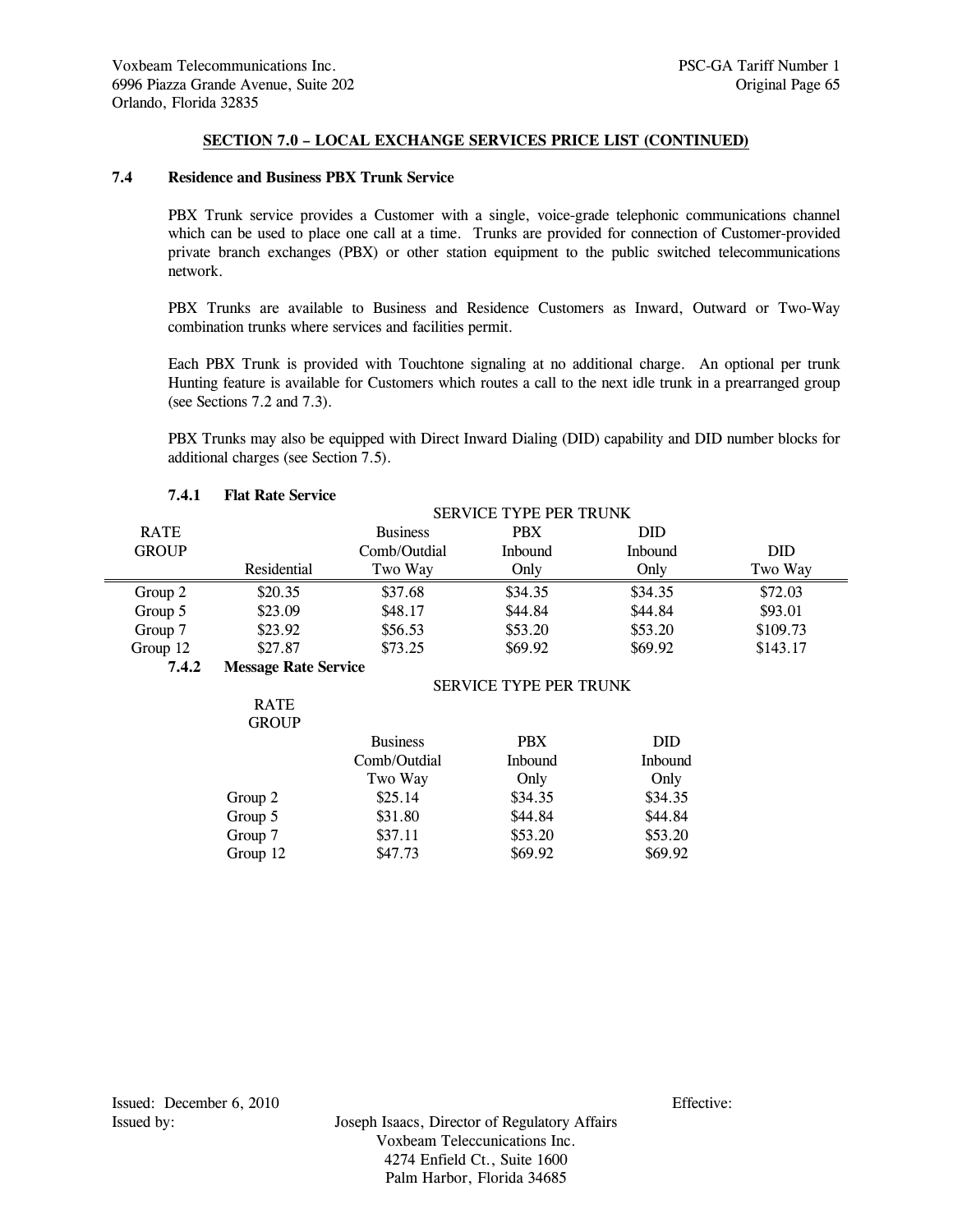## SECTION 7.0 – LOCAL EXCHANGE SERVICES PRICE LIST (CONTINUED)

### 7.4 Residence and Business PBX Trunk Service

PBX Trunk service provides a Customer with a single, voice-grade telephonic communications channel which can be used to place one call at a time. Trunks are provided for connection of Customer-provided private branch exchanges (PBX) or other station equipment to the public switched telecommunications network.

PBX Trunks are available to Business and Residence Customers as Inward, Outward or Two-Way combination trunks where services and facilities permit.

Each PBX Trunk is provided with Touchtone signaling at no additional charge. An optional per trunk Hunting feature is available for Customers which routes a call to the next idle trunk in a prearranged group (see Sections 7.2 and 7.3).

PBX Trunks may also be equipped with Direct Inward Dialing (DID) capability and DID number blocks for additional charges (see Section 7.5).

#### 7.4.1 Flat Rate Service

| RATE GROUP | SERVICE TYPE PER TRUNK | | | | |
|---|---|---|---|---|---|
| | Residential | Business Comb/Outdial Two Way | PBX Inbound Only | DID Inbound Only | DID Two Way |
| Group 2 | $20.35 | $37.68 | $34.35 | $34.35 | $72.03 |
| Group 5 | $23.09 | $48.17 | $44.84 | $44.84 | $93.01 |
| Group 7 | $23.92 | $56.53 | $53.20 | $53.20 | $109.73 |
| Group 12 | $27.87 | $73.25 | $69.92 | $69.92 | $143.17 |

#### 7.4.2 Message Rate Service

| RATE GROUP | SERVICE TYPE PER TRUNK | | |
|---|---|---|---|
| | Business Comb/Outdial Two Way | PBX Inbound Only | DID Inbound Only |
| Group 2 | $25.14 | $34.35 | $34.35 |
| Group 5 | $31.80 | $44.84 | $44.84 |
| Group 7 | $37.11 | $53.20 | $53.20 |
| Group 12 | $47.73 | $69.92 | $69.92 |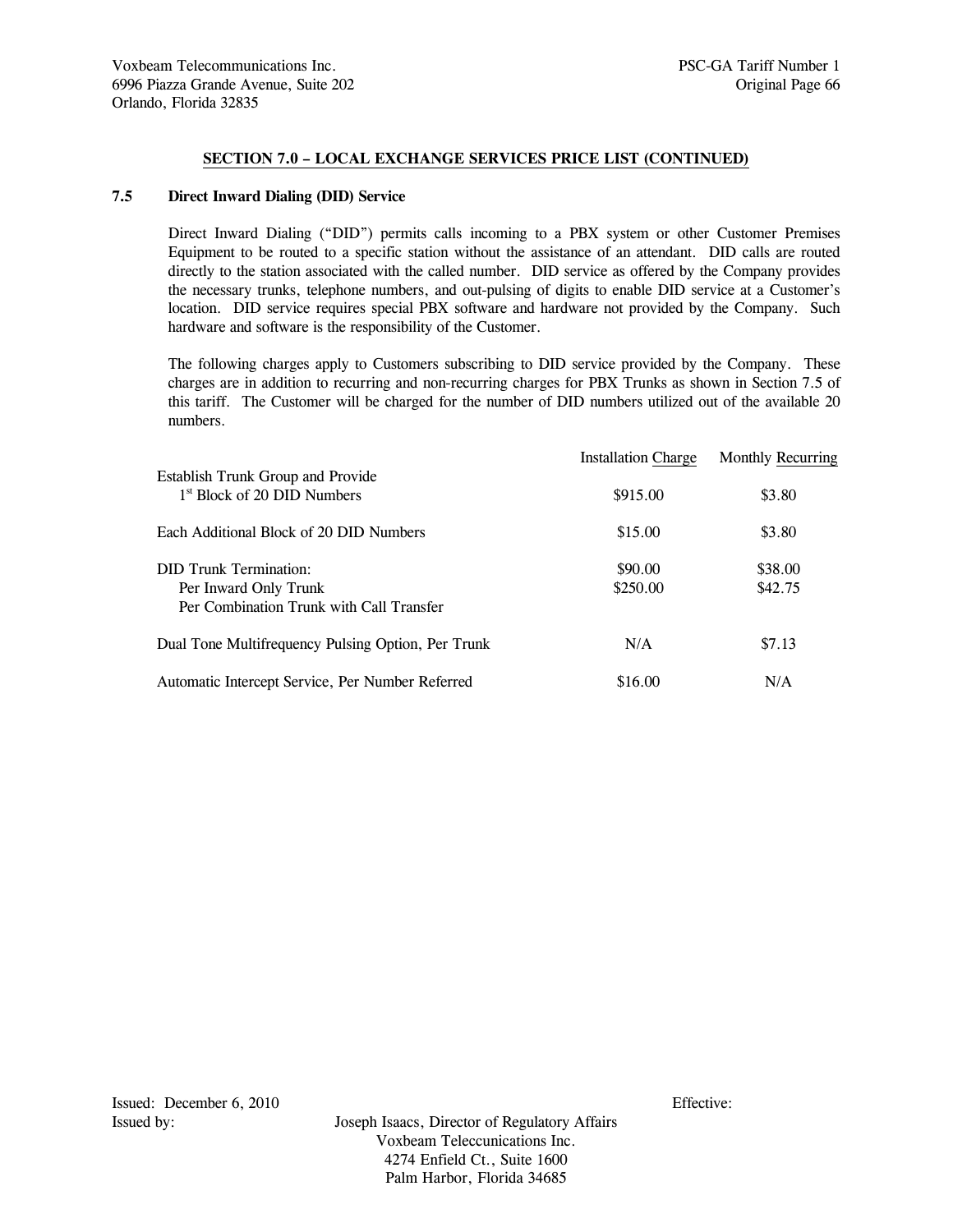## SECTION 7.0 – LOCAL EXCHANGE SERVICES PRICE LIST (CONTINUED)

### 7.5 Direct Inward Dialing (DID) Service

Direct Inward Dialing ("DID") permits calls incoming to a PBX system or other Customer Premises Equipment to be routed to a specific station without the assistance of an attendant. DID calls are routed directly to the station associated with the called number. DID service as offered by the Company provides the necessary trunks, telephone numbers, and out-pulsing of digits to enable DID service at a Customer's location. DID service requires special PBX software and hardware not provided by the Company. Such hardware and software is the responsibility of the Customer.

The following charges apply to Customers subscribing to DID service provided by the Company. These charges are in addition to recurring and non-recurring charges for PBX Trunks as shown in Section 7.5 of this tariff. The Customer will be charged for the number of DID numbers utilized out of the available 20 numbers.

| | Installation Charge | Monthly Recurring |
|---|---|---|
| Establish Trunk Group and Provide 1st Block of 20 DID Numbers | $915.00 | $3.80 |
| Each Additional Block of 20 DID Numbers | $15.00 | $3.80 |
| DID Trunk Termination: | | |
| Per Inward Only Trunk | $90.00 | $38.00 |
| Per Combination Trunk with Call Transfer | $250.00 | $42.75 |
| Dual Tone Multifrequency Pulsing Option, Per Trunk | N/A | $7.13 |
| Automatic Intercept Service, Per Number Referred | $16.00 | N/A |

Issued: December 6, 2010

Effective:

Issued by: Joseph Isaacs, Director of Regulatory Affairs
Voxbeam Teleccunications Inc.
4274 Enfield Ct., Suite 1600
Palm Harbor, Florida 34685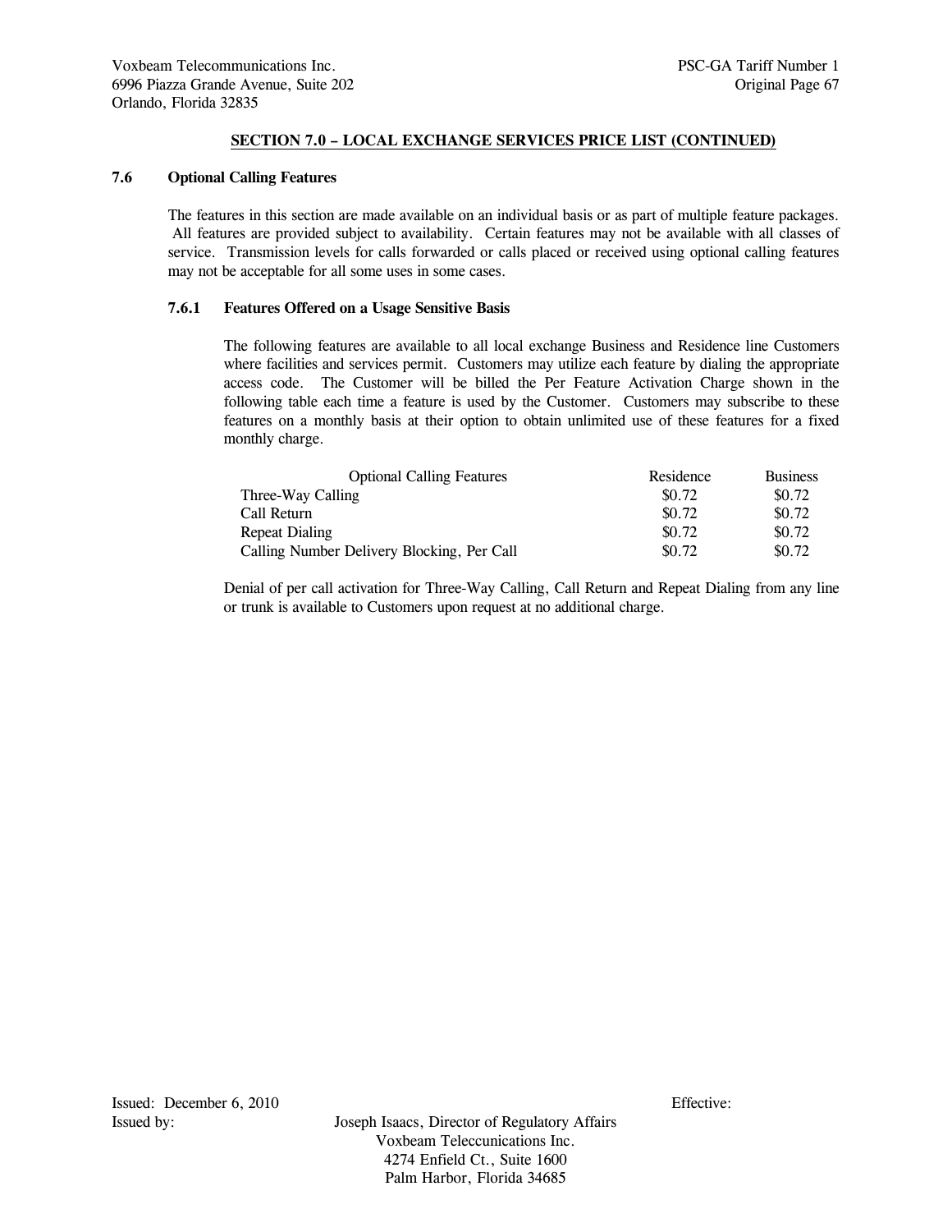## SECTION 7.0 – LOCAL EXCHANGE SERVICES PRICE LIST (CONTINUED)

### 7.6 Optional Calling Features

The features in this section are made available on an individual basis or as part of multiple feature packages. All features are provided subject to availability. Certain features may not be available with all classes of service. Transmission levels for calls forwarded or calls placed or received using optional calling features may not be acceptable for all some uses in some cases.

#### 7.6.1 Features Offered on a Usage Sensitive Basis

The following features are available to all local exchange Business and Residence line Customers where facilities and services permit. Customers may utilize each feature by dialing the appropriate access code. The Customer will be billed the Per Feature Activation Charge shown in the following table each time a feature is used by the Customer. Customers may subscribe to these features on a monthly basis at their option to obtain unlimited use of these features for a fixed monthly charge.

| Optional Calling Features | Residence | Business |
|---|---|---|
| Three-Way Calling | $0.72 | $0.72 |
| Call Return | $0.72 | $0.72 |
| Repeat Dialing | $0.72 | $0.72 |
| Calling Number Delivery Blocking, Per Call | $0.72 | $0.72 |

Denial of per call activation for Three-Way Calling, Call Return and Repeat Dialing from any line or trunk is available to Customers upon request at no additional charge.

Issued: December 6, 2010 Effective:

Issued by: Joseph Isaacs, Director of Regulatory Affairs
Voxbeam Teleccunications Inc.
4274 Enfield Ct., Suite 1600
Palm Harbor, Florida 34685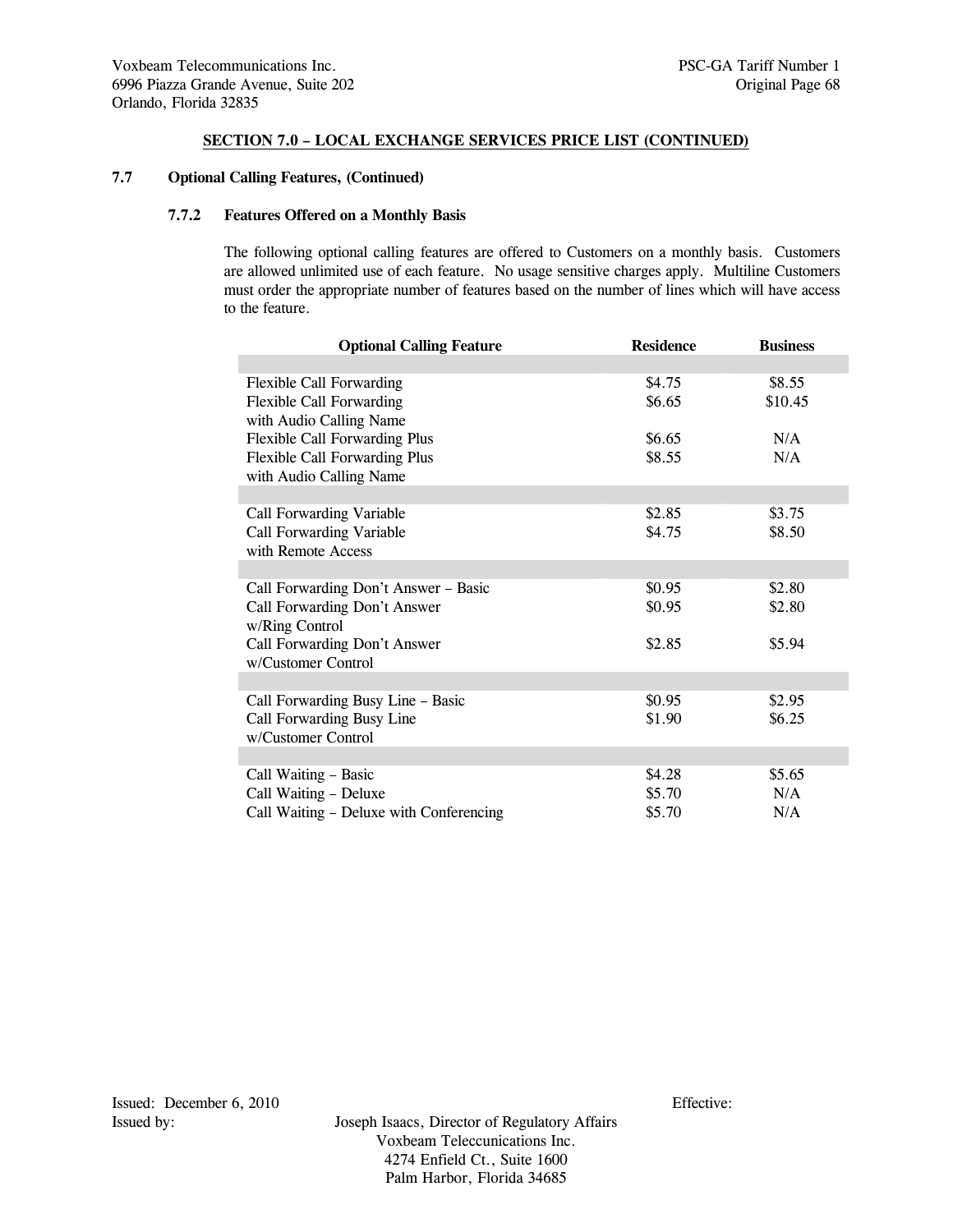## SECTION 7.0 – LOCAL EXCHANGE SERVICES PRICE LIST (CONTINUED)

### 7.7 Optional Calling Features, (Continued)

#### 7.7.2 Features Offered on a Monthly Basis

The following optional calling features are offered to Customers on a monthly basis. Customers are allowed unlimited use of each feature. No usage sensitive charges apply. Multiline Customers must order the appropriate number of features based on the number of lines which will have access to the feature.

| Optional Calling Feature | Residence | Business |
|---|---|---|
| Flexible Call Forwarding | $4.75 | $8.55 |
| Flexible Call Forwarding with Audio Calling Name | $6.65 | $10.45 |
| Flexible Call Forwarding Plus | $6.65 | N/A |
| Flexible Call Forwarding Plus with Audio Calling Name | $8.55 | N/A |
| Call Forwarding Variable | $2.85 | $3.75 |
| Call Forwarding Variable with Remote Access | $4.75 | $8.50 |
| Call Forwarding Don't Answer – Basic | $0.95 | $2.80 |
| Call Forwarding Don't Answer w/Ring Control | $0.95 | $2.80 |
| Call Forwarding Don't Answer w/Customer Control | $2.85 | $5.94 |
| Call Forwarding Busy Line – Basic | $0.95 | $2.95 |
| Call Forwarding Busy Line w/Customer Control | $1.90 | $6.25 |
| Call Waiting – Basic | $4.28 | $5.65 |
| Call Waiting – Deluxe | $5.70 | N/A |
| Call Waiting – Deluxe with Conferencing | $5.70 | N/A |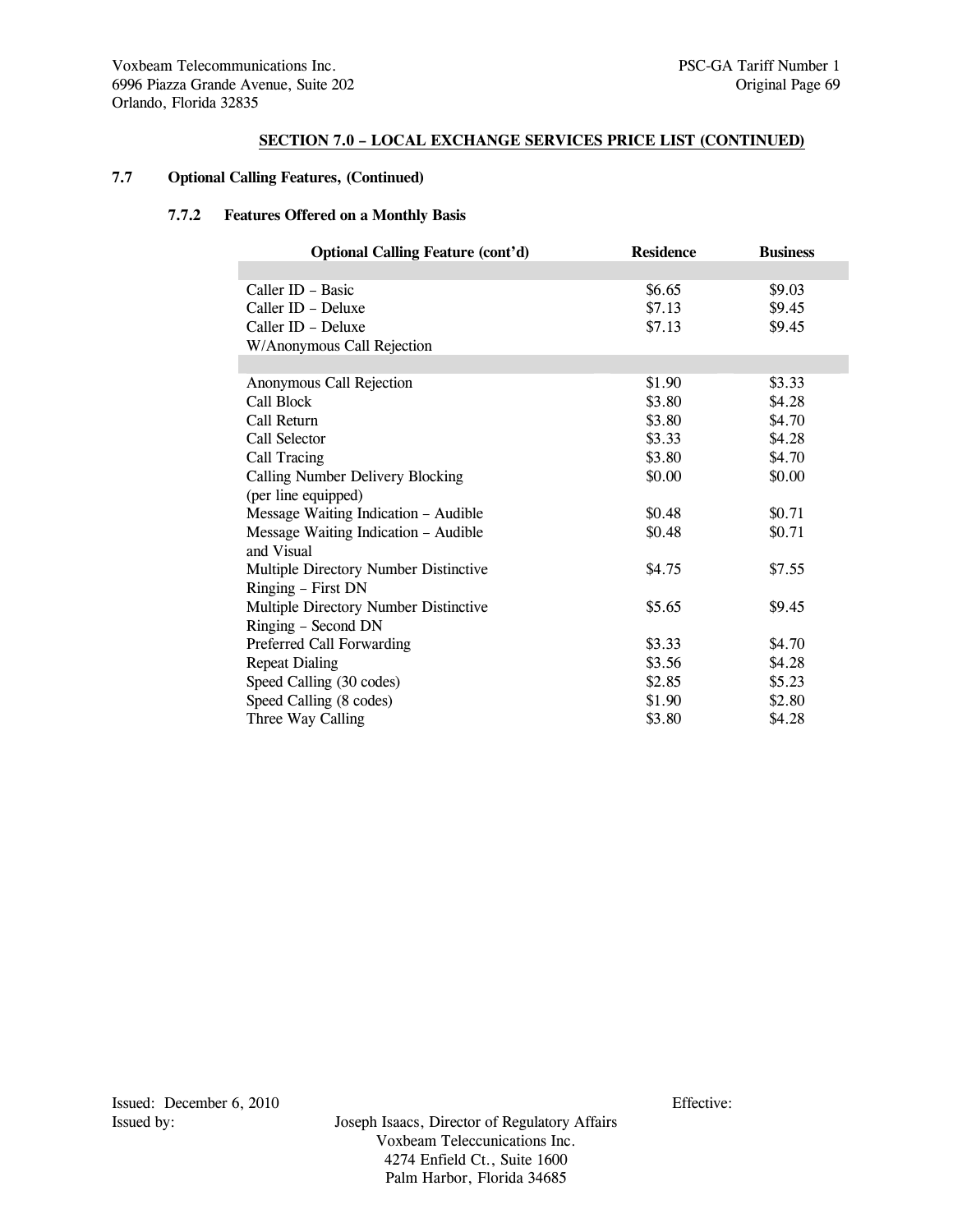Voxbeam Telecommunications Inc.
6996 Piazza Grande Avenue, Suite 202
Orlando, Florida 32835

PSC-GA Tariff Number 1
Original Page 69

## SECTION 7.0 – LOCAL EXCHANGE SERVICES PRICE LIST (CONTINUED)

### 7.7 Optional Calling Features, (Continued)

#### 7.7.2 Features Offered on a Monthly Basis

| Optional Calling Feature (cont'd) | Residence | Business |
|---|---|---|
| | | |
| Caller ID – Basic | \$6.65 | \$9.03 |
| Caller ID – Deluxe | \$7.13 | \$9.45 |
| Caller ID – Deluxe W/Anonymous Call Rejection | \$7.13 | \$9.45 |
| | | |
| Anonymous Call Rejection | \$1.90 | \$3.33 |
| Call Block | \$3.80 | \$4.28 |
| Call Return | \$3.80 | \$4.70 |
| Call Selector | \$3.33 | \$4.28 |
| Call Tracing | \$3.80 | \$4.70 |
| Calling Number Delivery Blocking (per line equipped) | \$0.00 | \$0.00 |
| Message Waiting Indication – Audible | \$0.48 | \$0.71 |
| Message Waiting Indication – Audible and Visual | \$0.48 | \$0.71 |
| Multiple Directory Number Distinctive Ringing – First DN | \$4.75 | \$7.55 |
| Multiple Directory Number Distinctive Ringing – Second DN | \$5.65 | \$9.45 |
| Preferred Call Forwarding | \$3.33 | \$4.70 |
| Repeat Dialing | \$3.56 | \$4.28 |
| Speed Calling (30 codes) | \$2.85 | \$5.23 |
| Speed Calling (8 codes) | \$1.90 | \$2.80 |
| Three Way Calling | \$3.80 | \$4.28 |

Issued: December 6, 2010
Effective:

Issued by:
Joseph Isaacs, Director of Regulatory Affairs
Voxbeam Teleccunications Inc.
4274 Enfield Ct., Suite 1600
Palm Harbor, Florida 34685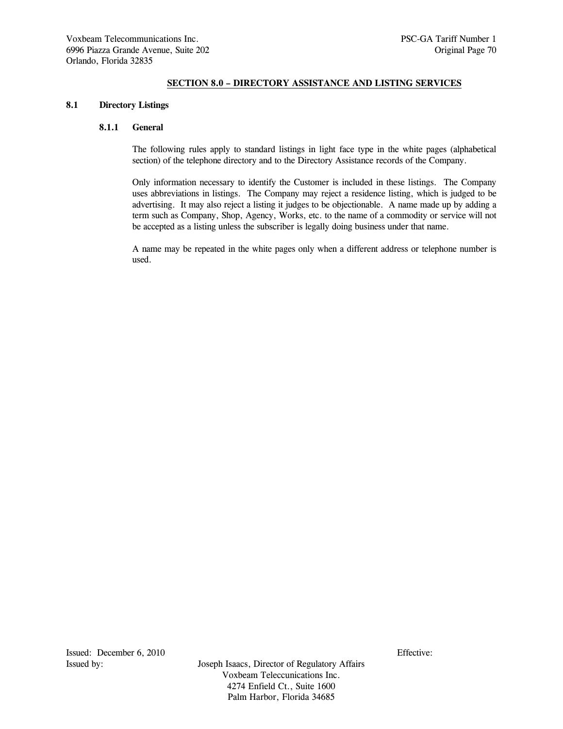## SECTION 8.0 – DIRECTORY ASSISTANCE AND LISTING SERVICES

### 8.1 Directory Listings

#### 8.1.1 General

The following rules apply to standard listings in light face type in the white pages (alphabetical section) of the telephone directory and to the Directory Assistance records of the Company.

Only information necessary to identify the Customer is included in these listings. The Company uses abbreviations in listings. The Company may reject a residence listing, which is judged to be advertising. It may also reject a listing it judges to be objectionable. A name made up by adding a term such as Company, Shop, Agency, Works, etc. to the name of a commodity or service will not be accepted as a listing unless the subscriber is legally doing business under that name.

A name may be repeated in the white pages only when a different address or telephone number is used.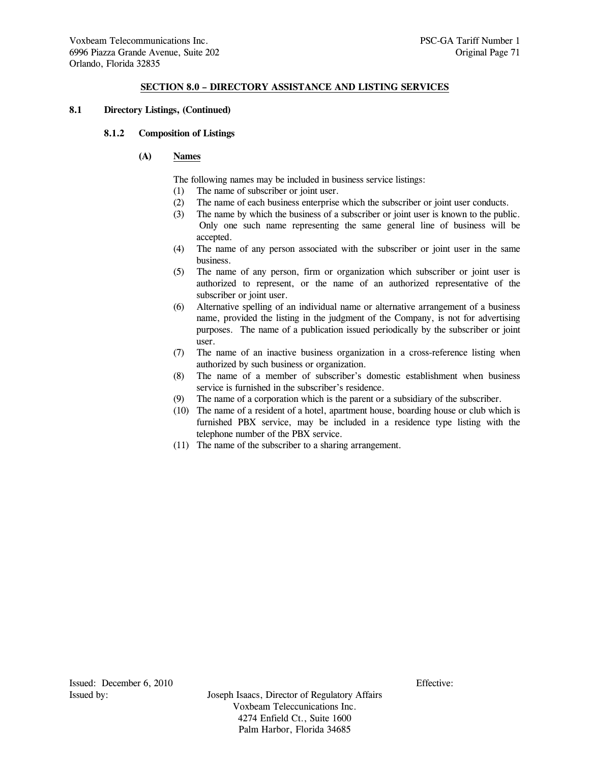## SECTION 8.0 – DIRECTORY ASSISTANCE AND LISTING SERVICES

**8.1 Directory Listings, (Continued)**

**8.1.2 Composition of Listings**

**(A) Names**

The following names may be included in business service listings:

(1) The name of subscriber or joint user.

(2) The name of each business enterprise which the subscriber or joint user conducts.

(3) The name by which the business of a subscriber or joint user is known to the public. Only one such name representing the same general line of business will be accepted.

(4) The name of any person associated with the subscriber or joint user in the same business.

(5) The name of any person, firm or organization which subscriber or joint user is authorized to represent, or the name of an authorized representative of the subscriber or joint user.

(6) Alternative spelling of an individual name or alternative arrangement of a business name, provided the listing in the judgment of the Company, is not for advertising purposes. The name of a publication issued periodically by the subscriber or joint user.

(7) The name of an inactive business organization in a cross-reference listing when authorized by such business or organization.

(8) The name of a member of subscriber's domestic establishment when business service is furnished in the subscriber's residence.

(9) The name of a corporation which is the parent or a subsidiary of the subscriber.

(10) The name of a resident of a hotel, apartment house, boarding house or club which is furnished PBX service, may be included in a residence type listing with the telephone number of the PBX service.

(11) The name of the subscriber to a sharing arrangement.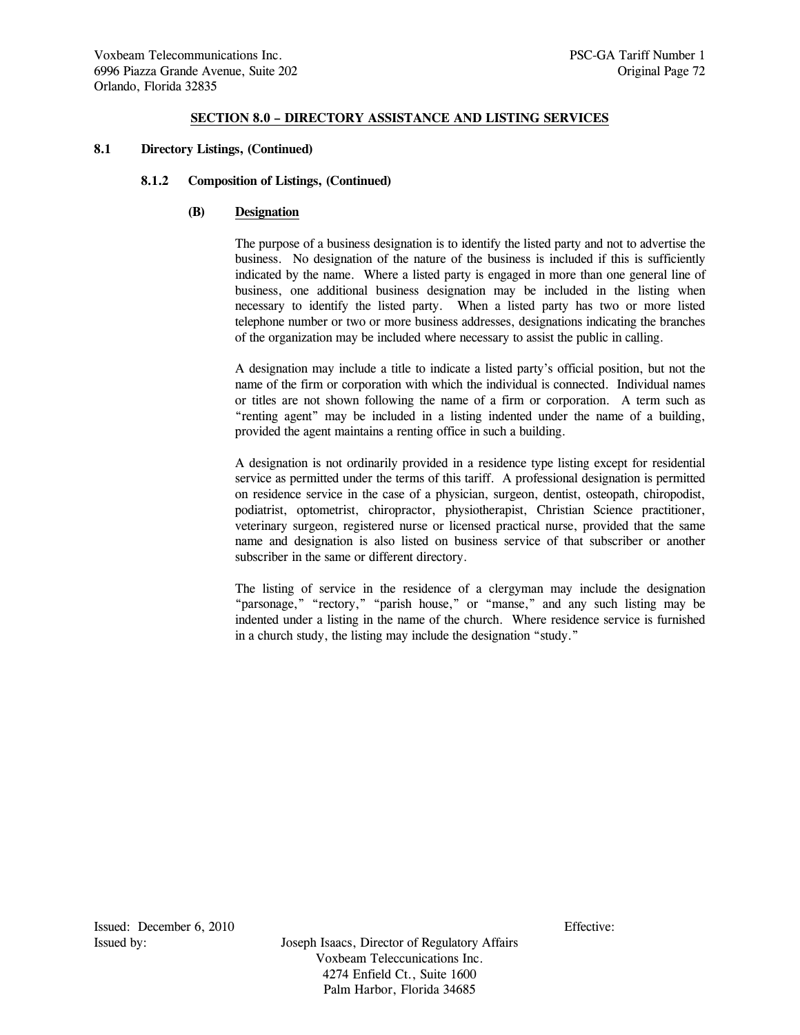## SECTION 8.0 – DIRECTORY ASSISTANCE AND LISTING SERVICES

**8.1 Directory Listings, (Continued)**

**8.1.2 Composition of Listings, (Continued)**

**(B) Designation**

The purpose of a business designation is to identify the listed party and not to advertise the business. No designation of the nature of the business is included if this is sufficiently indicated by the name. Where a listed party is engaged in more than one general line of business, one additional business designation may be included in the listing when necessary to identify the listed party. When a listed party has two or more listed telephone number or two or more business addresses, designations indicating the branches of the organization may be included where necessary to assist the public in calling.

A designation may include a title to indicate a listed party's official position, but not the name of the firm or corporation with which the individual is connected. Individual names or titles are not shown following the name of a firm or corporation. A term such as "renting agent" may be included in a listing indented under the name of a building, provided the agent maintains a renting office in such a building.

A designation is not ordinarily provided in a residence type listing except for residential service as permitted under the terms of this tariff. A professional designation is permitted on residence service in the case of a physician, surgeon, dentist, osteopath, chiropodist, podiatrist, optometrist, chiropractor, physiotherapist, Christian Science practitioner, veterinary surgeon, registered nurse or licensed practical nurse, provided that the same name and designation is also listed on business service of that subscriber or another subscriber in the same or different directory.

The listing of service in the residence of a clergyman may include the designation "parsonage," "rectory," "parish house," or "manse," and any such listing may be indented under a listing in the name of the church. Where residence service is furnished in a church study, the listing may include the designation "study."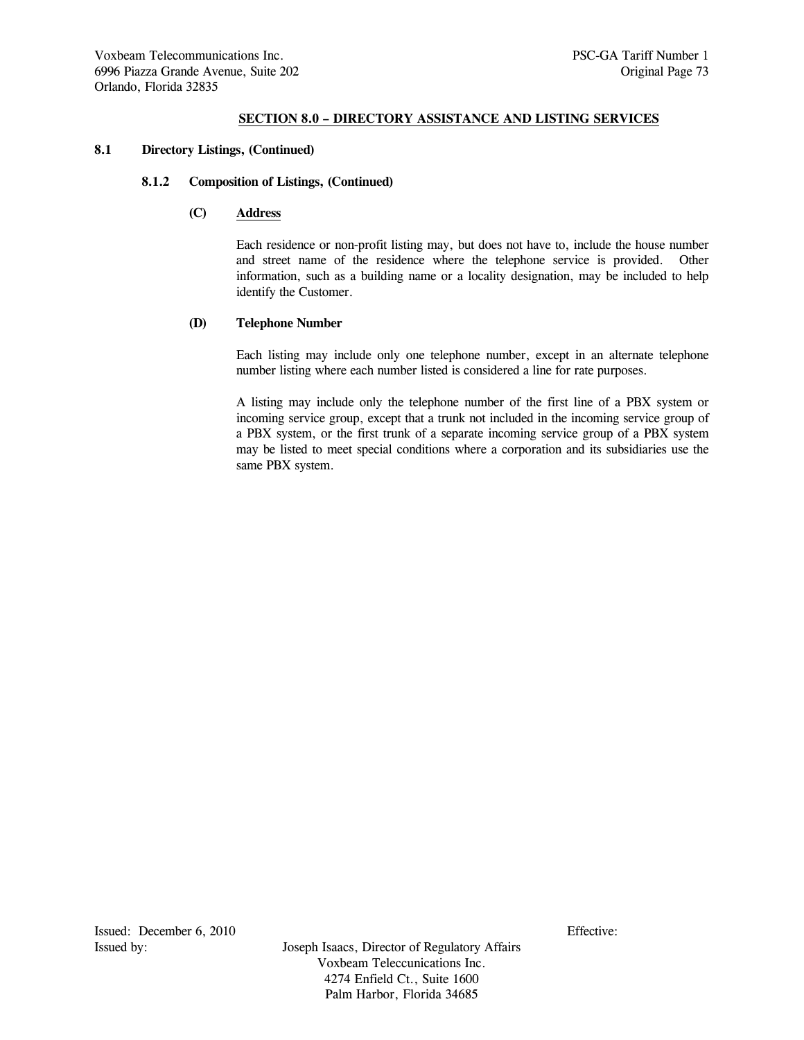## SECTION 8.0 – DIRECTORY ASSISTANCE AND LISTING SERVICES

**8.1 Directory Listings, (Continued)**

**8.1.2 Composition of Listings, (Continued)**

**(C) Address**

Each residence or non-profit listing may, but does not have to, include the house number and street name of the residence where the telephone service is provided. Other information, such as a building name or a locality designation, may be included to help identify the Customer.

**(D) Telephone Number**

Each listing may include only one telephone number, except in an alternate telephone number listing where each number listed is considered a line for rate purposes.

A listing may include only the telephone number of the first line of a PBX system or incoming service group, except that a trunk not included in the incoming service group of a PBX system, or the first trunk of a separate incoming service group of a PBX system may be listed to meet special conditions where a corporation and its subsidiaries use the same PBX system.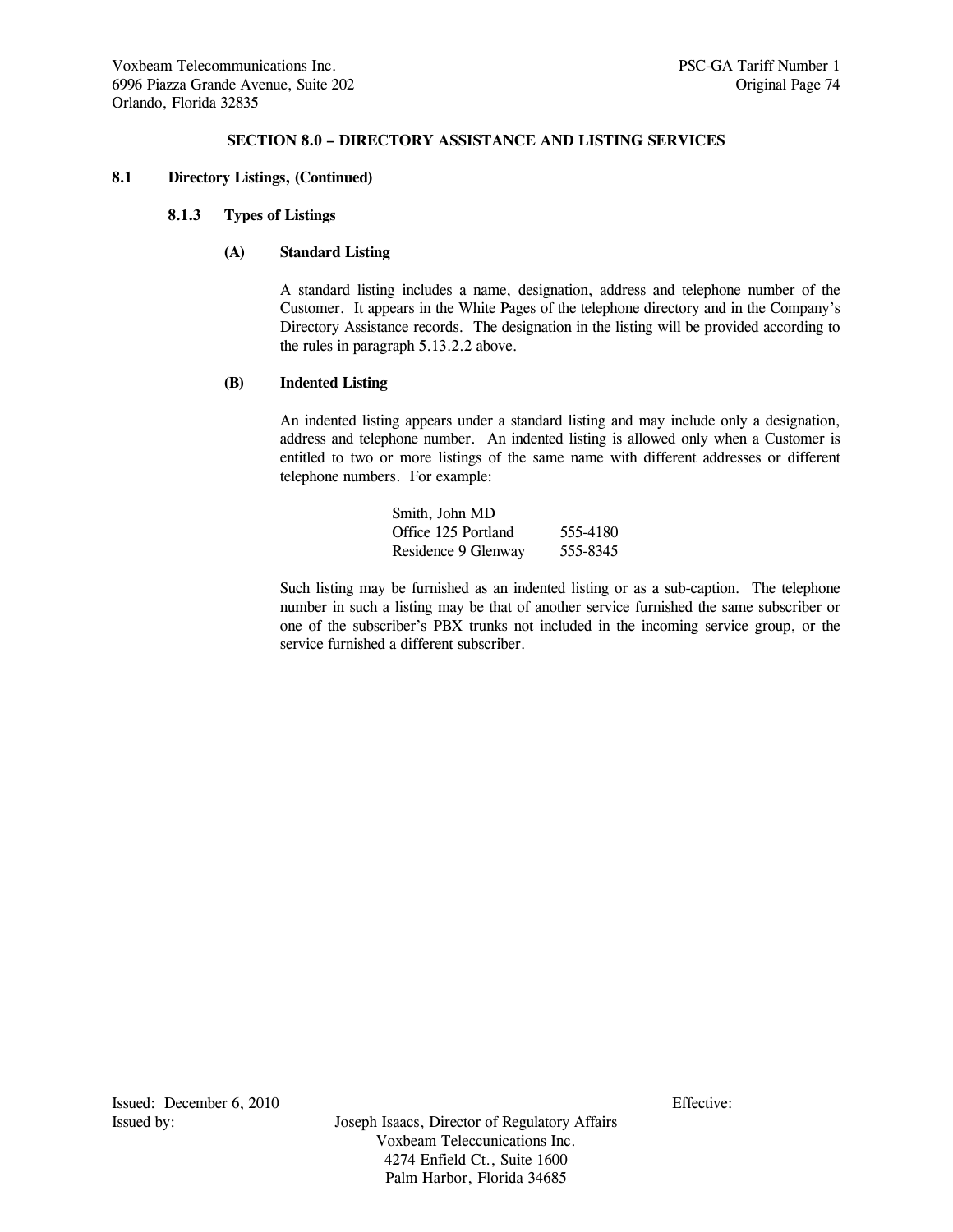## SECTION 8.0 – DIRECTORY ASSISTANCE AND LISTING SERVICES

**8.1 Directory Listings, (Continued)**

**8.1.3 Types of Listings**

**(A) Standard Listing**

A standard listing includes a name, designation, address and telephone number of the Customer. It appears in the White Pages of the telephone directory and in the Company's Directory Assistance records. The designation in the listing will be provided according to the rules in paragraph 5.13.2.2 above.

**(B) Indented Listing**

An indented listing appears under a standard listing and may include only a designation, address and telephone number. An indented listing is allowed only when a Customer is entitled to two or more listings of the same name with different addresses or different telephone numbers. For example:

| Smith, John MD | |
|---|---|
| Office 125 Portland | 555-4180 |
| Residence 9 Glenway | 555-8345 |

Such listing may be furnished as an indented listing or as a sub-caption. The telephone number in such a listing may be that of another service furnished the same subscriber or one of the subscriber's PBX trunks not included in the incoming service group, or the service furnished a different subscriber.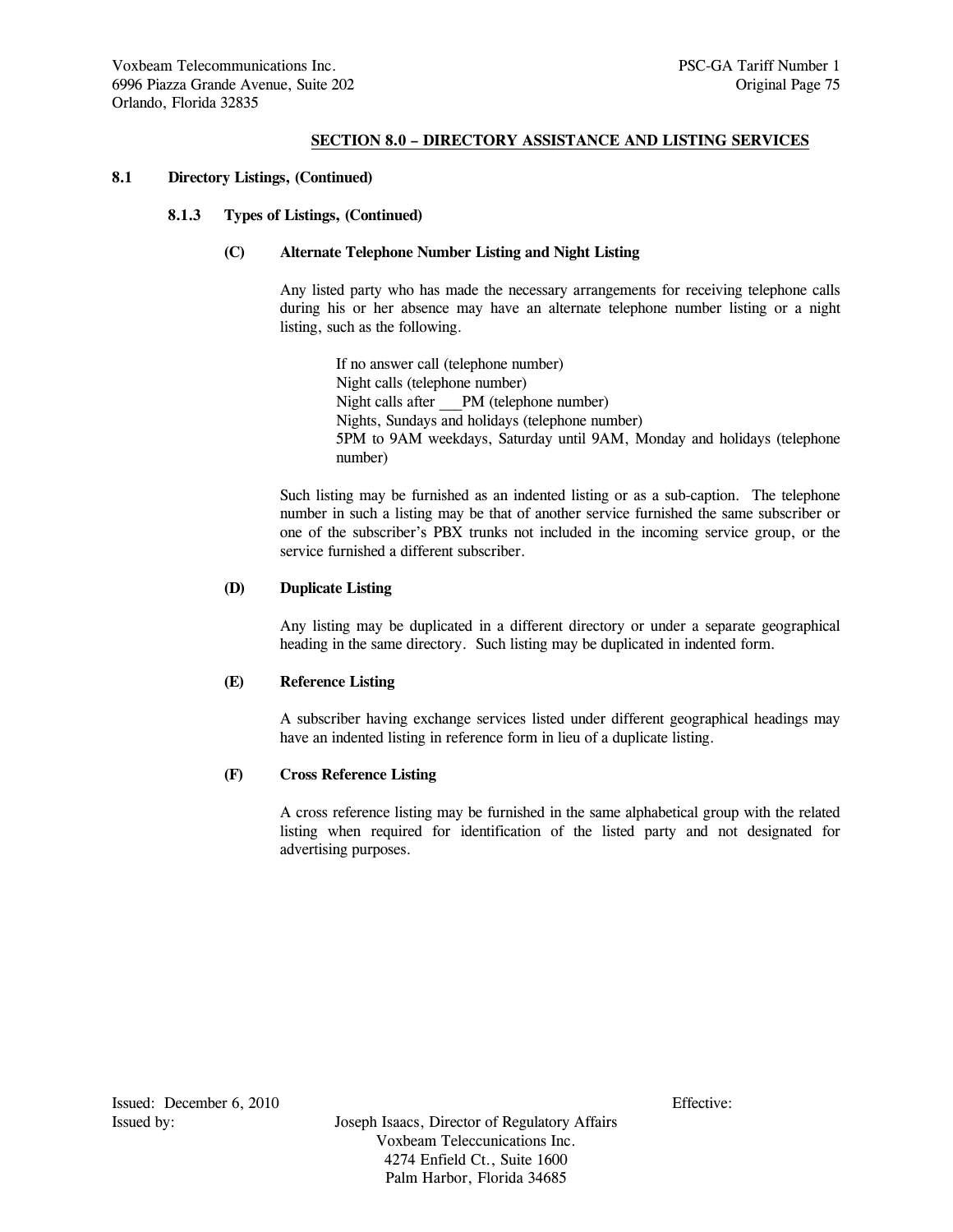## SECTION 8.0 – DIRECTORY ASSISTANCE AND LISTING SERVICES

### 8.1 Directory Listings, (Continued)

#### 8.1.3 Types of Listings, (Continued)

**(C) Alternate Telephone Number Listing and Night Listing**

Any listed party who has made the necessary arrangements for receiving telephone calls during his or her absence may have an alternate telephone number listing or a night listing, such as the following.

If no answer call (telephone number)
Night calls (telephone number)
Night calls after ___PM (telephone number)
Nights, Sundays and holidays (telephone number)
5PM to 9AM weekdays, Saturday until 9AM, Monday and holidays (telephone number)

Such listing may be furnished as an indented listing or as a sub-caption. The telephone number in such a listing may be that of another service furnished the same subscriber or one of the subscriber's PBX trunks not included in the incoming service group, or the service furnished a different subscriber.

**(D) Duplicate Listing**

Any listing may be duplicated in a different directory or under a separate geographical heading in the same directory. Such listing may be duplicated in indented form.

**(E) Reference Listing**

A subscriber having exchange services listed under different geographical headings may have an indented listing in reference form in lieu of a duplicate listing.

**(F) Cross Reference Listing**

A cross reference listing may be furnished in the same alphabetical group with the related listing when required for identification of the listed party and not designated for advertising purposes.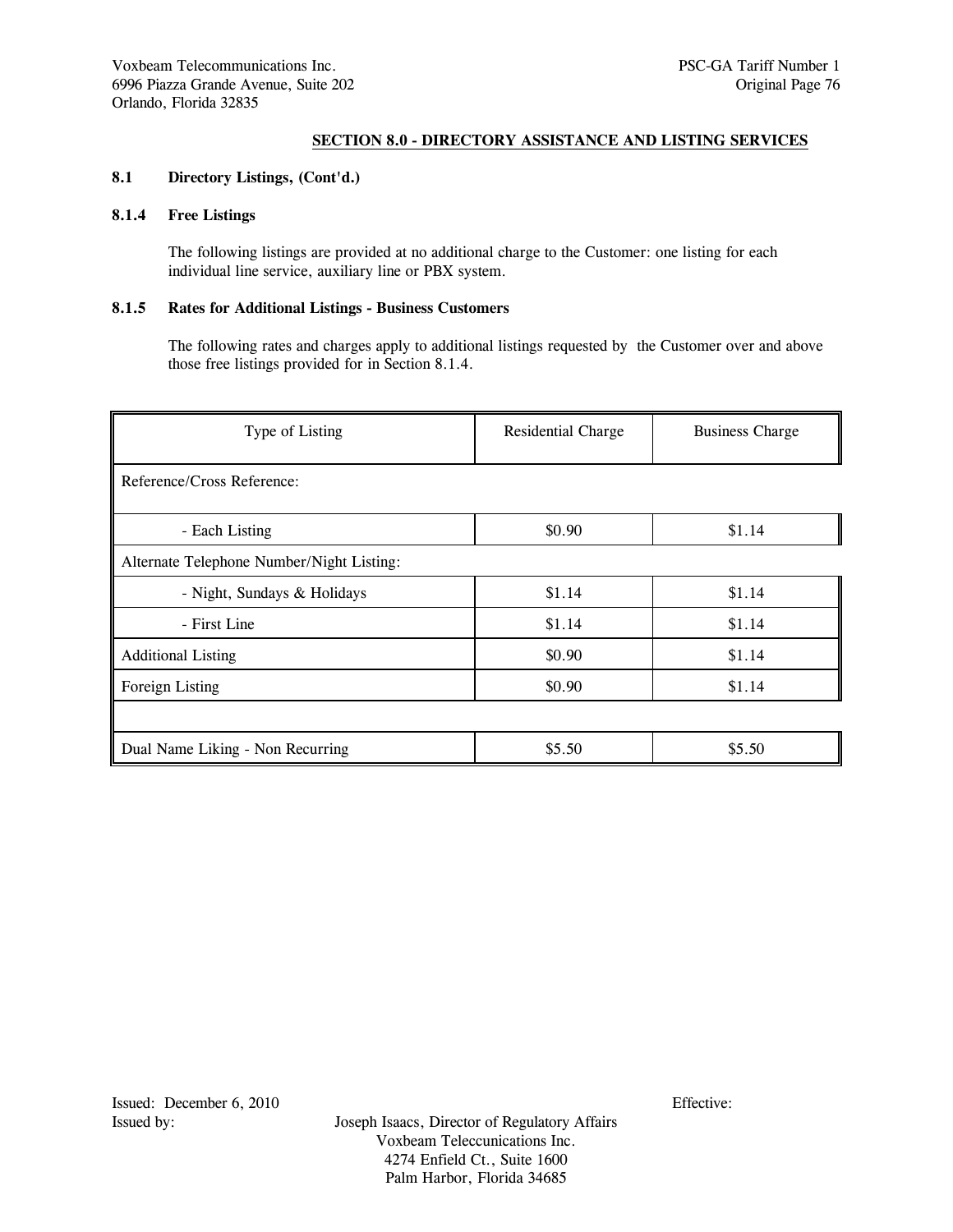## SECTION 8.0 - DIRECTORY ASSISTANCE AND LISTING SERVICES

### 8.1 Directory Listings, (Cont'd.)

#### 8.1.4 Free Listings

The following listings are provided at no additional charge to the Customer: one listing for each individual line service, auxiliary line or PBX system.

#### 8.1.5 Rates for Additional Listings - Business Customers

The following rates and charges apply to additional listings requested by the Customer over and above those free listings provided for in Section 8.1.4.

| Type of Listing | Residential Charge | Business Charge |
|---|---|---|
| Reference/Cross Reference: | | |
| - Each Listing | $0.90 | $1.14 |
| Alternate Telephone Number/Night Listing: | | |
| - Night, Sundays & Holidays | $1.14 | $1.14 |
| - First Line | $1.14 | $1.14 |
| Additional Listing | $0.90 | $1.14 |
| Foreign Listing | $0.90 | $1.14 |
| | | |
| Dual Name Liking - Non Recurring | $5.50 | $5.50 |

Issued: December 6, 2010

Effective:

Issued by: Joseph Isaacs, Director of Regulatory Affairs
Voxbeam Teleccunications Inc.
4274 Enfield Ct., Suite 1600
Palm Harbor, Florida 34685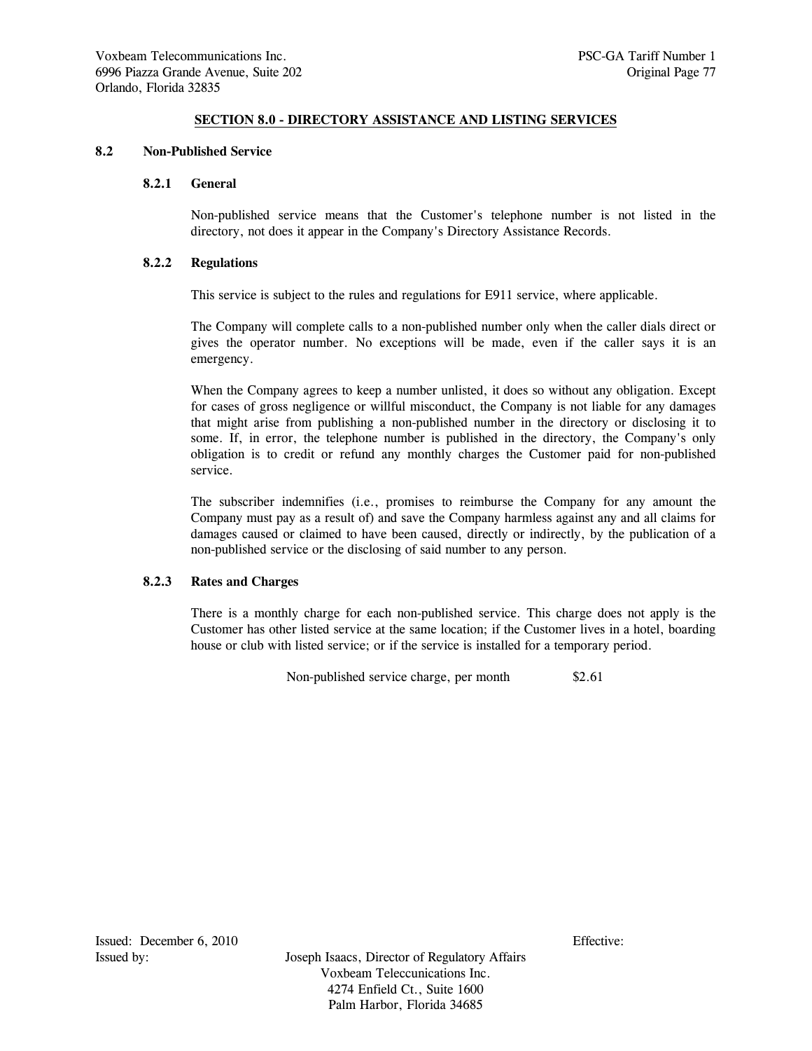## SECTION 8.0 - DIRECTORY ASSISTANCE AND LISTING SERVICES

### 8.2 Non-Published Service

#### 8.2.1 General

Non-published service means that the Customer's telephone number is not listed in the directory, not does it appear in the Company's Directory Assistance Records.

#### 8.2.2 Regulations

This service is subject to the rules and regulations for E911 service, where applicable.

The Company will complete calls to a non-published number only when the caller dials direct or gives the operator number. No exceptions will be made, even if the caller says it is an emergency.

When the Company agrees to keep a number unlisted, it does so without any obligation. Except for cases of gross negligence or willful misconduct, the Company is not liable for any damages that might arise from publishing a non-published number in the directory or disclosing it to some. If, in error, the telephone number is published in the directory, the Company's only obligation is to credit or refund any monthly charges the Customer paid for non-published service.

The subscriber indemnifies (i.e., promises to reimburse the Company for any amount the Company must pay as a result of) and save the Company harmless against any and all claims for damages caused or claimed to have been caused, directly or indirectly, by the publication of a non-published service or the disclosing of said number to any person.

#### 8.2.3 Rates and Charges

There is a monthly charge for each non-published service. This charge does not apply is the Customer has other listed service at the same location; if the Customer lives in a hotel, boarding house or club with listed service; or if the service is installed for a temporary period.

| | |
|---|---|
| Non-published service charge, per month | $2.61 |

Issued: December 6, 2010 Effective:

Issued by: Joseph Isaacs, Director of Regulatory Affairs
Voxbeam Teleccunications Inc.
4274 Enfield Ct., Suite 1600
Palm Harbor, Florida 34685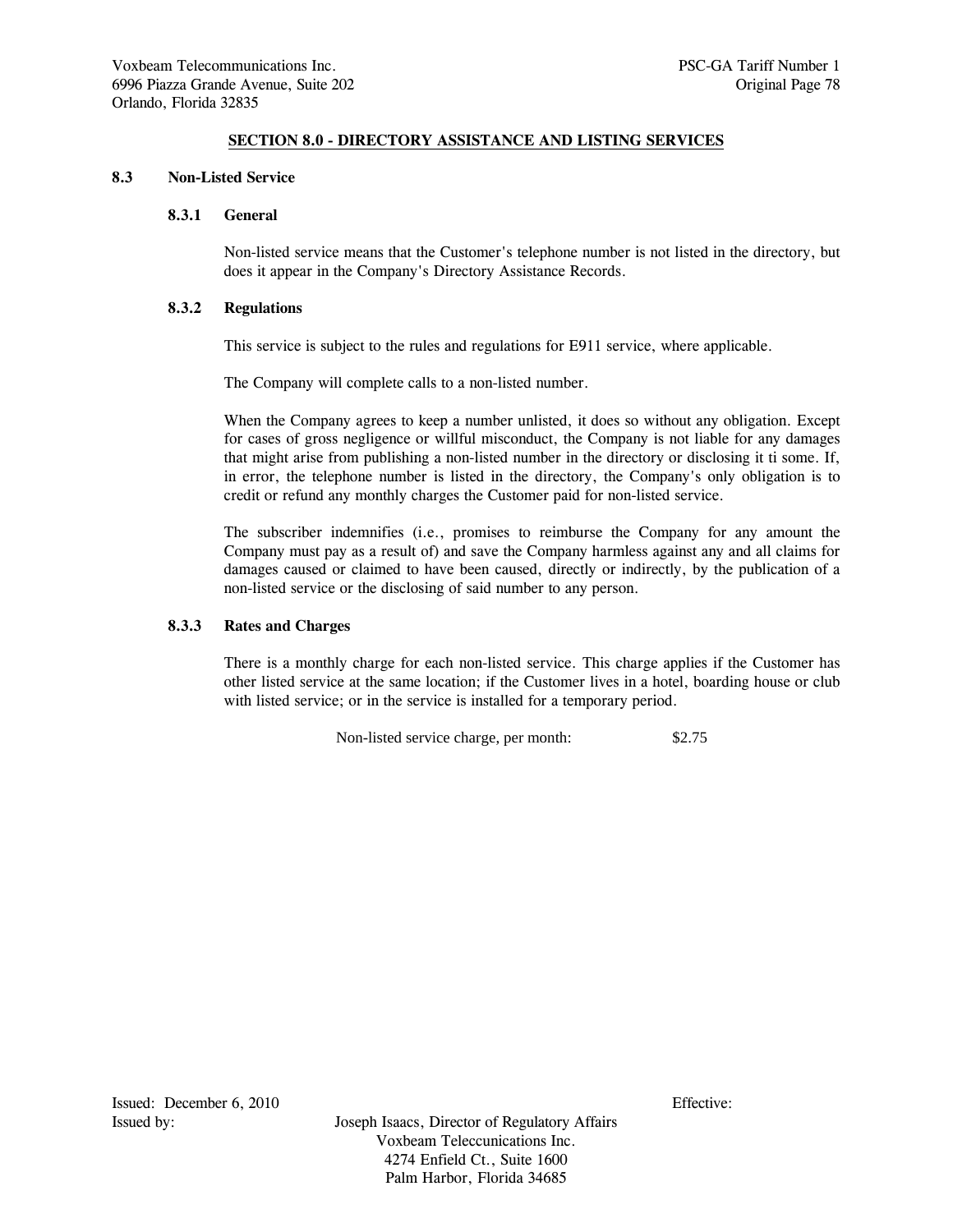## SECTION 8.0 - DIRECTORY ASSISTANCE AND LISTING SERVICES

### 8.3 Non-Listed Service

#### 8.3.1 General

Non-listed service means that the Customer's telephone number is not listed in the directory, but does it appear in the Company's Directory Assistance Records.

#### 8.3.2 Regulations

This service is subject to the rules and regulations for E911 service, where applicable.

The Company will complete calls to a non-listed number.

When the Company agrees to keep a number unlisted, it does so without any obligation. Except for cases of gross negligence or willful misconduct, the Company is not liable for any damages that might arise from publishing a non-listed number in the directory or disclosing it ti some. If, in error, the telephone number is listed in the directory, the Company's only obligation is to credit or refund any monthly charges the Customer paid for non-listed service.

The subscriber indemnifies (i.e., promises to reimburse the Company for any amount the Company must pay as a result of) and save the Company harmless against any and all claims for damages caused or claimed to have been caused, directly or indirectly, by the publication of a non-listed service or the disclosing of said number to any person.

#### 8.3.3 Rates and Charges

There is a monthly charge for each non-listed service. This charge applies if the Customer has other listed service at the same location; if the Customer lives in a hotel, boarding house or club with listed service; or in the service is installed for a temporary period.

| | |
|---|---|
| Non-listed service charge, per month: | $2.75 |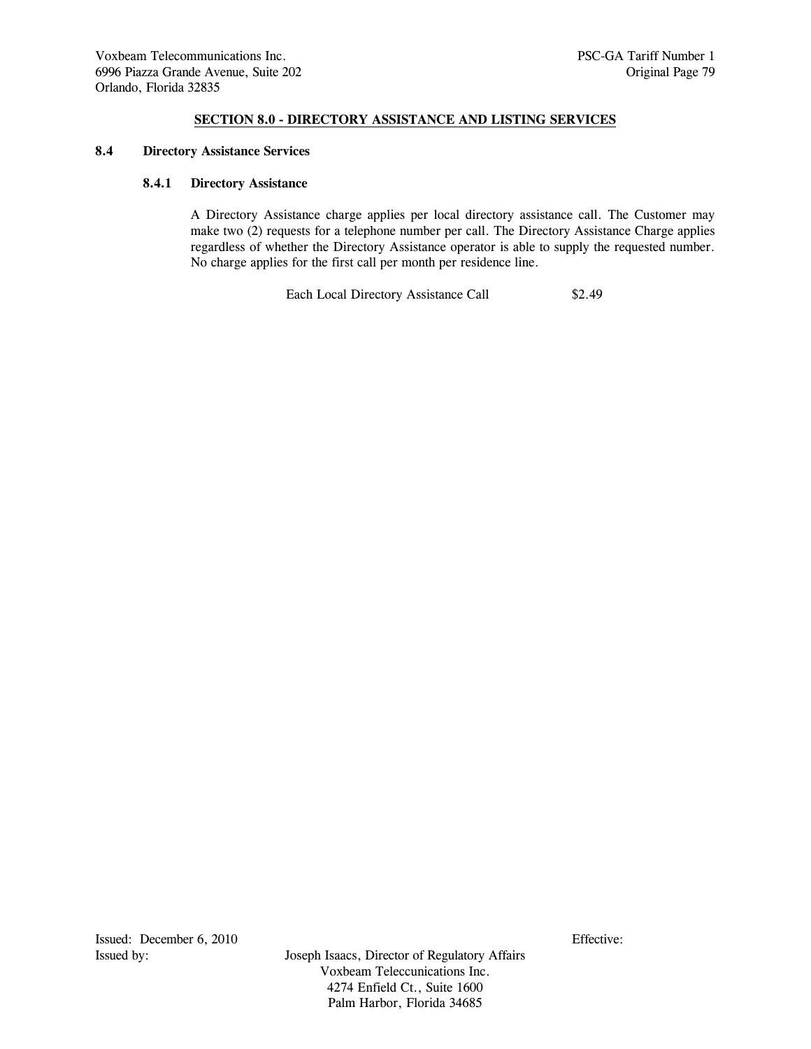## SECTION 8.0 - DIRECTORY ASSISTANCE AND LISTING SERVICES

### 8.4 Directory Assistance Services

#### 8.4.1 Directory Assistance

A Directory Assistance charge applies per local directory assistance call. The Customer may make two (2) requests for a telephone number per call. The Directory Assistance Charge applies regardless of whether the Directory Assistance operator is able to supply the requested number. No charge applies for the first call per month per residence line.

| | |
|---|---|
| Each Local Directory Assistance Call | $2.49 |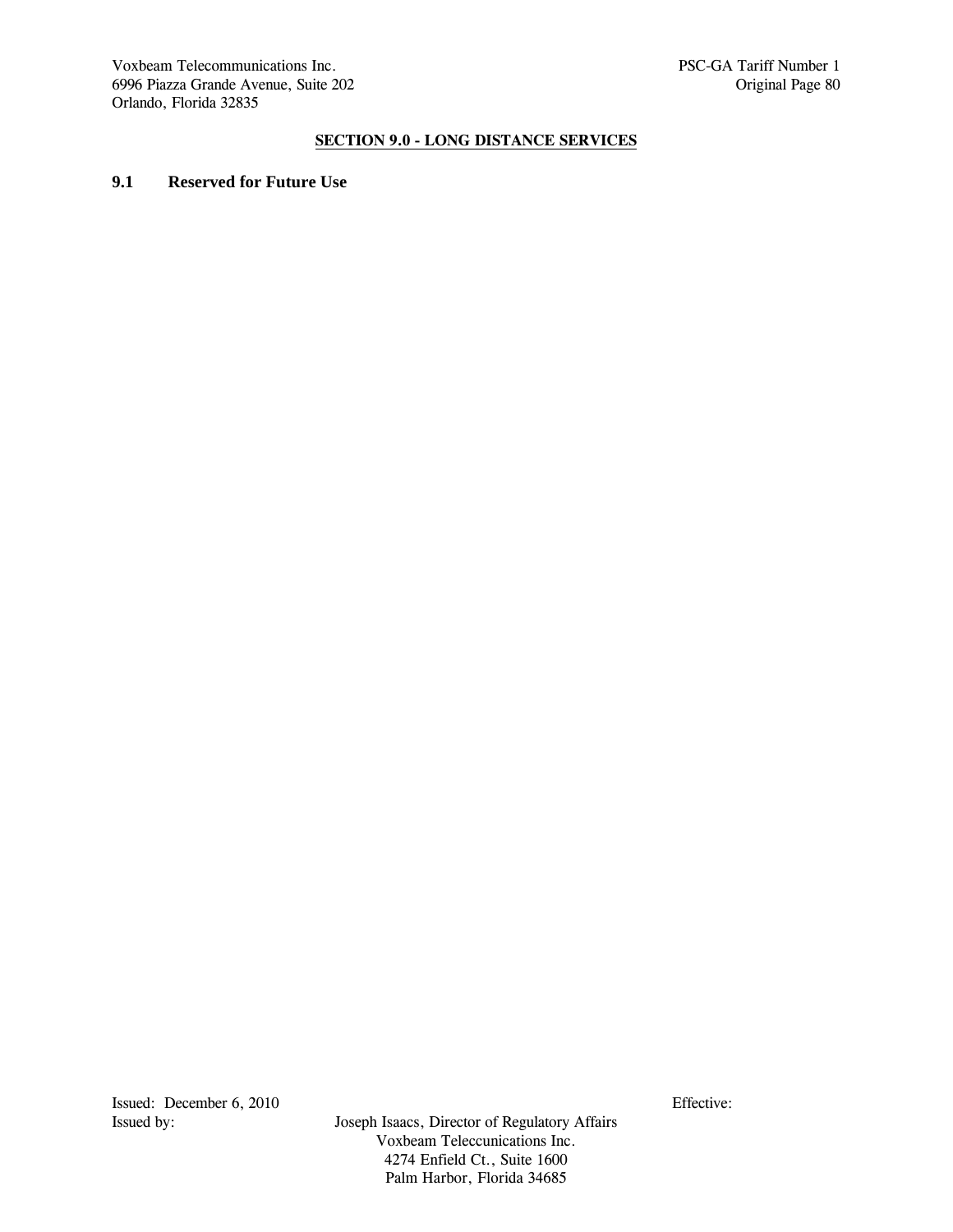## SECTION 9.0 - LONG DISTANCE SERVICES

### 9.1 Reserved for Future Use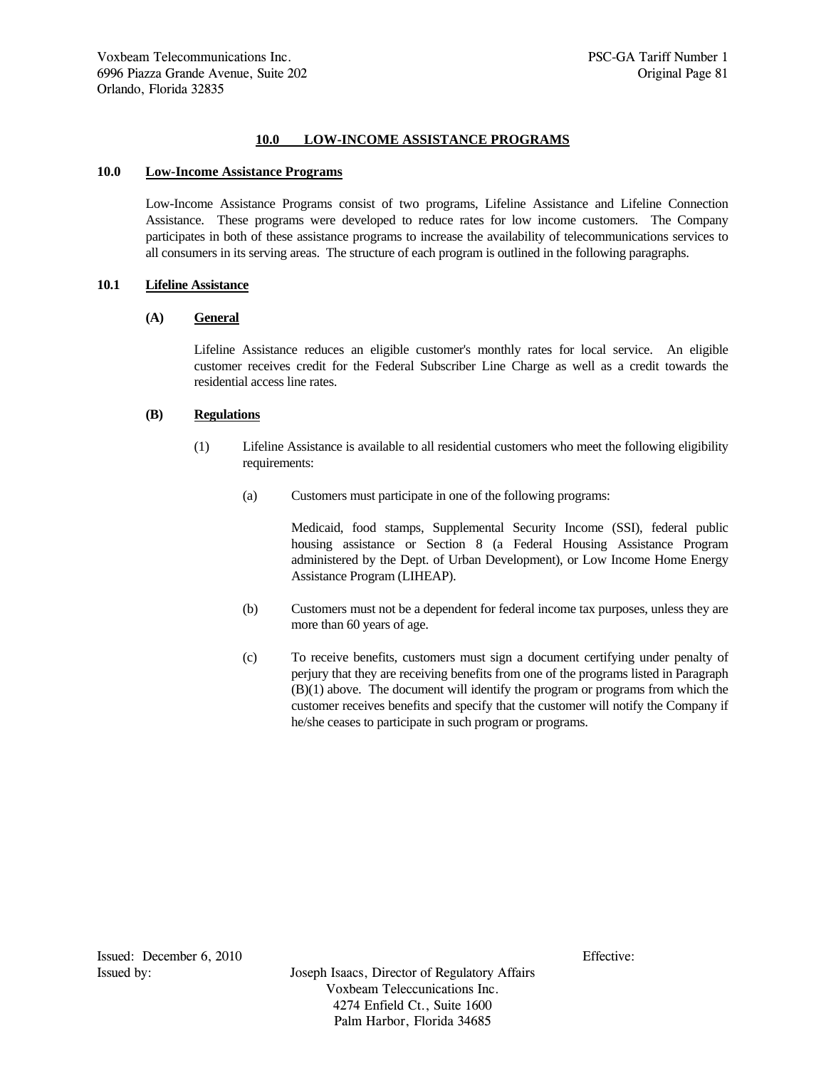## 10.0 LOW-INCOME ASSISTANCE PROGRAMS

### 10.0 Low-Income Assistance Programs

Low-Income Assistance Programs consist of two programs, Lifeline Assistance and Lifeline Connection Assistance. These programs were developed to reduce rates for low income customers. The Company participates in both of these assistance programs to increase the availability of telecommunications services to all consumers in its serving areas. The structure of each program is outlined in the following paragraphs.

### 10.1 Lifeline Assistance

#### (A) General

Lifeline Assistance reduces an eligible customer's monthly rates for local service. An eligible customer receives credit for the Federal Subscriber Line Charge as well as a credit towards the residential access line rates.

#### (B) Regulations

(1) Lifeline Assistance is available to all residential customers who meet the following eligibility requirements:

(a) Customers must participate in one of the following programs:

Medicaid, food stamps, Supplemental Security Income (SSI), federal public housing assistance or Section 8 (a Federal Housing Assistance Program administered by the Dept. of Urban Development), or Low Income Home Energy Assistance Program (LIHEAP).

(b) Customers must not be a dependent for federal income tax purposes, unless they are more than 60 years of age.

(c) To receive benefits, customers must sign a document certifying under penalty of perjury that they are receiving benefits from one of the programs listed in Paragraph (B)(1) above. The document will identify the program or programs from which the customer receives benefits and specify that the customer will notify the Company if he/she ceases to participate in such program or programs.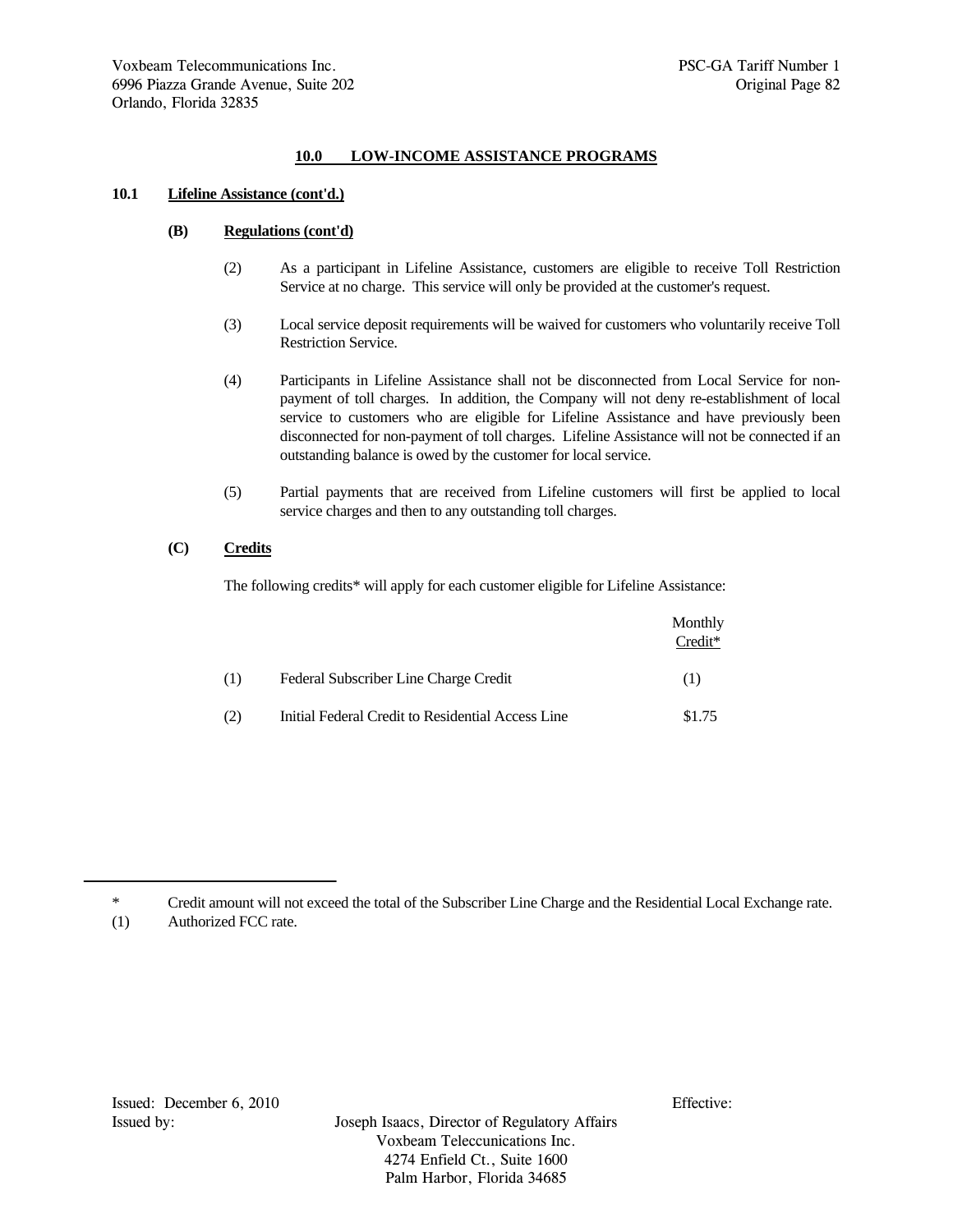## 10.0 LOW-INCOME ASSISTANCE PROGRAMS

### 10.1 Lifeline Assistance (cont'd.)

#### (B) Regulations (cont'd)

(2) As a participant in Lifeline Assistance, customers are eligible to receive Toll Restriction Service at no charge. This service will only be provided at the customer's request.

(3) Local service deposit requirements will be waived for customers who voluntarily receive Toll Restriction Service.

(4) Participants in Lifeline Assistance shall not be disconnected from Local Service for non-payment of toll charges. In addition, the Company will not deny re-establishment of local service to customers who are eligible for Lifeline Assistance and have previously been disconnected for non-payment of toll charges. Lifeline Assistance will not be connected if an outstanding balance is owed by the customer for local service.

(5) Partial payments that are received from Lifeline customers will first be applied to local service charges and then to any outstanding toll charges.

#### (C) Credits

The following credits* will apply for each customer eligible for Lifeline Assistance:

| | | Monthly Credit* |
|---|---|---|
| (1) | Federal Subscriber Line Charge Credit | (1) |
| (2) | Initial Federal Credit to Residential Access Line | $1.75 |

---

\* Credit amount will not exceed the total of the Subscriber Line Charge and the Residential Local Exchange rate.

(1) Authorized FCC rate.

Issued: December 6, 2010 Effective:

Issued by: Joseph Isaacs, Director of Regulatory Affairs
Voxbeam Teleccunications Inc.
4274 Enfield Ct., Suite 1600
Palm Harbor, Florida 34685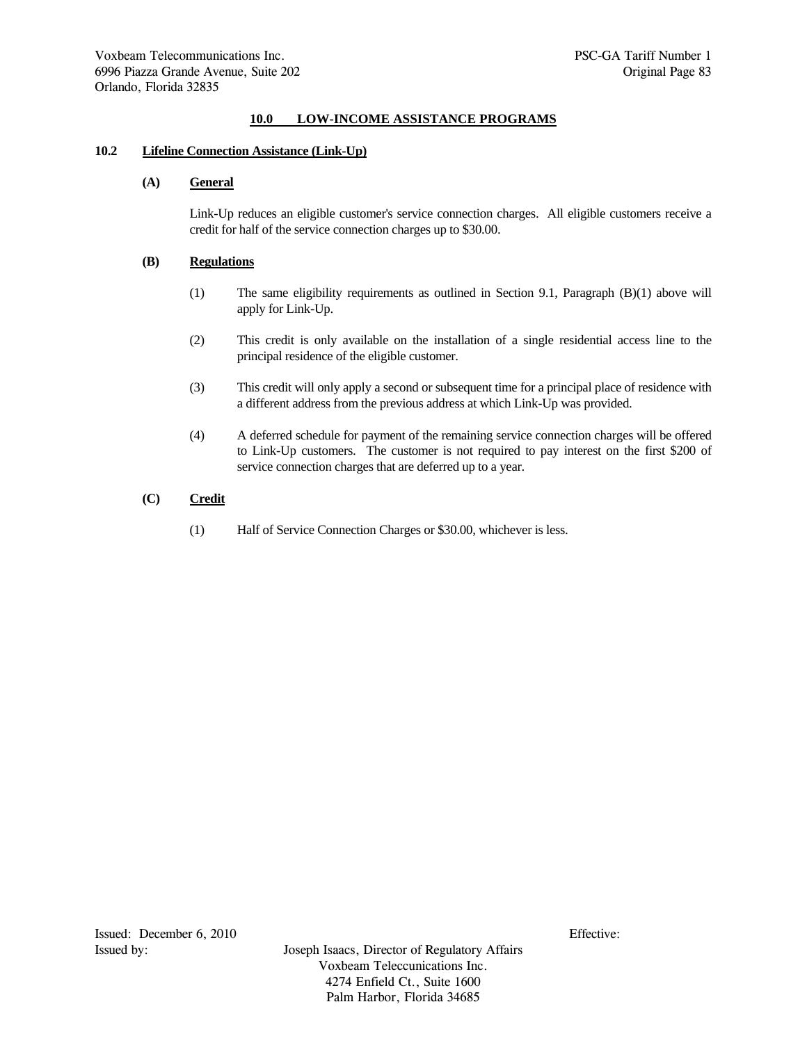## 10.0 LOW-INCOME ASSISTANCE PROGRAMS

### 10.2 Lifeline Connection Assistance (Link-Up)

**(A) General**

Link-Up reduces an eligible customer's service connection charges. All eligible customers receive a credit for half of the service connection charges up to $30.00.

**(B) Regulations**

(1) The same eligibility requirements as outlined in Section 9.1, Paragraph (B)(1) above will apply for Link-Up.

(2) This credit is only available on the installation of a single residential access line to the principal residence of the eligible customer.

(3) This credit will only apply a second or subsequent time for a principal place of residence with a different address from the previous address at which Link-Up was provided.

(4) A deferred schedule for payment of the remaining service connection charges will be offered to Link-Up customers. The customer is not required to pay interest on the first $200 of service connection charges that are deferred up to a year.

**(C) Credit**

(1) Half of Service Connection Charges or $30.00, whichever is less.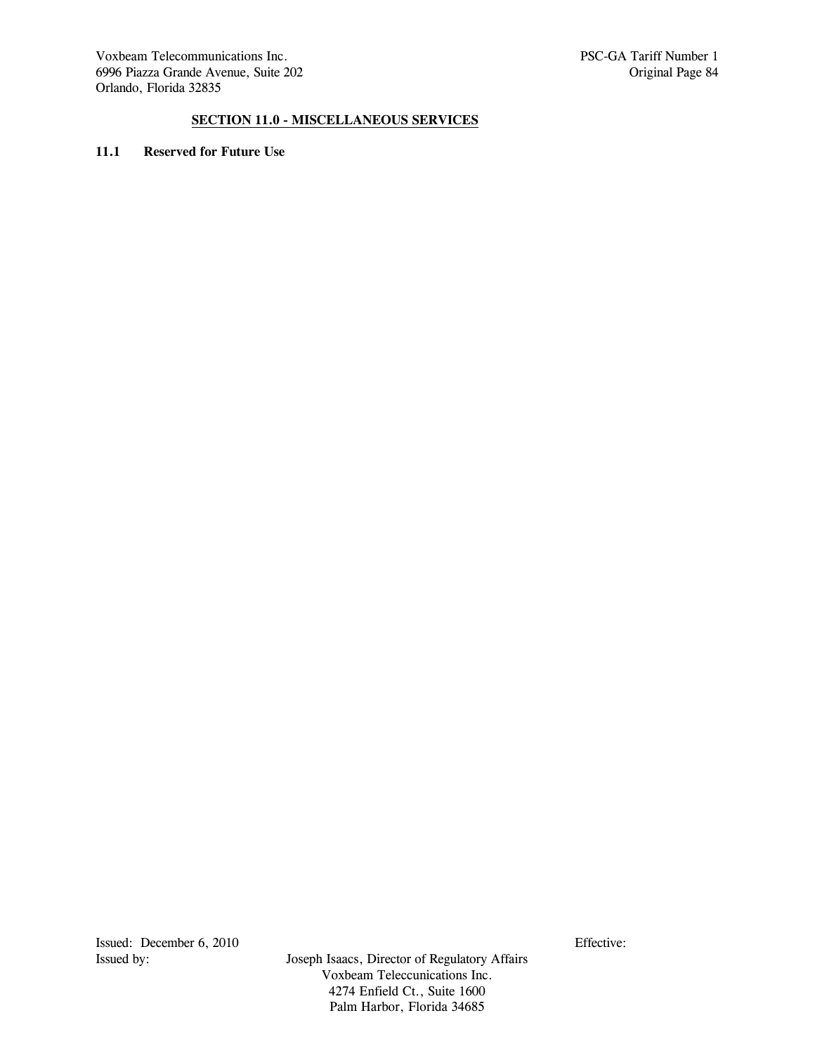## SECTION 11.0 - MISCELLANEOUS SERVICES

**11.1 Reserved for Future Use**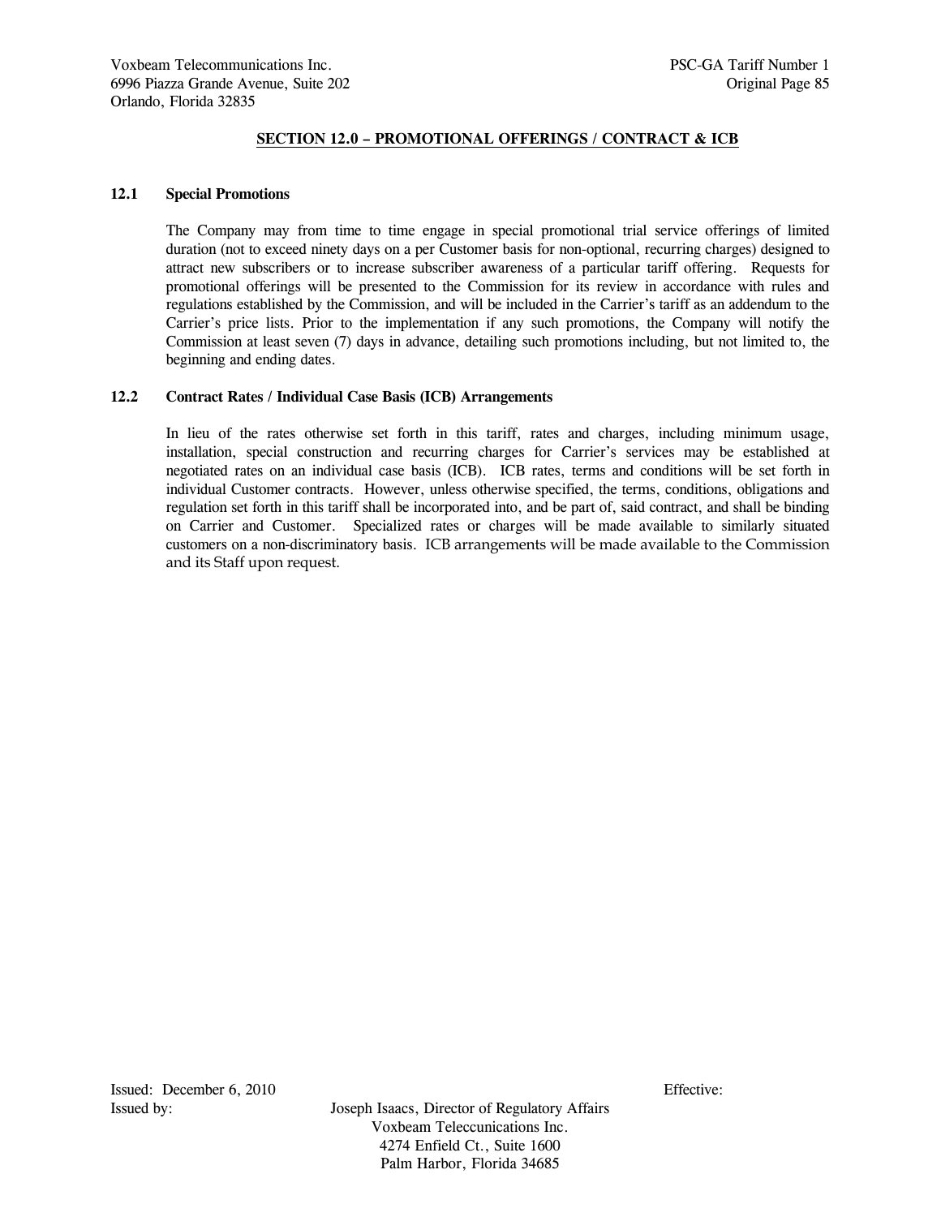## SECTION 12.0 – PROMOTIONAL OFFERINGS / CONTRACT & ICB

### 12.1 Special Promotions

The Company may from time to time engage in special promotional trial service offerings of limited duration (not to exceed ninety days on a per Customer basis for non-optional, recurring charges) designed to attract new subscribers or to increase subscriber awareness of a particular tariff offering. Requests for promotional offerings will be presented to the Commission for its review in accordance with rules and regulations established by the Commission, and will be included in the Carrier's tariff as an addendum to the Carrier's price lists. Prior to the implementation if any such promotions, the Company will notify the Commission at least seven (7) days in advance, detailing such promotions including, but not limited to, the beginning and ending dates.

### 12.2 Contract Rates / Individual Case Basis (ICB) Arrangements

In lieu of the rates otherwise set forth in this tariff, rates and charges, including minimum usage, installation, special construction and recurring charges for Carrier's services may be established at negotiated rates on an individual case basis (ICB). ICB rates, terms and conditions will be set forth in individual Customer contracts. However, unless otherwise specified, the terms, conditions, obligations and regulation set forth in this tariff shall be incorporated into, and be part of, said contract, and shall be binding on Carrier and Customer. Specialized rates or charges will be made available to similarly situated customers on a non-discriminatory basis. ICB arrangements will be made available to the Commission and its Staff upon request.

Issued: December 6, 2010 Effective:

Issued by: Joseph Isaacs, Director of Regulatory Affairs
Voxbeam Teleccunications Inc.
4274 Enfield Ct., Suite 1600
Palm Harbor, Florida 34685